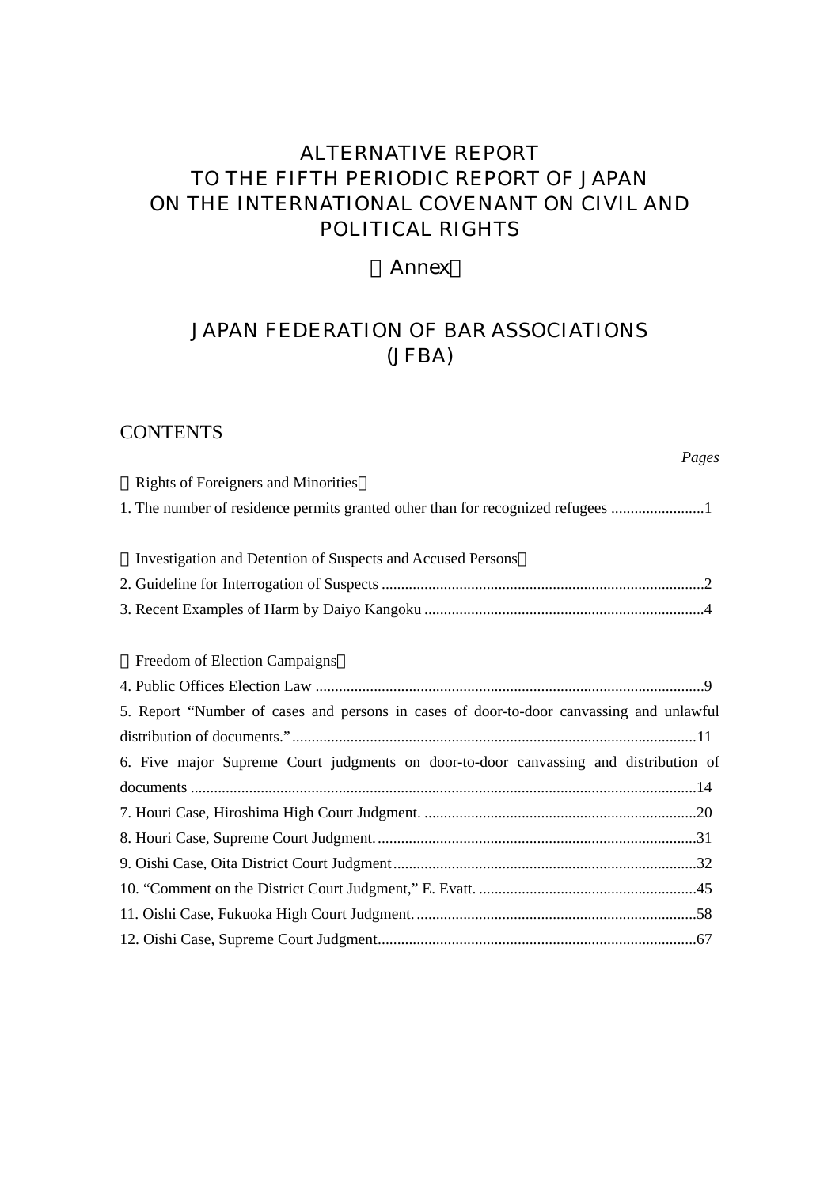# ALTERNATIVE REPORT
# TO THE FIFTH PERIODIC REPORT OF JAPAN
# ON THE INTERNATIONAL COVENANT ON CIVIL AND POLITICAL RIGHTS

## 【Annex】

## JAPAN FEDERATION OF BAR ASSOCIATIONS
## (JFBA)

## CONTENTS

*Pages*

【Rights of Foreigners and Minorities】

1. The number of residence permits granted other than for recognized refugees ........................1

【Investigation and Detention of Suspects and Accused Persons】

2. Guideline for Interrogation of Suspects ..................................................................................2
3. Recent Examples of Harm by Daiyo Kangoku .......................................................................4

【Freedom of Election Campaigns】

4. Public Offices Election Law ...................................................................................................9
5. Report "Number of cases and persons in cases of door-to-door canvassing and unlawful distribution of documents." .......................................................................................................11
6. Five major Supreme Court judgments on door-to-door canvassing and distribution of documents ................................................................................................................................14
7. Houri Case, Hiroshima High Court Judgment. ......................................................................20
8. Houri Case, Supreme Court Judgment. .................................................................................31
9. Oishi Case, Oita District Court Judgment .............................................................................32
10. "Comment on the District Court Judgment," E. Evatt. ........................................................45
11. Oishi Case, Fukuoka High Court Judgment. ........................................................................58
12. Oishi Case, Supreme Court Judgment..................................................................................67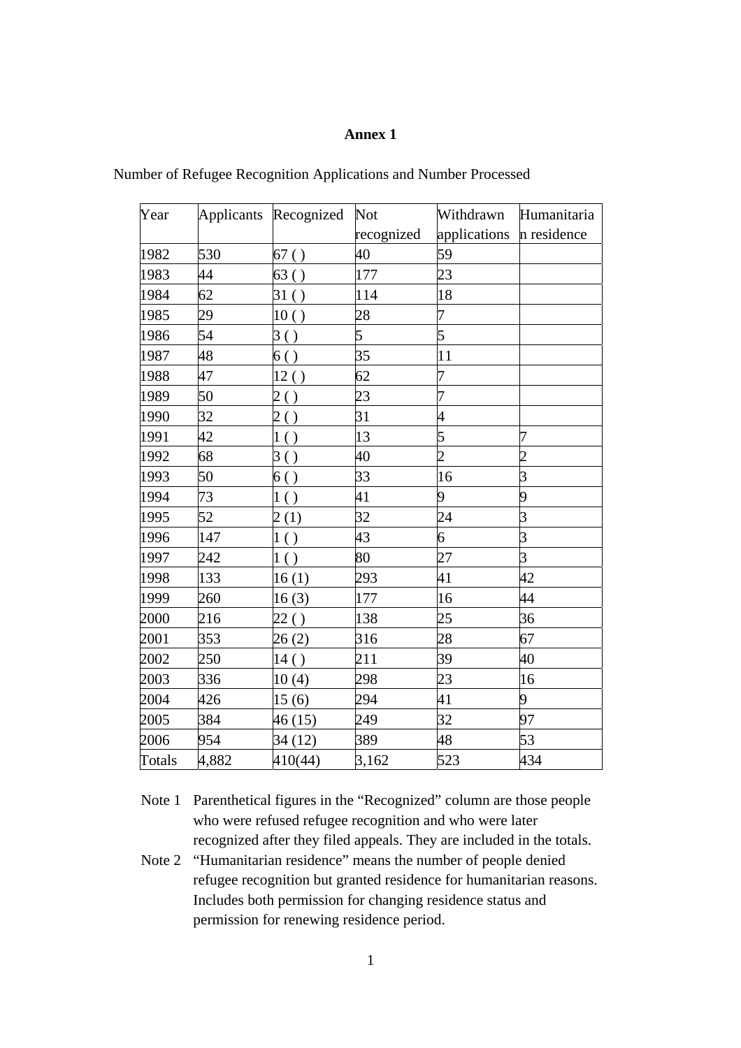**Annex 1**

Number of Refugee Recognition Applications and Number Processed

| Year | Applicants | Recognized | Not recognized | Withdrawn applications | Humanitarian residence |
|---|---|---|---|---|---|
| 1982 | 530 | 67 ( ) | 40 | 59 | |
| 1983 | 44 | 63 ( ) | 177 | 23 | |
| 1984 | 62 | 31 ( ) | 114 | 18 | |
| 1985 | 29 | 10 ( ) | 28 | 7 | |
| 1986 | 54 | 3 ( ) | 5 | 5 | |
| 1987 | 48 | 6 ( ) | 35 | 11 | |
| 1988 | 47 | 12 ( ) | 62 | 7 | |
| 1989 | 50 | 2 ( ) | 23 | 7 | |
| 1990 | 32 | 2 ( ) | 31 | 4 | |
| 1991 | 42 | 1 ( ) | 13 | 5 | 7 |
| 1992 | 68 | 3 ( ) | 40 | 2 | 2 |
| 1993 | 50 | 6 ( ) | 33 | 16 | 3 |
| 1994 | 73 | 1 ( ) | 41 | 9 | 9 |
| 1995 | 52 | 2 (1) | 32 | 24 | 3 |
| 1996 | 147 | 1 ( ) | 43 | 6 | 3 |
| 1997 | 242 | 1 ( ) | 80 | 27 | 3 |
| 1998 | 133 | 16 (1) | 293 | 41 | 42 |
| 1999 | 260 | 16 (3) | 177 | 16 | 44 |
| 2000 | 216 | 22 ( ) | 138 | 25 | 36 |
| 2001 | 353 | 26 (2) | 316 | 28 | 67 |
| 2002 | 250 | 14 ( ) | 211 | 39 | 40 |
| 2003 | 336 | 10 (4) | 298 | 23 | 16 |
| 2004 | 426 | 15 (6) | 294 | 41 | 9 |
| 2005 | 384 | 46 (15) | 249 | 32 | 97 |
| 2006 | 954 | 34 (12) | 389 | 48 | 53 |
| Totals | 4,882 | 410(44) | 3,162 | 523 | 434 |

Note 1 Parenthetical figures in the "Recognized" column are those people who were refused refugee recognition and who were later recognized after they filed appeals. They are included in the totals.

Note 2 "Humanitarian residence" means the number of people denied refugee recognition but granted residence for humanitarian reasons. Includes both permission for changing residence status and permission for renewing residence period.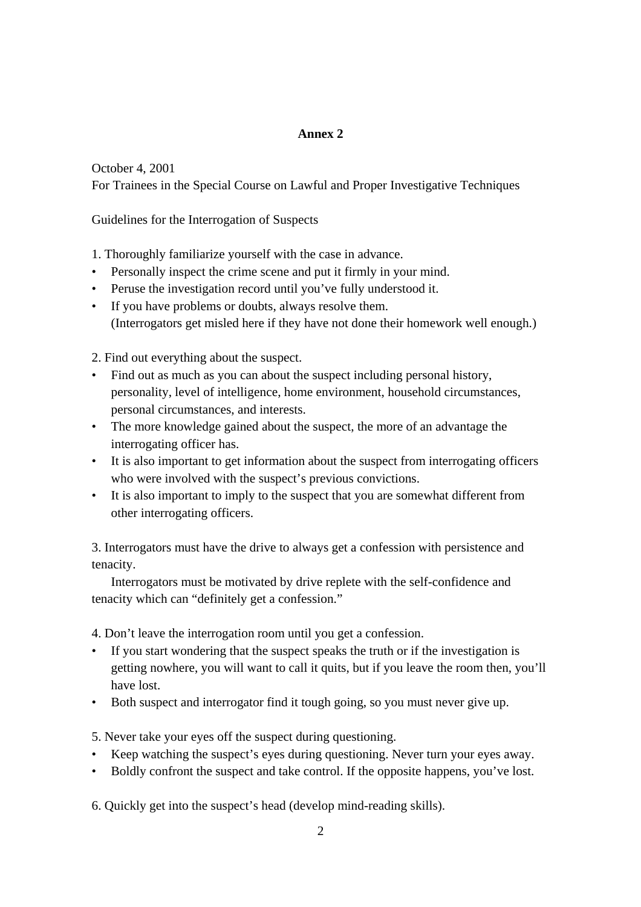**Annex 2**

October 4, 2001
For Trainees in the Special Course on Lawful and Proper Investigative Techniques

Guidelines for the Interrogation of Suspects

1. Thoroughly familiarize yourself with the case in advance.

- Personally inspect the crime scene and put it firmly in your mind.
- Peruse the investigation record until you've fully understood it.
- If you have problems or doubts, always resolve them.
  (Interrogators get misled here if they have not done their homework well enough.)

2. Find out everything about the suspect.

- Find out as much as you can about the suspect including personal history, personality, level of intelligence, home environment, household circumstances, personal circumstances, and interests.
- The more knowledge gained about the suspect, the more of an advantage the interrogating officer has.
- It is also important to get information about the suspect from interrogating officers who were involved with the suspect's previous convictions.
- It is also important to imply to the suspect that you are somewhat different from other interrogating officers.

3. Interrogators must have the drive to always get a confession with persistence and tenacity.

Interrogators must be motivated by drive replete with the self-confidence and tenacity which can "definitely get a confession."

4. Don't leave the interrogation room until you get a confession.

- If you start wondering that the suspect speaks the truth or if the investigation is getting nowhere, you will want to call it quits, but if you leave the room then, you'll have lost.
- Both suspect and interrogator find it tough going, so you must never give up.

5. Never take your eyes off the suspect during questioning.

- Keep watching the suspect's eyes during questioning. Never turn your eyes away.
- Boldly confront the suspect and take control. If the opposite happens, you've lost.

6. Quickly get into the suspect's head (develop mind-reading skills).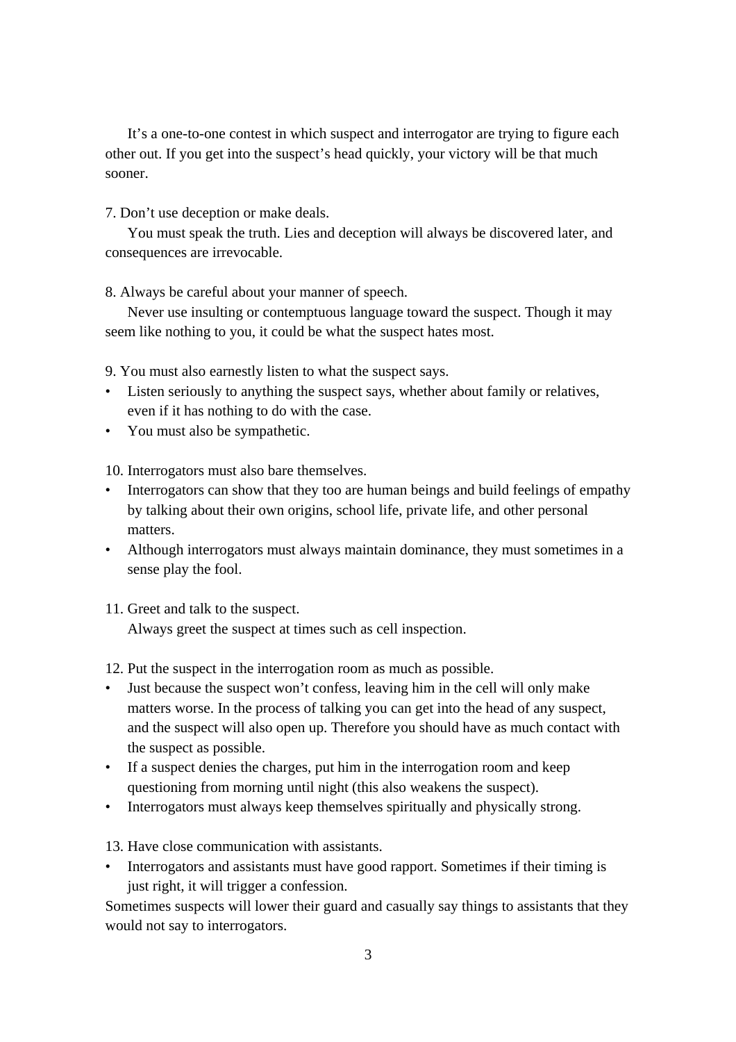It's a one-to-one contest in which suspect and interrogator are trying to figure each other out. If you get into the suspect's head quickly, your victory will be that much sooner.

7. Don't use deception or make deals.

You must speak the truth. Lies and deception will always be discovered later, and consequences are irrevocable.

8. Always be careful about your manner of speech.

Never use insulting or contemptuous language toward the suspect. Though it may seem like nothing to you, it could be what the suspect hates most.

9. You must also earnestly listen to what the suspect says.

- Listen seriously to anything the suspect says, whether about family or relatives, even if it has nothing to do with the case.
- You must also be sympathetic.

10. Interrogators must also bare themselves.

- Interrogators can show that they too are human beings and build feelings of empathy by talking about their own origins, school life, private life, and other personal matters.
- Although interrogators must always maintain dominance, they must sometimes in a sense play the fool.

11. Greet and talk to the suspect.

Always greet the suspect at times such as cell inspection.

12. Put the suspect in the interrogation room as much as possible.

- Just because the suspect won't confess, leaving him in the cell will only make matters worse. In the process of talking you can get into the head of any suspect, and the suspect will also open up. Therefore you should have as much contact with the suspect as possible.
- If a suspect denies the charges, put him in the interrogation room and keep questioning from morning until night (this also weakens the suspect).
- Interrogators must always keep themselves spiritually and physically strong.

13. Have close communication with assistants.

- Interrogators and assistants must have good rapport. Sometimes if their timing is just right, it will trigger a confession.

Sometimes suspects will lower their guard and casually say things to assistants that they would not say to interrogators.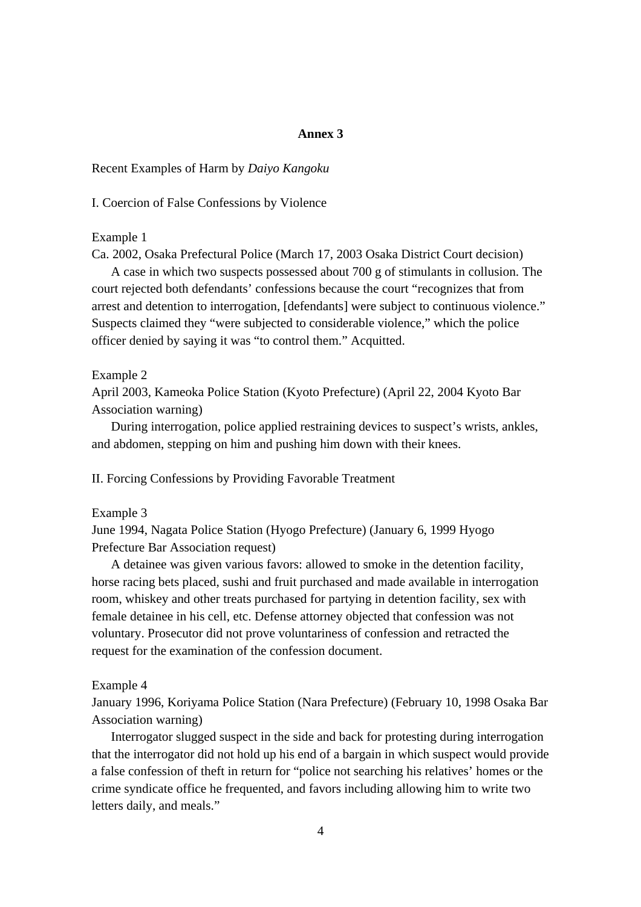## Annex 3

Recent Examples of Harm by *Daiyo Kangoku*

### I. Coercion of False Confessions by Violence

Example 1

Ca. 2002, Osaka Prefectural Police (March 17, 2003 Osaka District Court decision)

A case in which two suspects possessed about 700 g of stimulants in collusion. The court rejected both defendants' confessions because the court "recognizes that from arrest and detention to interrogation, [defendants] were subject to continuous violence." Suspects claimed they "were subjected to considerable violence," which the police officer denied by saying it was "to control them." Acquitted.

Example 2

April 2003, Kameoka Police Station (Kyoto Prefecture) (April 22, 2004 Kyoto Bar Association warning)

During interrogation, police applied restraining devices to suspect's wrists, ankles, and abdomen, stepping on him and pushing him down with their knees.

### II. Forcing Confessions by Providing Favorable Treatment

Example 3

June 1994, Nagata Police Station (Hyogo Prefecture) (January 6, 1999 Hyogo Prefecture Bar Association request)

A detainee was given various favors: allowed to smoke in the detention facility, horse racing bets placed, sushi and fruit purchased and made available in interrogation room, whiskey and other treats purchased for partying in detention facility, sex with female detainee in his cell, etc. Defense attorney objected that confession was not voluntary. Prosecutor did not prove voluntariness of confession and retracted the request for the examination of the confession document.

Example 4

January 1996, Koriyama Police Station (Nara Prefecture) (February 10, 1998 Osaka Bar Association warning)

Interrogator slugged suspect in the side and back for protesting during interrogation that the interrogator did not hold up his end of a bargain in which suspect would provide a false confession of theft in return for "police not searching his relatives' homes or the crime syndicate office he frequented, and favors including allowing him to write two letters daily, and meals."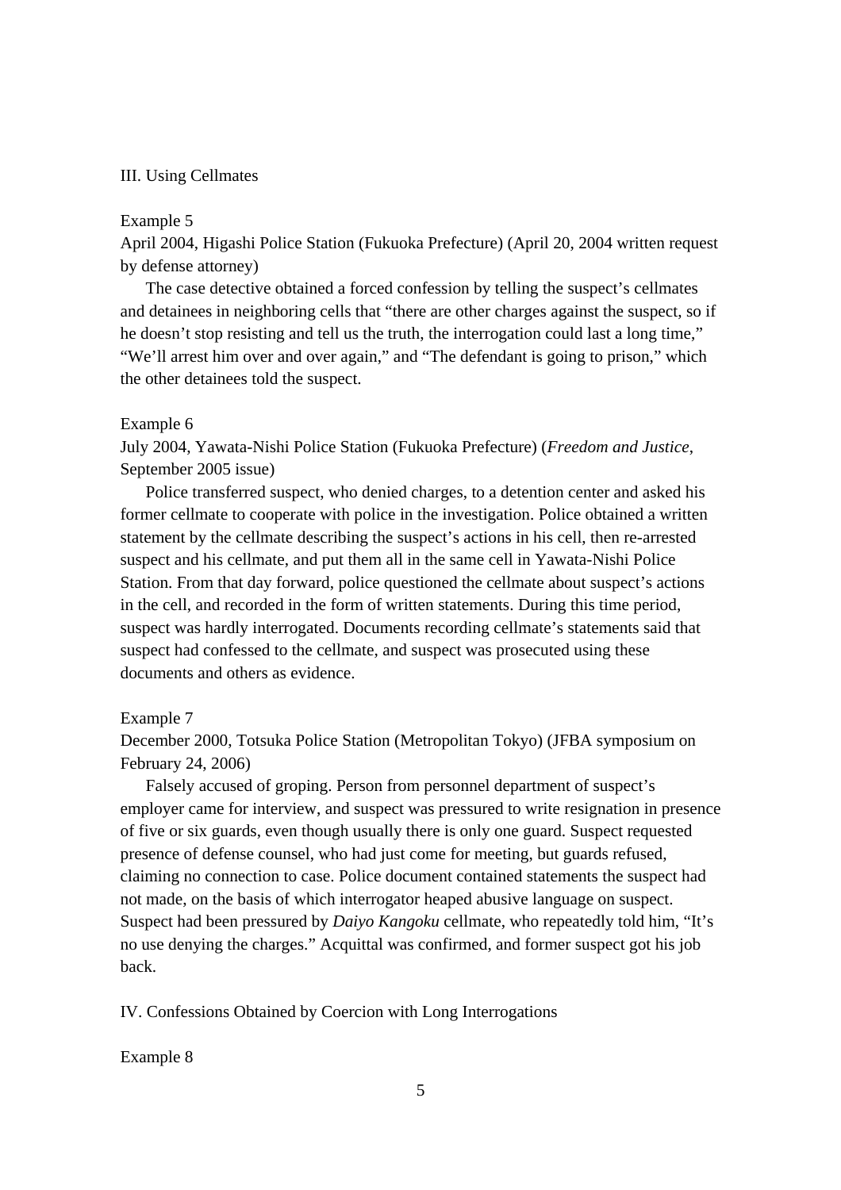## III. Using Cellmates

### Example 5

April 2004, Higashi Police Station (Fukuoka Prefecture) (April 20, 2004 written request by defense attorney)

The case detective obtained a forced confession by telling the suspect's cellmates and detainees in neighboring cells that "there are other charges against the suspect, so if he doesn't stop resisting and tell us the truth, the interrogation could last a long time," "We'll arrest him over and over again," and "The defendant is going to prison," which the other detainees told the suspect.

### Example 6

July 2004, Yawata-Nishi Police Station (Fukuoka Prefecture) (*Freedom and Justice*, September 2005 issue)

Police transferred suspect, who denied charges, to a detention center and asked his former cellmate to cooperate with police in the investigation. Police obtained a written statement by the cellmate describing the suspect's actions in his cell, then re-arrested suspect and his cellmate, and put them all in the same cell in Yawata-Nishi Police Station. From that day forward, police questioned the cellmate about suspect's actions in the cell, and recorded in the form of written statements. During this time period, suspect was hardly interrogated. Documents recording cellmate's statements said that suspect had confessed to the cellmate, and suspect was prosecuted using these documents and others as evidence.

### Example 7

December 2000, Totsuka Police Station (Metropolitan Tokyo) (JFBA symposium on February 24, 2006)

Falsely accused of groping. Person from personnel department of suspect's employer came for interview, and suspect was pressured to write resignation in presence of five or six guards, even though usually there is only one guard. Suspect requested presence of defense counsel, who had just come for meeting, but guards refused, claiming no connection to case. Police document contained statements the suspect had not made, on the basis of which interrogator heaped abusive language on suspect. Suspect had been pressured by *Daiyo Kangoku* cellmate, who repeatedly told him, "It's no use denying the charges." Acquittal was confirmed, and former suspect got his job back.

## IV. Confessions Obtained by Coercion with Long Interrogations

### Example 8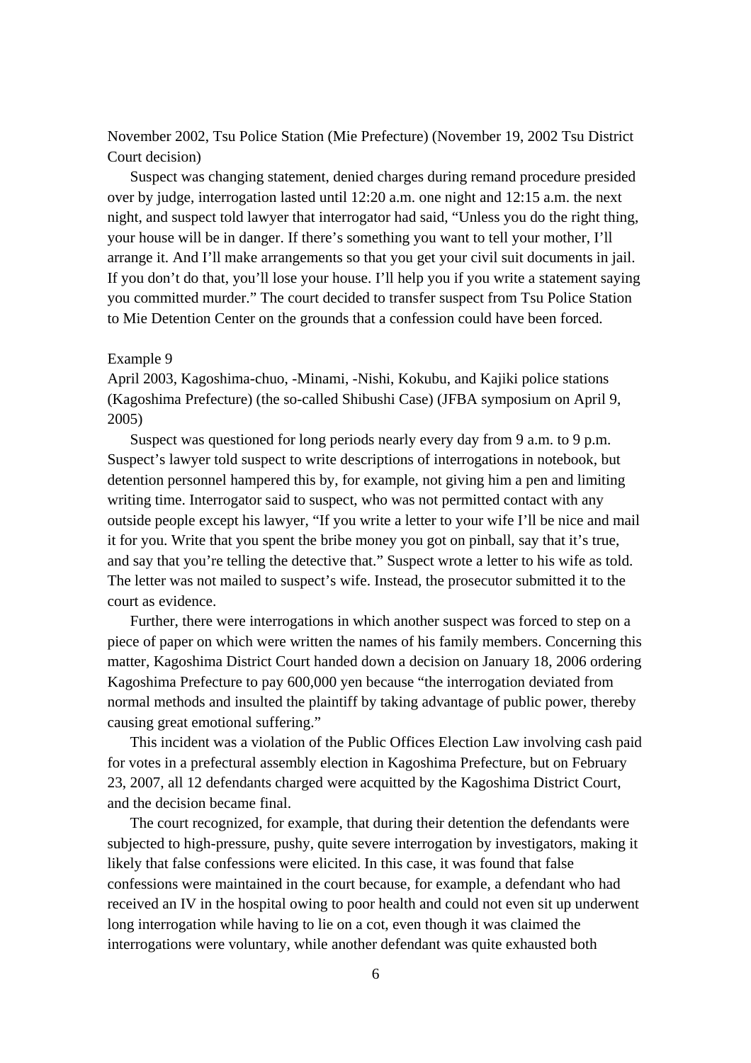November 2002, Tsu Police Station (Mie Prefecture) (November 19, 2002 Tsu District Court decision)

Suspect was changing statement, denied charges during remand procedure presided over by judge, interrogation lasted until 12:20 a.m. one night and 12:15 a.m. the next night, and suspect told lawyer that interrogator had said, "Unless you do the right thing, your house will be in danger. If there's something you want to tell your mother, I'll arrange it. And I'll make arrangements so that you get your civil suit documents in jail. If you don't do that, you'll lose your house. I'll help you if you write a statement saying you committed murder." The court decided to transfer suspect from Tsu Police Station to Mie Detention Center on the grounds that a confession could have been forced.

Example 9

April 2003, Kagoshima-chuo, -Minami, -Nishi, Kokubu, and Kajiki police stations (Kagoshima Prefecture) (the so-called Shibushi Case) (JFBA symposium on April 9, 2005)

Suspect was questioned for long periods nearly every day from 9 a.m. to 9 p.m. Suspect's lawyer told suspect to write descriptions of interrogations in notebook, but detention personnel hampered this by, for example, not giving him a pen and limiting writing time. Interrogator said to suspect, who was not permitted contact with any outside people except his lawyer, "If you write a letter to your wife I'll be nice and mail it for you. Write that you spent the bribe money you got on pinball, say that it's true, and say that you're telling the detective that." Suspect wrote a letter to his wife as told. The letter was not mailed to suspect's wife. Instead, the prosecutor submitted it to the court as evidence.

Further, there were interrogations in which another suspect was forced to step on a piece of paper on which were written the names of his family members. Concerning this matter, Kagoshima District Court handed down a decision on January 18, 2006 ordering Kagoshima Prefecture to pay 600,000 yen because "the interrogation deviated from normal methods and insulted the plaintiff by taking advantage of public power, thereby causing great emotional suffering."

This incident was a violation of the Public Offices Election Law involving cash paid for votes in a prefectural assembly election in Kagoshima Prefecture, but on February 23, 2007, all 12 defendants charged were acquitted by the Kagoshima District Court, and the decision became final.

The court recognized, for example, that during their detention the defendants were subjected to high-pressure, pushy, quite severe interrogation by investigators, making it likely that false confessions were elicited. In this case, it was found that false confessions were maintained in the court because, for example, a defendant who had received an IV in the hospital owing to poor health and could not even sit up underwent long interrogation while having to lie on a cot, even though it was claimed the interrogations were voluntary, while another defendant was quite exhausted both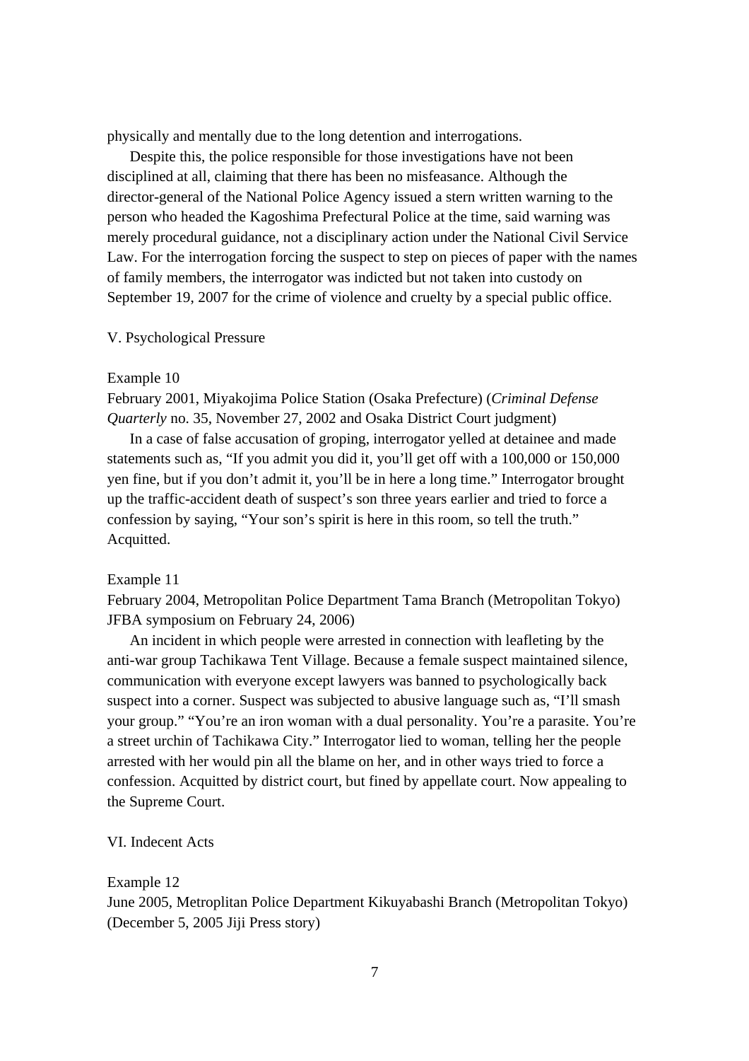physically and mentally due to the long detention and interrogations.

Despite this, the police responsible for those investigations have not been disciplined at all, claiming that there has been no misfeasance. Although the director-general of the National Police Agency issued a stern written warning to the person who headed the Kagoshima Prefectural Police at the time, said warning was merely procedural guidance, not a disciplinary action under the National Civil Service Law. For the interrogation forcing the suspect to step on pieces of paper with the names of family members, the interrogator was indicted but not taken into custody on September 19, 2007 for the crime of violence and cruelty by a special public office.

## V. Psychological Pressure

Example 10

February 2001, Miyakojima Police Station (Osaka Prefecture) (*Criminal Defense Quarterly* no. 35, November 27, 2002 and Osaka District Court judgment)

In a case of false accusation of groping, interrogator yelled at detainee and made statements such as, “If you admit you did it, you’ll get off with a 100,000 or 150,000 yen fine, but if you don’t admit it, you’ll be in here a long time.” Interrogator brought up the traffic-accident death of suspect’s son three years earlier and tried to force a confession by saying, “Your son’s spirit is here in this room, so tell the truth.” Acquitted.

Example 11

February 2004, Metropolitan Police Department Tama Branch (Metropolitan Tokyo) JFBA symposium on February 24, 2006)

An incident in which people were arrested in connection with leafleting by the anti-war group Tachikawa Tent Village. Because a female suspect maintained silence, communication with everyone except lawyers was banned to psychologically back suspect into a corner. Suspect was subjected to abusive language such as, “I’ll smash your group.” “You’re an iron woman with a dual personality. You’re a parasite. You’re a street urchin of Tachikawa City.” Interrogator lied to woman, telling her the people arrested with her would pin all the blame on her, and in other ways tried to force a confession. Acquitted by district court, but fined by appellate court. Now appealing to the Supreme Court.

## VI. Indecent Acts

Example 12

June 2005, Metroplitan Police Department Kikuyabashi Branch (Metropolitan Tokyo) (December 5, 2005 Jiji Press story)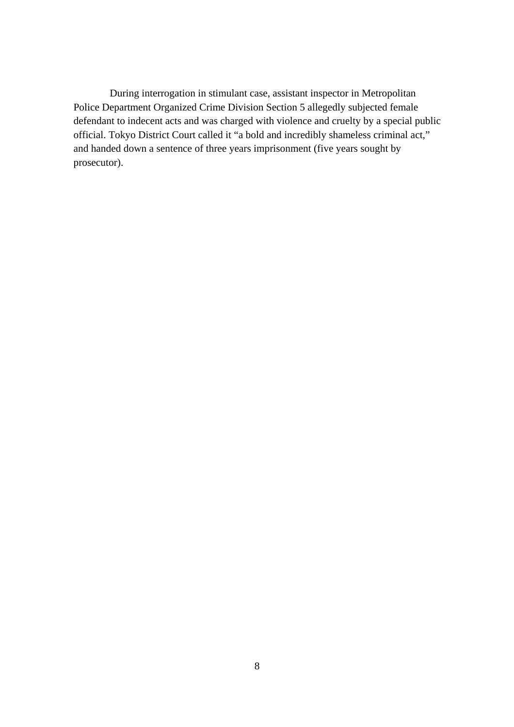During interrogation in stimulant case, assistant inspector in Metropolitan Police Department Organized Crime Division Section 5 allegedly subjected female defendant to indecent acts and was charged with violence and cruelty by a special public official. Tokyo District Court called it "a bold and incredibly shameless criminal act," and handed down a sentence of three years imprisonment (five years sought by prosecutor).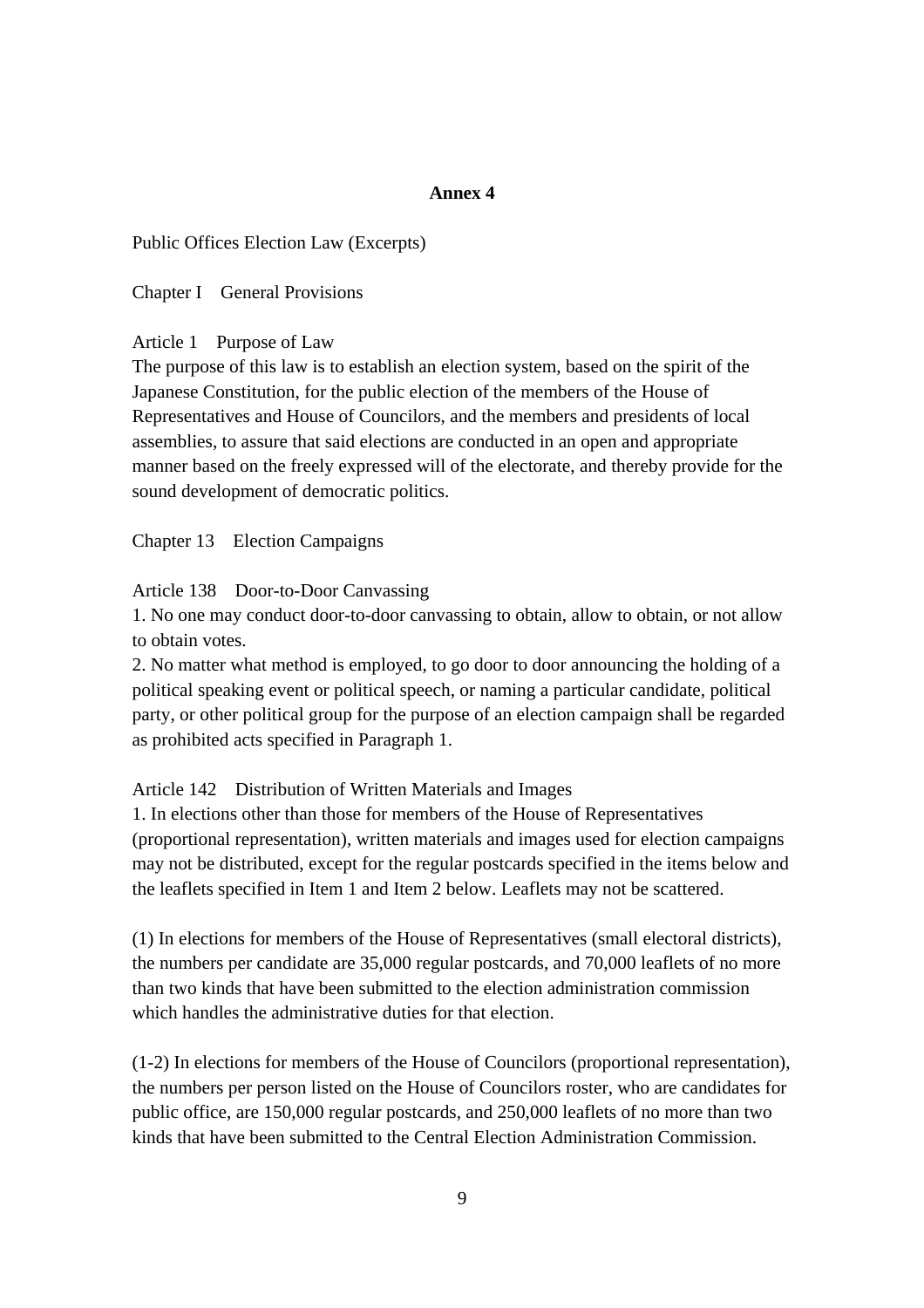**Annex 4**

Public Offices Election Law (Excerpts)

Chapter I General Provisions

Article 1 Purpose of Law
The purpose of this law is to establish an election system, based on the spirit of the Japanese Constitution, for the public election of the members of the House of Representatives and House of Councilors, and the members and presidents of local assemblies, to assure that said elections are conducted in an open and appropriate manner based on the freely expressed will of the electorate, and thereby provide for the sound development of democratic politics.

Chapter 13 Election Campaigns

Article 138 Door-to-Door Canvassing
1. No one may conduct door-to-door canvassing to obtain, allow to obtain, or not allow to obtain votes.
2. No matter what method is employed, to go door to door announcing the holding of a political speaking event or political speech, or naming a particular candidate, political party, or other political group for the purpose of an election campaign shall be regarded as prohibited acts specified in Paragraph 1.

Article 142 Distribution of Written Materials and Images
1. In elections other than those for members of the House of Representatives (proportional representation), written materials and images used for election campaigns may not be distributed, except for the regular postcards specified in the items below and the leaflets specified in Item 1 and Item 2 below. Leaflets may not be scattered.

(1) In elections for members of the House of Representatives (small electoral districts), the numbers per candidate are 35,000 regular postcards, and 70,000 leaflets of no more than two kinds that have been submitted to the election administration commission which handles the administrative duties for that election.

(1-2) In elections for members of the House of Councilors (proportional representation), the numbers per person listed on the House of Councilors roster, who are candidates for public office, are 150,000 regular postcards, and 250,000 leaflets of no more than two kinds that have been submitted to the Central Election Administration Commission.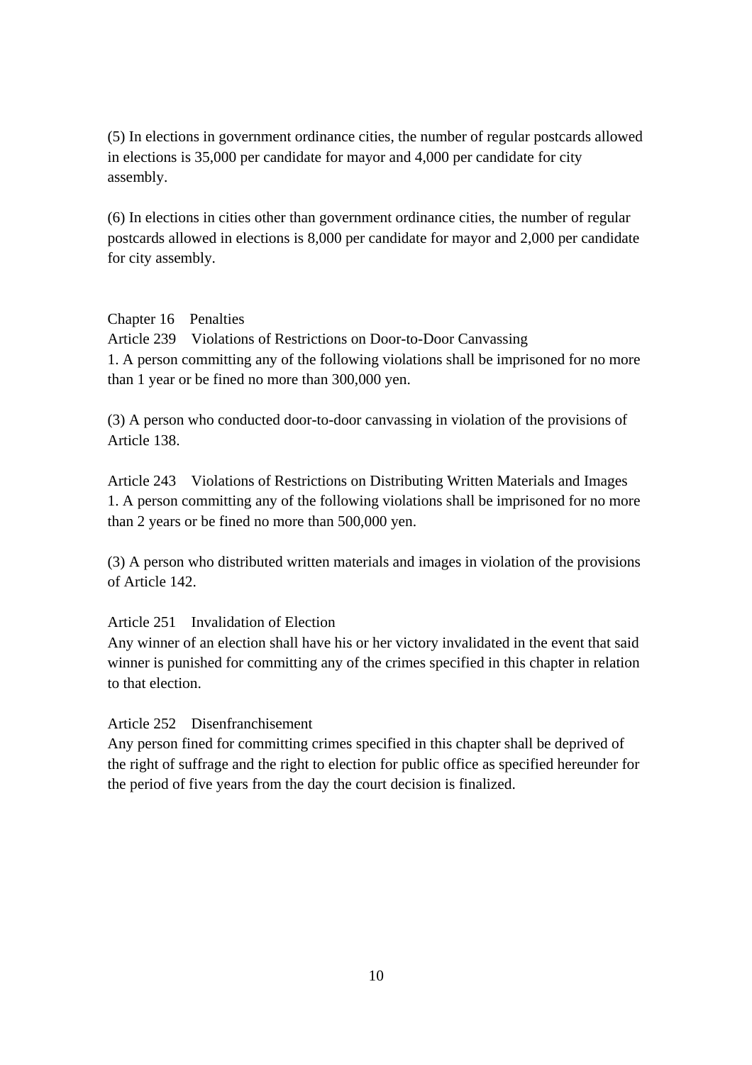(5) In elections in government ordinance cities, the number of regular postcards allowed in elections is 35,000 per candidate for mayor and 4,000 per candidate for city assembly.

(6) In elections in cities other than government ordinance cities, the number of regular postcards allowed in elections is 8,000 per candidate for mayor and 2,000 per candidate for city assembly.

## Chapter 16 Penalties

### Article 239 Violations of Restrictions on Door-to-Door Canvassing

1. A person committing any of the following violations shall be imprisoned for no more than 1 year or be fined no more than 300,000 yen.

(3) A person who conducted door-to-door canvassing in violation of the provisions of Article 138.

### Article 243 Violations of Restrictions on Distributing Written Materials and Images

1. A person committing any of the following violations shall be imprisoned for no more than 2 years or be fined no more than 500,000 yen.

(3) A person who distributed written materials and images in violation of the provisions of Article 142.

### Article 251 Invalidation of Election

Any winner of an election shall have his or her victory invalidated in the event that said winner is punished for committing any of the crimes specified in this chapter in relation to that election.

### Article 252 Disenfranchisement

Any person fined for committing crimes specified in this chapter shall be deprived of the right of suffrage and the right to election for public office as specified hereunder for the period of five years from the day the court decision is finalized.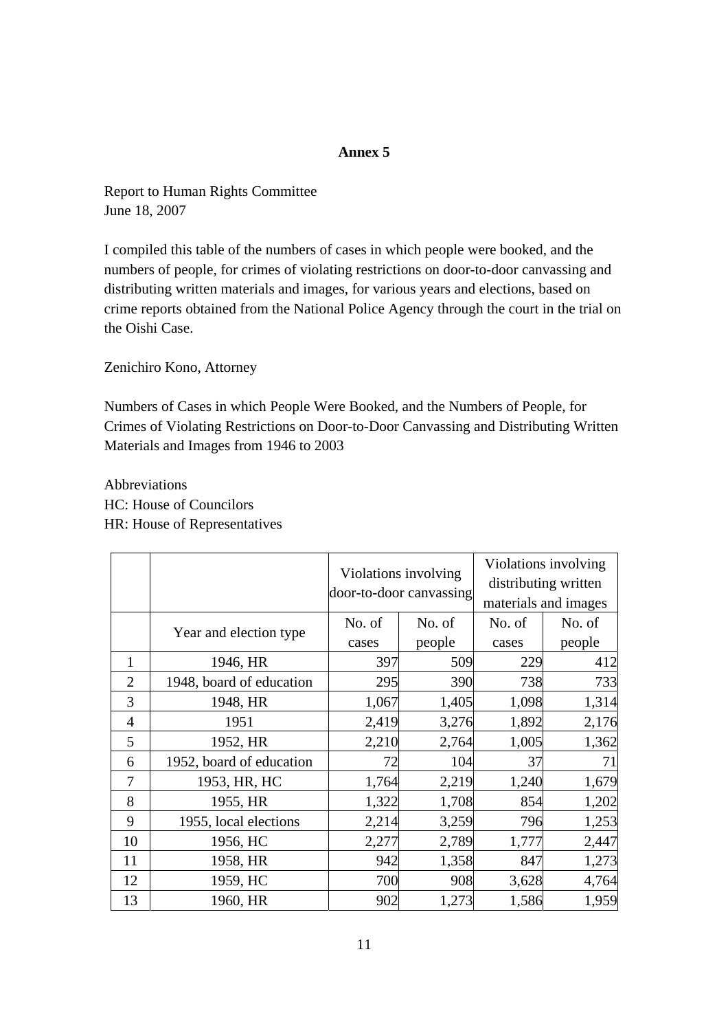**Annex 5**

Report to Human Rights Committee
June 18, 2007

I compiled this table of the numbers of cases in which people were booked, and the numbers of people, for crimes of violating restrictions on door-to-door canvassing and distributing written materials and images, for various years and elections, based on crime reports obtained from the National Police Agency through the court in the trial on the Oishi Case.

Zenichiro Kono, Attorney

Numbers of Cases in which People Were Booked, and the Numbers of People, for Crimes of Violating Restrictions on Door-to-Door Canvassing and Distributing Written Materials and Images from 1946 to 2003

Abbreviations
HC: House of Councilors
HR: House of Representatives

| | | Violations involving door-to-door canvassing | | Violations involving distributing written materials and images | |
|---|---|---|---|---|---|
| | Year and election type | No. of cases | No. of people | No. of cases | No. of people |
| 1 | 1946, HR | 397 | 509 | 229 | 412 |
| 2 | 1948, board of education | 295 | 390 | 738 | 733 |
| 3 | 1948, HR | 1,067 | 1,405 | 1,098 | 1,314 |
| 4 | 1951 | 2,419 | 3,276 | 1,892 | 2,176 |
| 5 | 1952, HR | 2,210 | 2,764 | 1,005 | 1,362 |
| 6 | 1952, board of education | 72 | 104 | 37 | 71 |
| 7 | 1953, HR, HC | 1,764 | 2,219 | 1,240 | 1,679 |
| 8 | 1955, HR | 1,322 | 1,708 | 854 | 1,202 |
| 9 | 1955, local elections | 2,214 | 3,259 | 796 | 1,253 |
| 10 | 1956, HC | 2,277 | 2,789 | 1,777 | 2,447 |
| 11 | 1958, HR | 942 | 1,358 | 847 | 1,273 |
| 12 | 1959, HC | 700 | 908 | 3,628 | 4,764 |
| 13 | 1960, HR | 902 | 1,273 | 1,586 | 1,959 |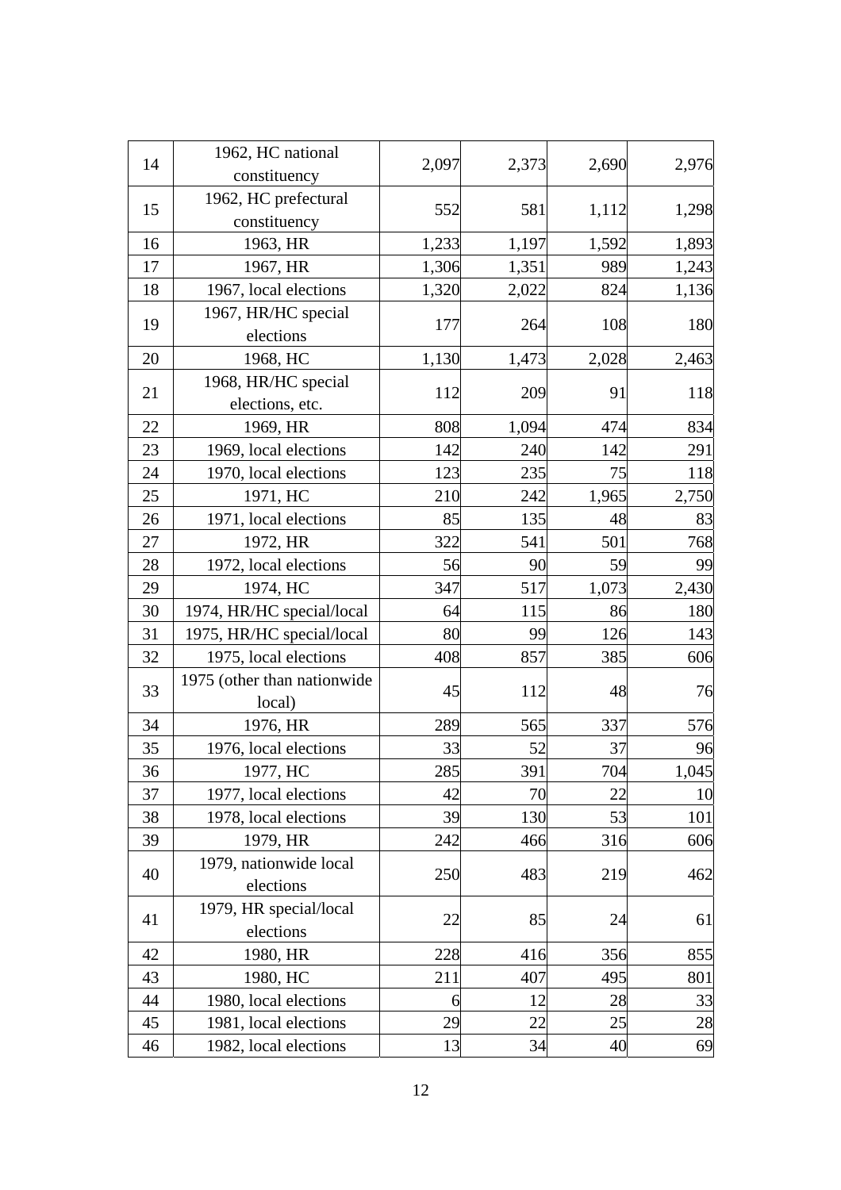| | | | | | |
|---|---|---|---|---|---|
| 14 | 1962, HC national constituency | 2,097 | 2,373 | 2,690 | 2,976 |
| 15 | 1962, HC prefectural constituency | 552 | 581 | 1,112 | 1,298 |
| 16 | 1963, HR | 1,233 | 1,197 | 1,592 | 1,893 |
| 17 | 1967, HR | 1,306 | 1,351 | 989 | 1,243 |
| 18 | 1967, local elections | 1,320 | 2,022 | 824 | 1,136 |
| 19 | 1967, HR/HC special elections | 177 | 264 | 108 | 180 |
| 20 | 1968, HC | 1,130 | 1,473 | 2,028 | 2,463 |
| 21 | 1968, HR/HC special elections, etc. | 112 | 209 | 91 | 118 |
| 22 | 1969, HR | 808 | 1,094 | 474 | 834 |
| 23 | 1969, local elections | 142 | 240 | 142 | 291 |
| 24 | 1970, local elections | 123 | 235 | 75 | 118 |
| 25 | 1971, HC | 210 | 242 | 1,965 | 2,750 |
| 26 | 1971, local elections | 85 | 135 | 48 | 83 |
| 27 | 1972, HR | 322 | 541 | 501 | 768 |
| 28 | 1972, local elections | 56 | 90 | 59 | 99 |
| 29 | 1974, HC | 347 | 517 | 1,073 | 2,430 |
| 30 | 1974, HR/HC special/local | 64 | 115 | 86 | 180 |
| 31 | 1975, HR/HC special/local | 80 | 99 | 126 | 143 |
| 32 | 1975, local elections | 408 | 857 | 385 | 606 |
| 33 | 1975 (other than nationwide local) | 45 | 112 | 48 | 76 |
| 34 | 1976, HR | 289 | 565 | 337 | 576 |
| 35 | 1976, local elections | 33 | 52 | 37 | 96 |
| 36 | 1977, HC | 285 | 391 | 704 | 1,045 |
| 37 | 1977, local elections | 42 | 70 | 22 | 10 |
| 38 | 1978, local elections | 39 | 130 | 53 | 101 |
| 39 | 1979, HR | 242 | 466 | 316 | 606 |
| 40 | 1979, nationwide local elections | 250 | 483 | 219 | 462 |
| 41 | 1979, HR special/local elections | 22 | 85 | 24 | 61 |
| 42 | 1980, HR | 228 | 416 | 356 | 855 |
| 43 | 1980, HC | 211 | 407 | 495 | 801 |
| 44 | 1980, local elections | 6 | 12 | 28 | 33 |
| 45 | 1981, local elections | 29 | 22 | 25 | 28 |
| 46 | 1982, local elections | 13 | 34 | 40 | 69 |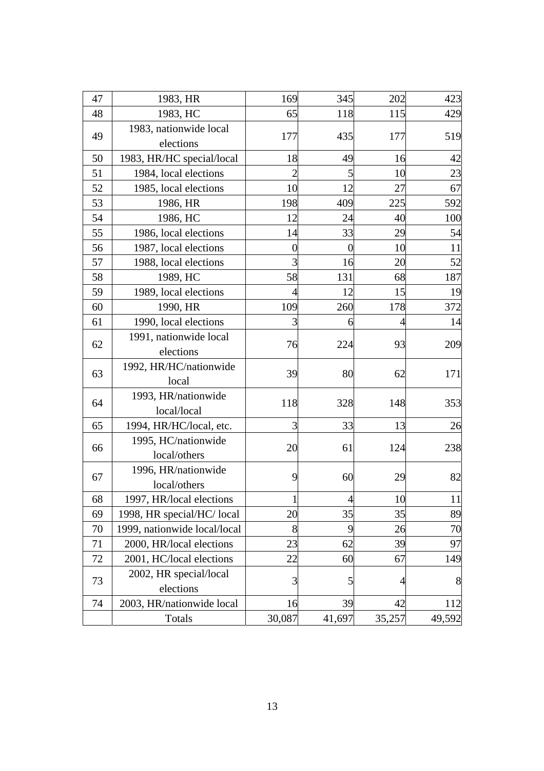| 47 | 1983, HR | 169 | 345 | 202 | 423 |
|---|---|---|---|---|---|
| 48 | 1983, HC | 65 | 118 | 115 | 429 |
| 49 | 1983, nationwide local elections | 177 | 435 | 177 | 519 |
| 50 | 1983, HR/HC special/local | 18 | 49 | 16 | 42 |
| 51 | 1984, local elections | 2 | 5 | 10 | 23 |
| 52 | 1985, local elections | 10 | 12 | 27 | 67 |
| 53 | 1986, HR | 198 | 409 | 225 | 592 |
| 54 | 1986, HC | 12 | 24 | 40 | 100 |
| 55 | 1986, local elections | 14 | 33 | 29 | 54 |
| 56 | 1987, local elections | 0 | 0 | 10 | 11 |
| 57 | 1988, local elections | 3 | 16 | 20 | 52 |
| 58 | 1989, HC | 58 | 131 | 68 | 187 |
| 59 | 1989, local elections | 4 | 12 | 15 | 19 |
| 60 | 1990, HR | 109 | 260 | 178 | 372 |
| 61 | 1990, local elections | 3 | 6 | 4 | 14 |
| 62 | 1991, nationwide local elections | 76 | 224 | 93 | 209 |
| 63 | 1992, HR/HC/nationwide local | 39 | 80 | 62 | 171 |
| 64 | 1993, HR/nationwide local/local | 118 | 328 | 148 | 353 |
| 65 | 1994, HR/HC/local, etc. | 3 | 33 | 13 | 26 |
| 66 | 1995, HC/nationwide local/others | 20 | 61 | 124 | 238 |
| 67 | 1996, HR/nationwide local/others | 9 | 60 | 29 | 82 |
| 68 | 1997, HR/local elections | 1 | 4 | 10 | 11 |
| 69 | 1998, HR special/HC/ local | 20 | 35 | 35 | 89 |
| 70 | 1999, nationwide local/local | 8 | 9 | 26 | 70 |
| 71 | 2000, HR/local elections | 23 | 62 | 39 | 97 |
| 72 | 2001, HC/local elections | 22 | 60 | 67 | 149 |
| 73 | 2002, HR special/local elections | 3 | 5 | 4 | 8 |
| 74 | 2003, HR/nationwide local | 16 | 39 | 42 | 112 |
| | Totals | 30,087 | 41,697 | 35,257 | 49,592 |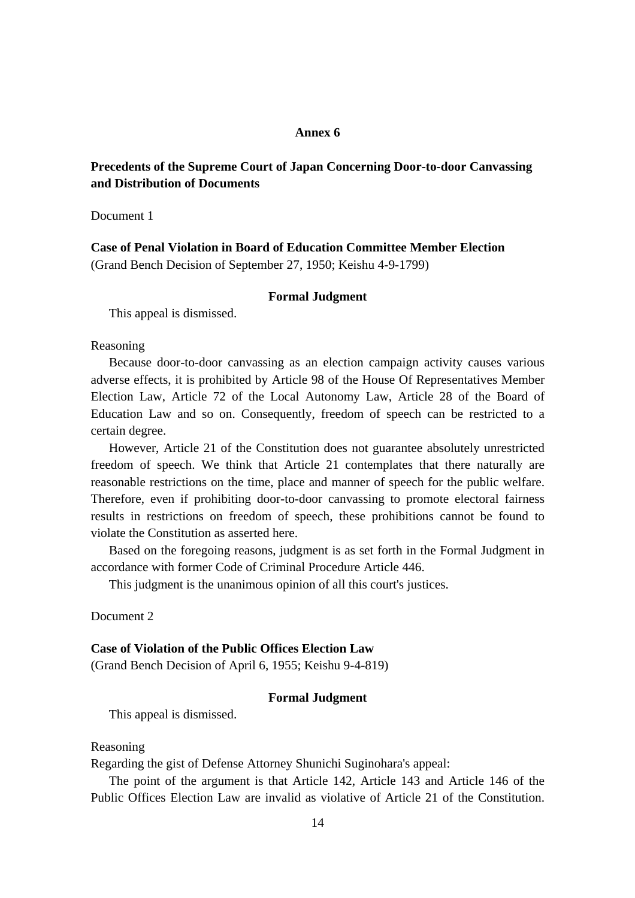**Annex 6**

## Precedents of the Supreme Court of Japan Concerning Door-to-door Canvassing and Distribution of Documents

Document 1

**Case of Penal Violation in Board of Education Committee Member Election**
(Grand Bench Decision of September 27, 1950; Keishu 4-9-1799)

**Formal Judgment**

This appeal is dismissed.

Reasoning

Because door-to-door canvassing as an election campaign activity causes various adverse effects, it is prohibited by Article 98 of the House Of Representatives Member Election Law, Article 72 of the Local Autonomy Law, Article 28 of the Board of Education Law and so on. Consequently, freedom of speech can be restricted to a certain degree.

However, Article 21 of the Constitution does not guarantee absolutely unrestricted freedom of speech. We think that Article 21 contemplates that there naturally are reasonable restrictions on the time, place and manner of speech for the public welfare. Therefore, even if prohibiting door-to-door canvassing to promote electoral fairness results in restrictions on freedom of speech, these prohibitions cannot be found to violate the Constitution as asserted here.

Based on the foregoing reasons, judgment is as set forth in the Formal Judgment in accordance with former Code of Criminal Procedure Article 446.

This judgment is the unanimous opinion of all this court's justices.

Document 2

**Case of Violation of the Public Offices Election Law**
(Grand Bench Decision of April 6, 1955; Keishu 9-4-819)

**Formal Judgment**

This appeal is dismissed.

Reasoning

Regarding the gist of Defense Attorney Shunichi Suginohara's appeal:

The point of the argument is that Article 142, Article 143 and Article 146 of the Public Offices Election Law are invalid as violative of Article 21 of the Constitution.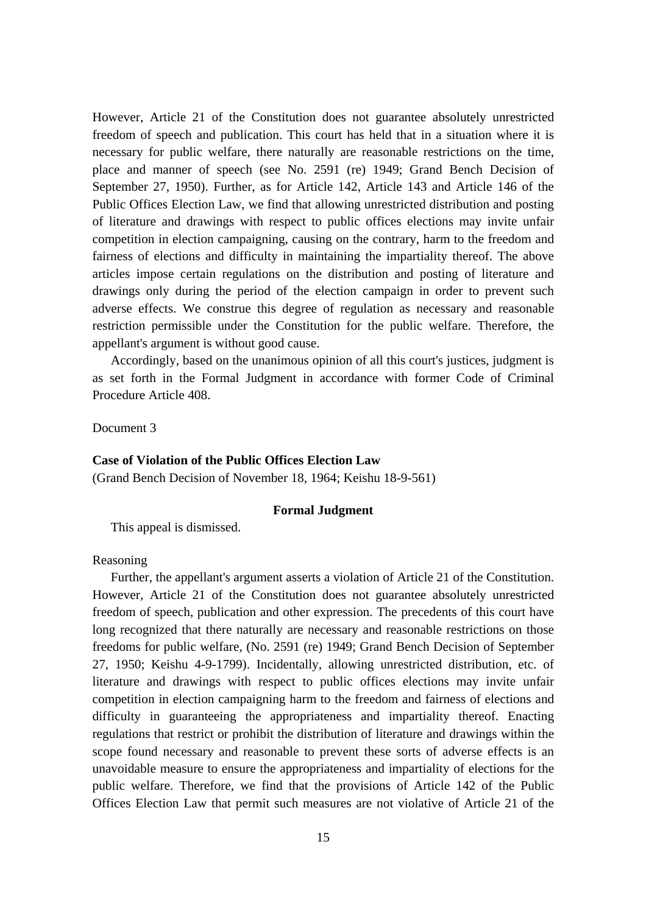However, Article 21 of the Constitution does not guarantee absolutely unrestricted freedom of speech and publication. This court has held that in a situation where it is necessary for public welfare, there naturally are reasonable restrictions on the time, place and manner of speech (see No. 2591 (re) 1949; Grand Bench Decision of September 27, 1950). Further, as for Article 142, Article 143 and Article 146 of the Public Offices Election Law, we find that allowing unrestricted distribution and posting of literature and drawings with respect to public offices elections may invite unfair competition in election campaigning, causing on the contrary, harm to the freedom and fairness of elections and difficulty in maintaining the impartiality thereof. The above articles impose certain regulations on the distribution and posting of literature and drawings only during the period of the election campaign in order to prevent such adverse effects. We construe this degree of regulation as necessary and reasonable restriction permissible under the Constitution for the public welfare. Therefore, the appellant's argument is without good cause.

Accordingly, based on the unanimous opinion of all this court's justices, judgment is as set forth in the Formal Judgment in accordance with former Code of Criminal Procedure Article 408.

Document 3

**Case of Violation of the Public Offices Election Law**
(Grand Bench Decision of November 18, 1964; Keishu 18-9-561)

**Formal Judgment**

This appeal is dismissed.

Reasoning

Further, the appellant's argument asserts a violation of Article 21 of the Constitution. However, Article 21 of the Constitution does not guarantee absolutely unrestricted freedom of speech, publication and other expression. The precedents of this court have long recognized that there naturally are necessary and reasonable restrictions on those freedoms for public welfare, (No. 2591 (re) 1949; Grand Bench Decision of September 27, 1950; Keishu 4-9-1799). Incidentally, allowing unrestricted distribution, etc. of literature and drawings with respect to public offices elections may invite unfair competition in election campaigning harm to the freedom and fairness of elections and difficulty in guaranteeing the appropriateness and impartiality thereof. Enacting regulations that restrict or prohibit the distribution of literature and drawings within the scope found necessary and reasonable to prevent these sorts of adverse effects is an unavoidable measure to ensure the appropriateness and impartiality of elections for the public welfare. Therefore, we find that the provisions of Article 142 of the Public Offices Election Law that permit such measures are not violative of Article 21 of the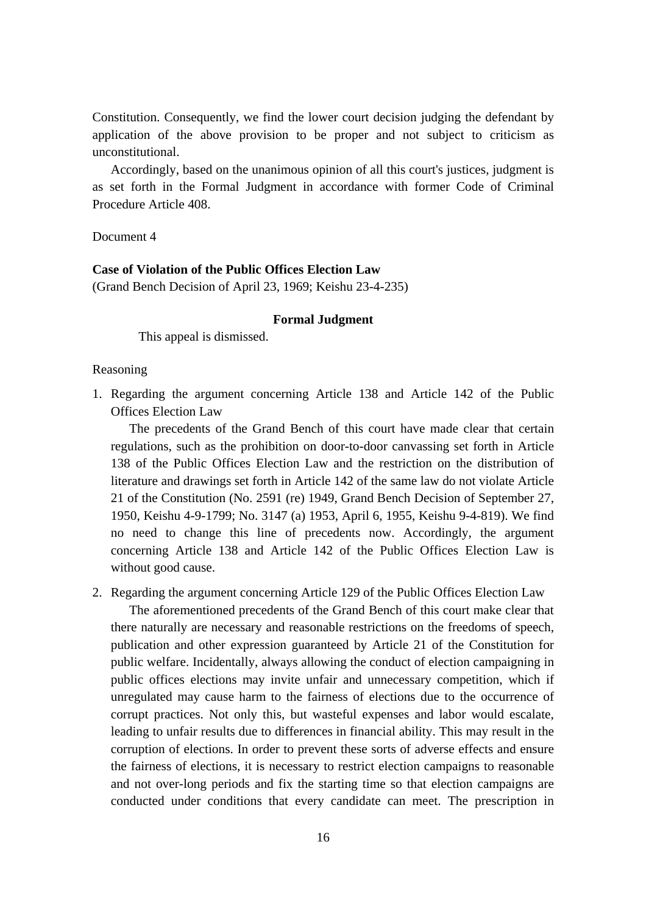Constitution. Consequently, we find the lower court decision judging the defendant by application of the above provision to be proper and not subject to criticism as unconstitutional.

Accordingly, based on the unanimous opinion of all this court's justices, judgment is as set forth in the Formal Judgment in accordance with former Code of Criminal Procedure Article 408.

Document 4

**Case of Violation of the Public Offices Election Law**
(Grand Bench Decision of April 23, 1969; Keishu 23-4-235)

**Formal Judgment**

This appeal is dismissed.

Reasoning

1. Regarding the argument concerning Article 138 and Article 142 of the Public Offices Election Law

   The precedents of the Grand Bench of this court have made clear that certain regulations, such as the prohibition on door-to-door canvassing set forth in Article 138 of the Public Offices Election Law and the restriction on the distribution of literature and drawings set forth in Article 142 of the same law do not violate Article 21 of the Constitution (No. 2591 (re) 1949, Grand Bench Decision of September 27, 1950, Keishu 4-9-1799; No. 3147 (a) 1953, April 6, 1955, Keishu 9-4-819). We find no need to change this line of precedents now. Accordingly, the argument concerning Article 138 and Article 142 of the Public Offices Election Law is without good cause.

2. Regarding the argument concerning Article 129 of the Public Offices Election Law

   The aforementioned precedents of the Grand Bench of this court make clear that there naturally are necessary and reasonable restrictions on the freedoms of speech, publication and other expression guaranteed by Article 21 of the Constitution for public welfare. Incidentally, always allowing the conduct of election campaigning in public offices elections may invite unfair and unnecessary competition, which if unregulated may cause harm to the fairness of elections due to the occurrence of corrupt practices. Not only this, but wasteful expenses and labor would escalate, leading to unfair results due to differences in financial ability. This may result in the corruption of elections. In order to prevent these sorts of adverse effects and ensure the fairness of elections, it is necessary to restrict election campaigns to reasonable and not over-long periods and fix the starting time so that election campaigns are conducted under conditions that every candidate can meet. The prescription in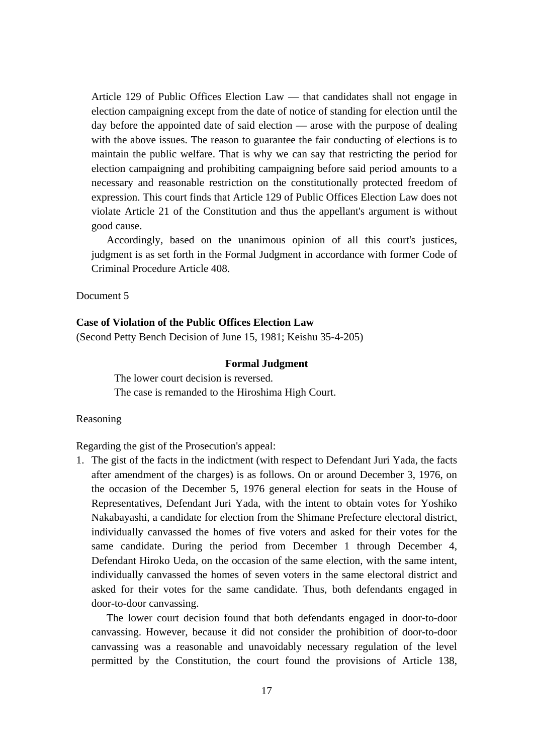Article 129 of Public Offices Election Law — that candidates shall not engage in election campaigning except from the date of notice of standing for election until the day before the appointed date of said election — arose with the purpose of dealing with the above issues. The reason to guarantee the fair conducting of elections is to maintain the public welfare. That is why we can say that restricting the period for election campaigning and prohibiting campaigning before said period amounts to a necessary and reasonable restriction on the constitutionally protected freedom of expression. This court finds that Article 129 of Public Offices Election Law does not violate Article 21 of the Constitution and thus the appellant's argument is without good cause.

Accordingly, based on the unanimous opinion of all this court's justices, judgment is as set forth in the Formal Judgment in accordance with former Code of Criminal Procedure Article 408.

Document 5

**Case of Violation of the Public Offices Election Law**
(Second Petty Bench Decision of June 15, 1981; Keishu 35-4-205)

**Formal Judgment**

The lower court decision is reversed.
The case is remanded to the Hiroshima High Court.

Reasoning

Regarding the gist of the Prosecution's appeal:

1. The gist of the facts in the indictment (with respect to Defendant Juri Yada, the facts after amendment of the charges) is as follows. On or around December 3, 1976, on the occasion of the December 5, 1976 general election for seats in the House of Representatives, Defendant Juri Yada, with the intent to obtain votes for Yoshiko Nakabayashi, a candidate for election from the Shimane Prefecture electoral district, individually canvassed the homes of five voters and asked for their votes for the same candidate. During the period from December 1 through December 4, Defendant Hiroko Ueda, on the occasion of the same election, with the same intent, individually canvassed the homes of seven voters in the same electoral district and asked for their votes for the same candidate. Thus, both defendants engaged in door-to-door canvassing.

   The lower court decision found that both defendants engaged in door-to-door canvassing. However, because it did not consider the prohibition of door-to-door canvassing was a reasonable and unavoidably necessary regulation of the level permitted by the Constitution, the court found the provisions of Article 138,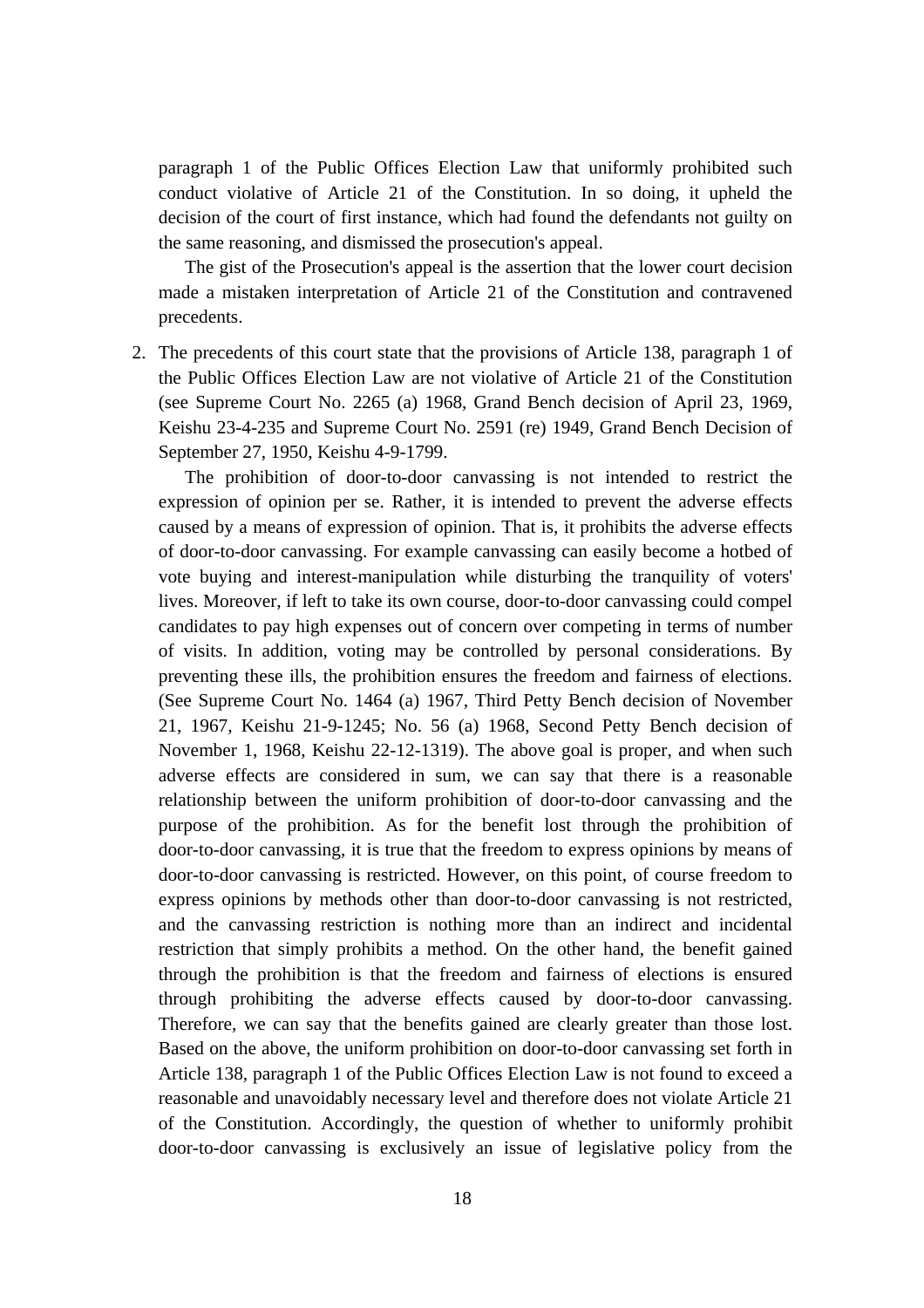paragraph 1 of the Public Offices Election Law that uniformly prohibited such conduct violative of Article 21 of the Constitution. In so doing, it upheld the decision of the court of first instance, which had found the defendants not guilty on the same reasoning, and dismissed the prosecution's appeal.

The gist of the Prosecution's appeal is the assertion that the lower court decision made a mistaken interpretation of Article 21 of the Constitution and contravened precedents.

2. The precedents of this court state that the provisions of Article 138, paragraph 1 of the Public Offices Election Law are not violative of Article 21 of the Constitution (see Supreme Court No. 2265 (a) 1968, Grand Bench decision of April 23, 1969, Keishu 23-4-235 and Supreme Court No. 2591 (re) 1949, Grand Bench Decision of September 27, 1950, Keishu 4-9-1799.

   The prohibition of door-to-door canvassing is not intended to restrict the expression of opinion per se. Rather, it is intended to prevent the adverse effects caused by a means of expression of opinion. That is, it prohibits the adverse effects of door-to-door canvassing. For example canvassing can easily become a hotbed of vote buying and interest-manipulation while disturbing the tranquility of voters' lives. Moreover, if left to take its own course, door-to-door canvassing could compel candidates to pay high expenses out of concern over competing in terms of number of visits. In addition, voting may be controlled by personal considerations. By preventing these ills, the prohibition ensures the freedom and fairness of elections. (See Supreme Court No. 1464 (a) 1967, Third Petty Bench decision of November 21, 1967, Keishu 21-9-1245; No. 56 (a) 1968, Second Petty Bench decision of November 1, 1968, Keishu 22-12-1319). The above goal is proper, and when such adverse effects are considered in sum, we can say that there is a reasonable relationship between the uniform prohibition of door-to-door canvassing and the purpose of the prohibition. As for the benefit lost through the prohibition of door-to-door canvassing, it is true that the freedom to express opinions by means of door-to-door canvassing is restricted. However, on this point, of course freedom to express opinions by methods other than door-to-door canvassing is not restricted, and the canvassing restriction is nothing more than an indirect and incidental restriction that simply prohibits a method. On the other hand, the benefit gained through the prohibition is that the freedom and fairness of elections is ensured through prohibiting the adverse effects caused by door-to-door canvassing. Therefore, we can say that the benefits gained are clearly greater than those lost. Based on the above, the uniform prohibition on door-to-door canvassing set forth in Article 138, paragraph 1 of the Public Offices Election Law is not found to exceed a reasonable and unavoidably necessary level and therefore does not violate Article 21 of the Constitution. Accordingly, the question of whether to uniformly prohibit door-to-door canvassing is exclusively an issue of legislative policy from the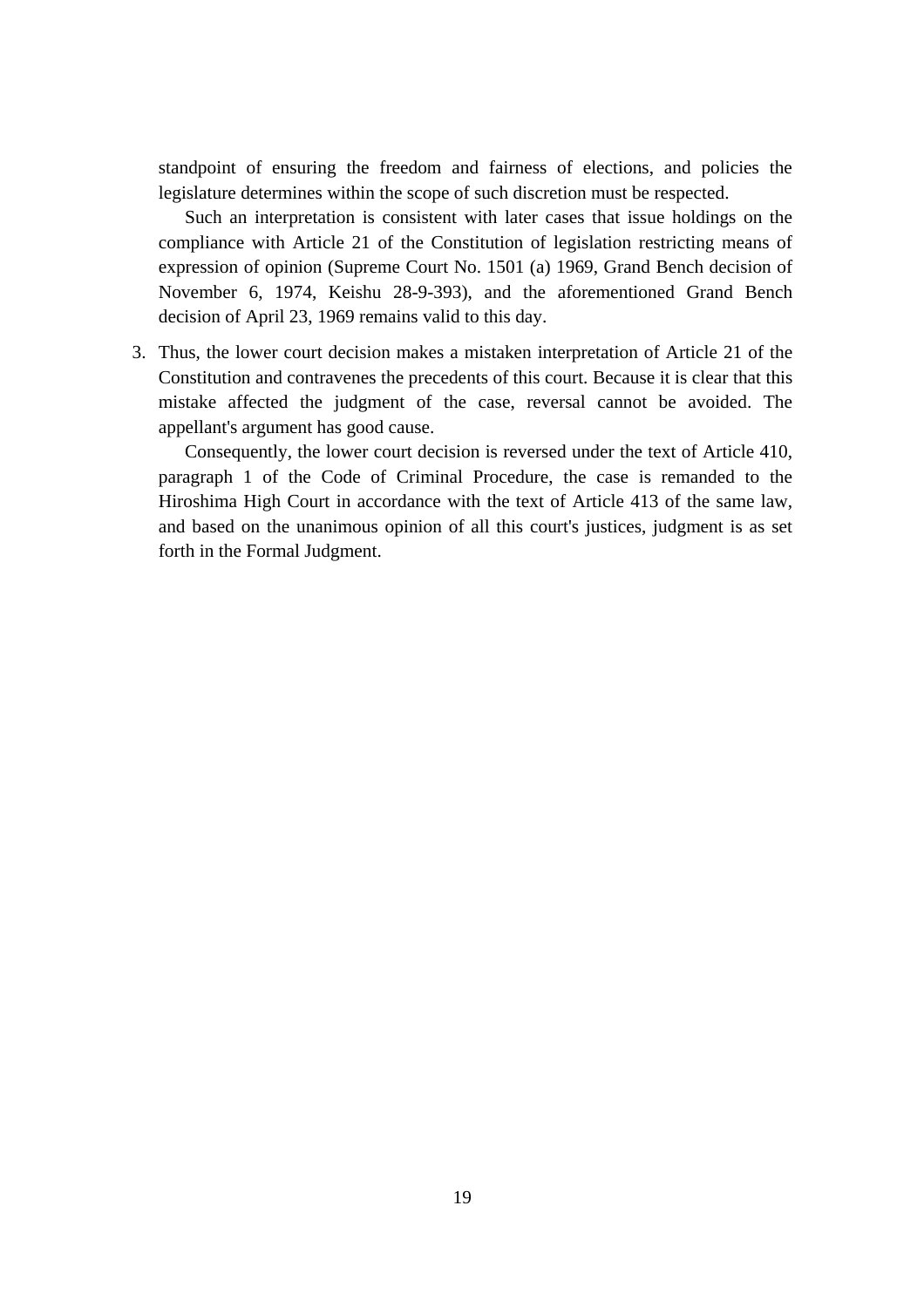standpoint of ensuring the freedom and fairness of elections, and policies the legislature determines within the scope of such discretion must be respected.

Such an interpretation is consistent with later cases that issue holdings on the compliance with Article 21 of the Constitution of legislation restricting means of expression of opinion (Supreme Court No. 1501 (a) 1969, Grand Bench decision of November 6, 1974, Keishu 28-9-393), and the aforementioned Grand Bench decision of April 23, 1969 remains valid to this day.

3. Thus, the lower court decision makes a mistaken interpretation of Article 21 of the Constitution and contravenes the precedents of this court. Because it is clear that this mistake affected the judgment of the case, reversal cannot be avoided. The appellant's argument has good cause.

   Consequently, the lower court decision is reversed under the text of Article 410, paragraph 1 of the Code of Criminal Procedure, the case is remanded to the Hiroshima High Court in accordance with the text of Article 413 of the same law, and based on the unanimous opinion of all this court's justices, judgment is as set forth in the Formal Judgment.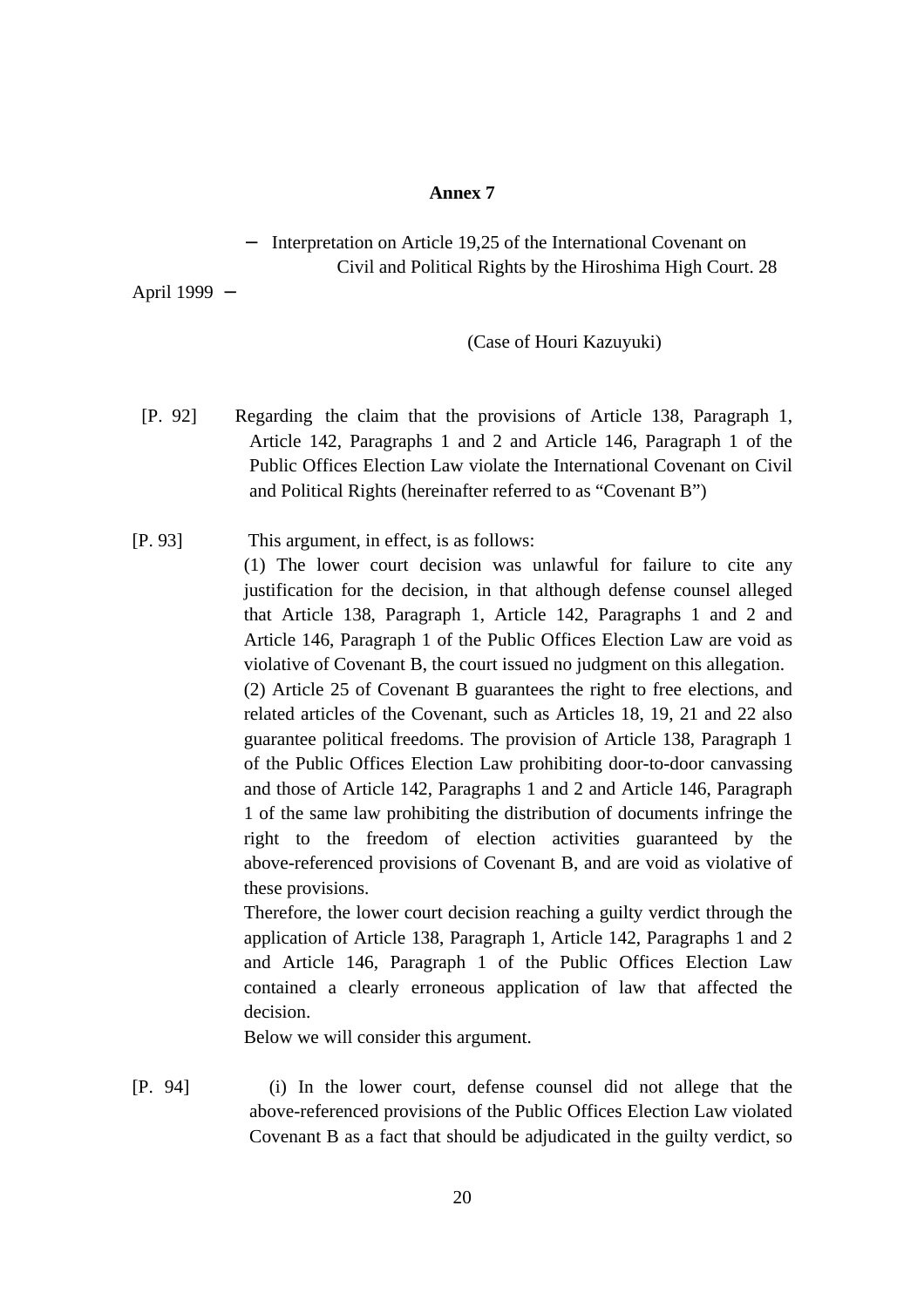# Annex 7

－ Interpretation on Article 19,25 of the International Covenant on Civil and Political Rights by the Hiroshima High Court. 28 April 1999 －

(Case of Houri Kazuyuki)

[P. 92] Regarding the claim that the provisions of Article 138, Paragraph 1, Article 142, Paragraphs 1 and 2 and Article 146, Paragraph 1 of the Public Offices Election Law violate the International Covenant on Civil and Political Rights (hereinafter referred to as "Covenant B")

[P. 93] This argument, in effect, is as follows:

(1) The lower court decision was unlawful for failure to cite any justification for the decision, in that although defense counsel alleged that Article 138, Paragraph 1, Article 142, Paragraphs 1 and 2 and Article 146, Paragraph 1 of the Public Offices Election Law are void as violative of Covenant B, the court issued no judgment on this allegation.

(2) Article 25 of Covenant B guarantees the right to free elections, and related articles of the Covenant, such as Articles 18, 19, 21 and 22 also guarantee political freedoms. The provision of Article 138, Paragraph 1 of the Public Offices Election Law prohibiting door-to-door canvassing and those of Article 142, Paragraphs 1 and 2 and Article 146, Paragraph 1 of the same law prohibiting the distribution of documents infringe the right to the freedom of election activities guaranteed by the above-referenced provisions of Covenant B, and are void as violative of these provisions.

Therefore, the lower court decision reaching a guilty verdict through the application of Article 138, Paragraph 1, Article 142, Paragraphs 1 and 2 and Article 146, Paragraph 1 of the Public Offices Election Law contained a clearly erroneous application of law that affected the decision.

Below we will consider this argument.

[P. 94] (i) In the lower court, defense counsel did not allege that the above-referenced provisions of the Public Offices Election Law violated Covenant B as a fact that should be adjudicated in the guilty verdict, so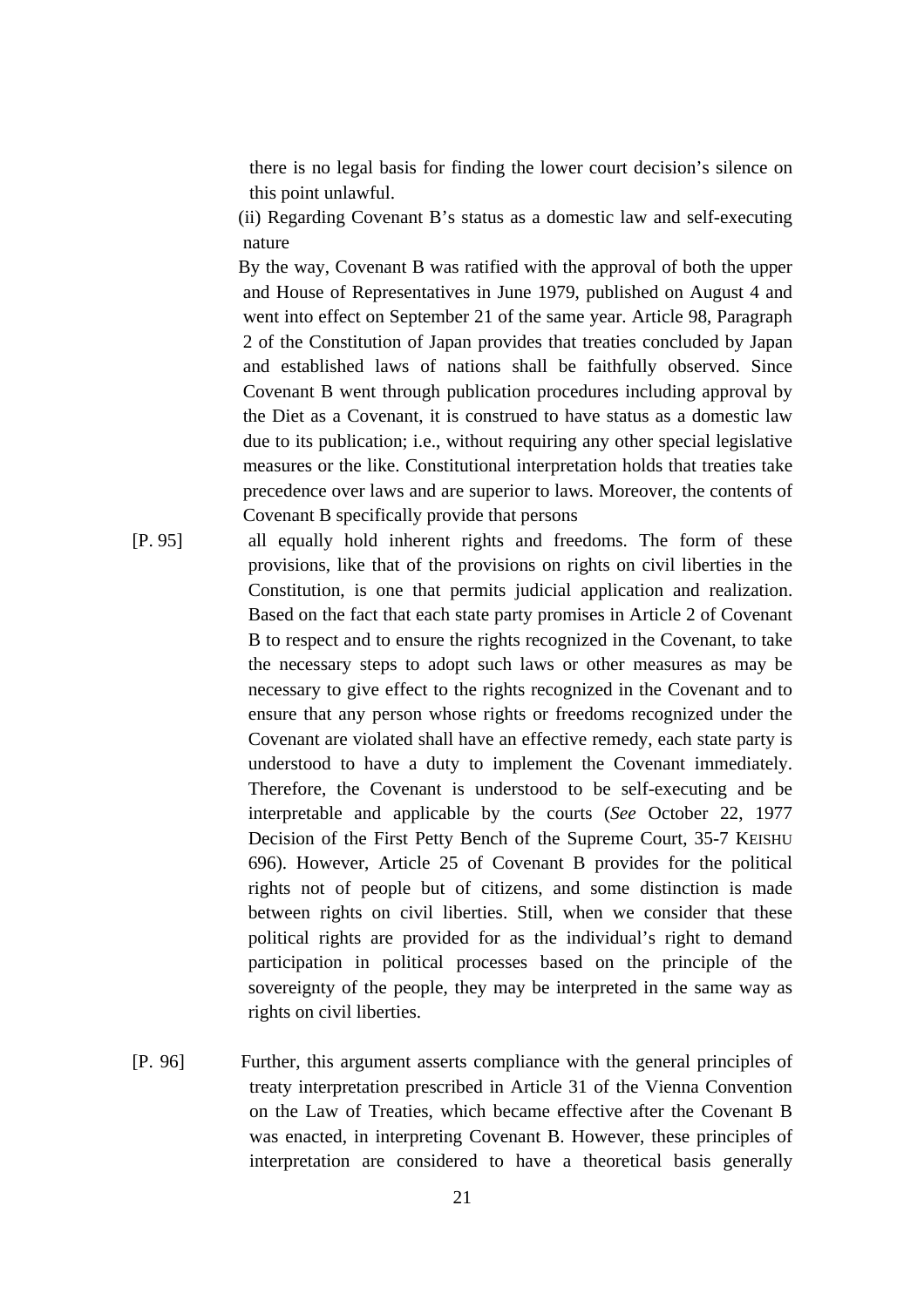there is no legal basis for finding the lower court decision's silence on this point unlawful.

(ii) Regarding Covenant B's status as a domestic law and self-executing nature

By the way, Covenant B was ratified with the approval of both the upper and House of Representatives in June 1979, published on August 4 and went into effect on September 21 of the same year. Article 98, Paragraph 2 of the Constitution of Japan provides that treaties concluded by Japan and established laws of nations shall be faithfully observed. Since Covenant B went through publication procedures including approval by the Diet as a Covenant, it is construed to have status as a domestic law due to its publication; i.e., without requiring any other special legislative measures or the like. Constitutional interpretation holds that treaties take precedence over laws and are superior to laws. Moreover, the contents of Covenant B specifically provide that persons

[P. 95] all equally hold inherent rights and freedoms. The form of these provisions, like that of the provisions on rights on civil liberties in the Constitution, is one that permits judicial application and realization. Based on the fact that each state party promises in Article 2 of Covenant B to respect and to ensure the rights recognized in the Covenant, to take the necessary steps to adopt such laws or other measures as may be necessary to give effect to the rights recognized in the Covenant and to ensure that any person whose rights or freedoms recognized under the Covenant are violated shall have an effective remedy, each state party is understood to have a duty to implement the Covenant immediately. Therefore, the Covenant is understood to be self-executing and be interpretable and applicable by the courts (*See* October 22, 1977 Decision of the First Petty Bench of the Supreme Court, 35-7 KEISHU 696). However, Article 25 of Covenant B provides for the political rights not of people but of citizens, and some distinction is made between rights on civil liberties. Still, when we consider that these political rights are provided for as the individual's right to demand participation in political processes based on the principle of the sovereignty of the people, they may be interpreted in the same way as rights on civil liberties.

[P. 96] Further, this argument asserts compliance with the general principles of treaty interpretation prescribed in Article 31 of the Vienna Convention on the Law of Treaties, which became effective after the Covenant B was enacted, in interpreting Covenant B. However, these principles of interpretation are considered to have a theoretical basis generally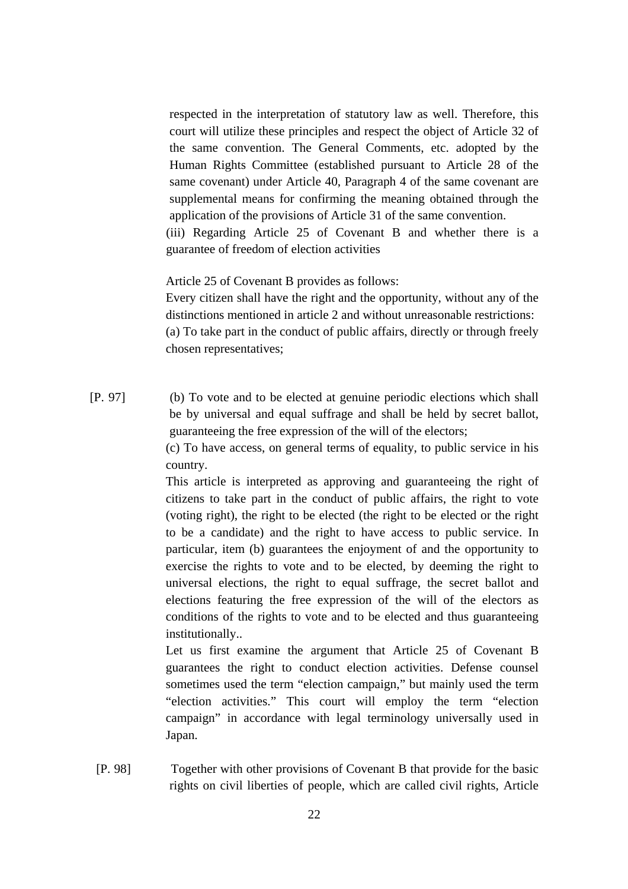respected in the interpretation of statutory law as well. Therefore, this court will utilize these principles and respect the object of Article 32 of the same convention. The General Comments, etc. adopted by the Human Rights Committee (established pursuant to Article 28 of the same covenant) under Article 40, Paragraph 4 of the same covenant are supplemental means for confirming the meaning obtained through the application of the provisions of Article 31 of the same convention.

(iii) Regarding Article 25 of Covenant B and whether there is a guarantee of freedom of election activities

Article 25 of Covenant B provides as follows:

Every citizen shall have the right and the opportunity, without any of the distinctions mentioned in article 2 and without unreasonable restrictions:

(a) To take part in the conduct of public affairs, directly or through freely chosen representatives;

[P. 97] (b) To vote and to be elected at genuine periodic elections which shall be by universal and equal suffrage and shall be held by secret ballot, guaranteeing the free expression of the will of the electors;

(c) To have access, on general terms of equality, to public service in his country.

This article is interpreted as approving and guaranteeing the right of citizens to take part in the conduct of public affairs, the right to vote (voting right), the right to be elected (the right to be elected or the right to be a candidate) and the right to have access to public service. In particular, item (b) guarantees the enjoyment of and the opportunity to exercise the rights to vote and to be elected, by deeming the right to universal elections, the right to equal suffrage, the secret ballot and elections featuring the free expression of the will of the electors as conditions of the rights to vote and to be elected and thus guaranteeing institutionally..

Let us first examine the argument that Article 25 of Covenant B guarantees the right to conduct election activities. Defense counsel sometimes used the term “election campaign,” but mainly used the term “election activities.” This court will employ the term “election campaign” in accordance with legal terminology universally used in Japan.

[P. 98] Together with other provisions of Covenant B that provide for the basic rights on civil liberties of people, which are called civil rights, Article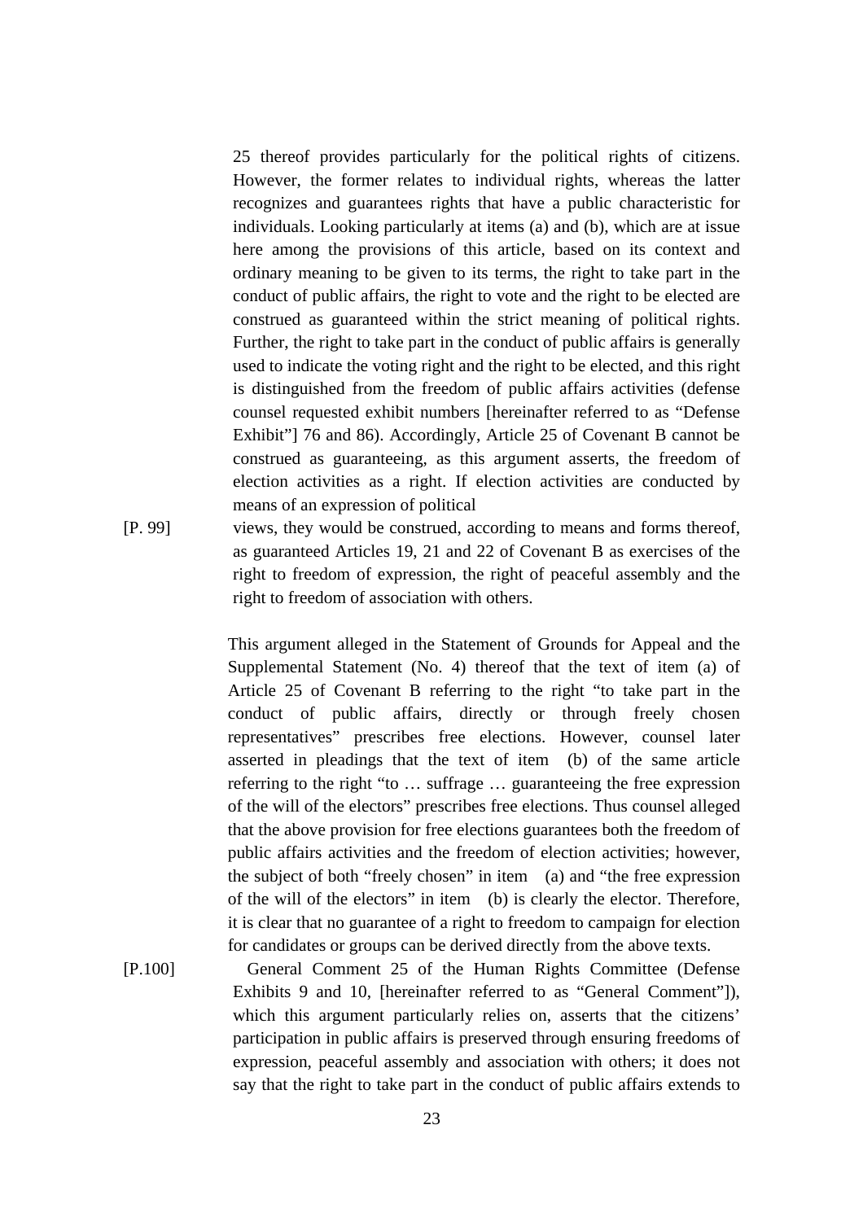25 thereof provides particularly for the political rights of citizens. However, the former relates to individual rights, whereas the latter recognizes and guarantees rights that have a public characteristic for individuals. Looking particularly at items (a) and (b), which are at issue here among the provisions of this article, based on its context and ordinary meaning to be given to its terms, the right to take part in the conduct of public affairs, the right to vote and the right to be elected are construed as guaranteed within the strict meaning of political rights. Further, the right to take part in the conduct of public affairs is generally used to indicate the voting right and the right to be elected, and this right is distinguished from the freedom of public affairs activities (defense counsel requested exhibit numbers [hereinafter referred to as "Defense Exhibit"] 76 and 86). Accordingly, Article 25 of Covenant B cannot be construed as guaranteeing, as this argument asserts, the freedom of election activities as a right. If election activities are conducted by means of an expression of political

[P. 99] views, they would be construed, according to means and forms thereof, as guaranteed Articles 19, 21 and 22 of Covenant B as exercises of the right to freedom of expression, the right of peaceful assembly and the right to freedom of association with others.

This argument alleged in the Statement of Grounds for Appeal and the Supplemental Statement (No. 4) thereof that the text of item (a) of Article 25 of Covenant B referring to the right "to take part in the conduct of public affairs, directly or through freely chosen representatives" prescribes free elections. However, counsel later asserted in pleadings that the text of item (b) of the same article referring to the right "to … suffrage … guaranteeing the free expression of the will of the electors" prescribes free elections. Thus counsel alleged that the above provision for free elections guarantees both the freedom of public affairs activities and the freedom of election activities; however, the subject of both "freely chosen" in item (a) and "the free expression of the will of the electors" in item (b) is clearly the elector. Therefore, it is clear that no guarantee of a right to freedom to campaign for election for candidates or groups can be derived directly from the above texts.

[P.100] General Comment 25 of the Human Rights Committee (Defense Exhibits 9 and 10, [hereinafter referred to as "General Comment"]), which this argument particularly relies on, asserts that the citizens' participation in public affairs is preserved through ensuring freedoms of expression, peaceful assembly and association with others; it does not say that the right to take part in the conduct of public affairs extends to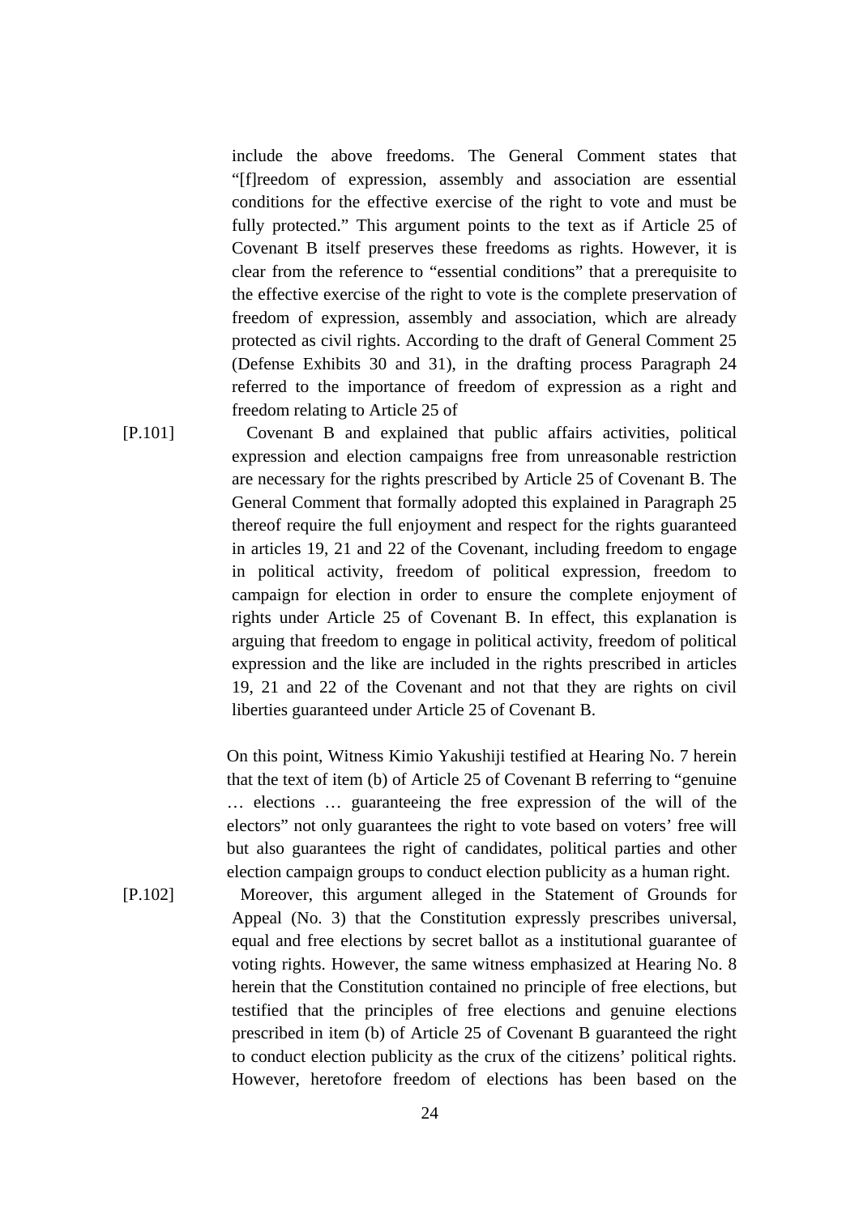include the above freedoms. The General Comment states that "[f]reedom of expression, assembly and association are essential conditions for the effective exercise of the right to vote and must be fully protected." This argument points to the text as if Article 25 of Covenant B itself preserves these freedoms as rights. However, it is clear from the reference to "essential conditions" that a prerequisite to the effective exercise of the right to vote is the complete preservation of freedom of expression, assembly and association, which are already protected as civil rights. According to the draft of General Comment 25 (Defense Exhibits 30 and 31), in the drafting process Paragraph 24 referred to the importance of freedom of expression as a right and freedom relating to Article 25 of

[P.101] Covenant B and explained that public affairs activities, political expression and election campaigns free from unreasonable restriction are necessary for the rights prescribed by Article 25 of Covenant B. The General Comment that formally adopted this explained in Paragraph 25 thereof require the full enjoyment and respect for the rights guaranteed in articles 19, 21 and 22 of the Covenant, including freedom to engage in political activity, freedom of political expression, freedom to campaign for election in order to ensure the complete enjoyment of rights under Article 25 of Covenant B. In effect, this explanation is arguing that freedom to engage in political activity, freedom of political expression and the like are included in the rights prescribed in articles 19, 21 and 22 of the Covenant and not that they are rights on civil liberties guaranteed under Article 25 of Covenant B.

On this point, Witness Kimio Yakushiji testified at Hearing No. 7 herein that the text of item (b) of Article 25 of Covenant B referring to "genuine … elections … guaranteeing the free expression of the will of the electors" not only guarantees the right to vote based on voters' free will but also guarantees the right of candidates, political parties and other election campaign groups to conduct election publicity as a human right.

[P.102] Moreover, this argument alleged in the Statement of Grounds for Appeal (No. 3) that the Constitution expressly prescribes universal, equal and free elections by secret ballot as a institutional guarantee of voting rights. However, the same witness emphasized at Hearing No. 8 herein that the Constitution contained no principle of free elections, but testified that the principles of free elections and genuine elections prescribed in item (b) of Article 25 of Covenant B guaranteed the right to conduct election publicity as the crux of the citizens' political rights. However, heretofore freedom of elections has been based on the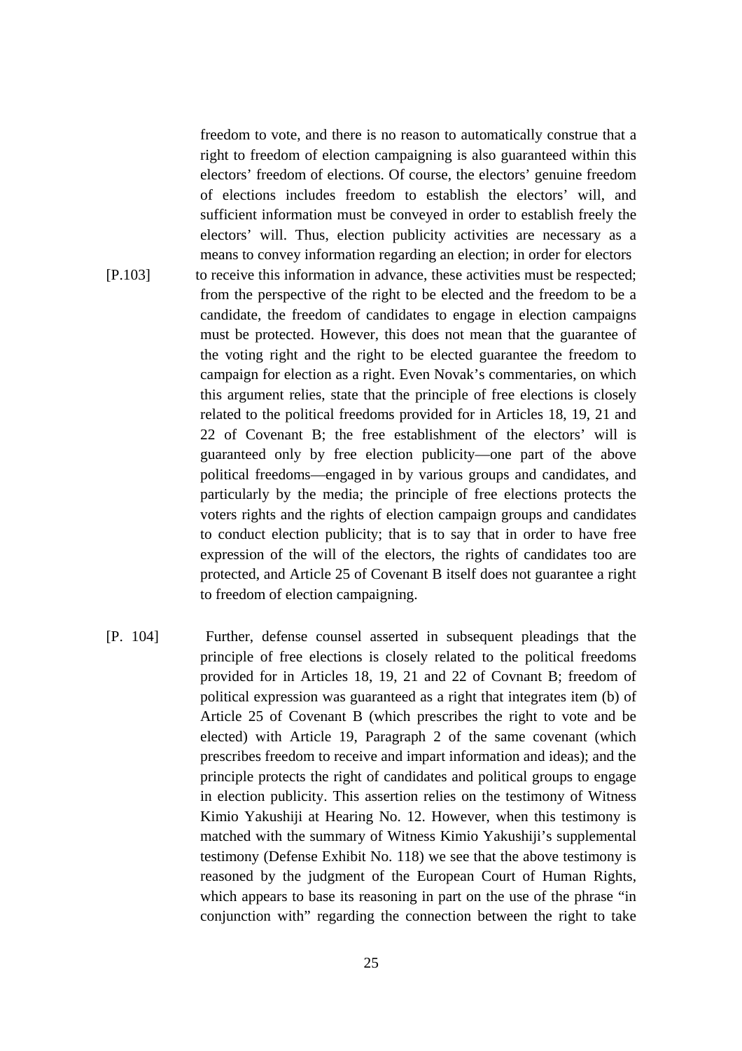freedom to vote, and there is no reason to automatically construe that a right to freedom of election campaigning is also guaranteed within this electors' freedom of elections. Of course, the electors' genuine freedom of elections includes freedom to establish the electors' will, and sufficient information must be conveyed in order to establish freely the electors' will. Thus, election publicity activities are necessary as a means to convey information regarding an election; in order for electors

[P.103] to receive this information in advance, these activities must be respected; from the perspective of the right to be elected and the freedom to be a candidate, the freedom of candidates to engage in election campaigns must be protected. However, this does not mean that the guarantee of the voting right and the right to be elected guarantee the freedom to campaign for election as a right. Even Novak's commentaries, on which this argument relies, state that the principle of free elections is closely related to the political freedoms provided for in Articles 18, 19, 21 and 22 of Covenant B; the free establishment of the electors' will is guaranteed only by free election publicity—one part of the above political freedoms—engaged in by various groups and candidates, and particularly by the media; the principle of free elections protects the voters rights and the rights of election campaign groups and candidates to conduct election publicity; that is to say that in order to have free expression of the will of the electors, the rights of candidates too are protected, and Article 25 of Covenant B itself does not guarantee a right to freedom of election campaigning.

[P. 104] Further, defense counsel asserted in subsequent pleadings that the principle of free elections is closely related to the political freedoms provided for in Articles 18, 19, 21 and 22 of Covnant B; freedom of political expression was guaranteed as a right that integrates item (b) of Article 25 of Covenant B (which prescribes the right to vote and be elected) with Article 19, Paragraph 2 of the same covenant (which prescribes freedom to receive and impart information and ideas); and the principle protects the right of candidates and political groups to engage in election publicity. This assertion relies on the testimony of Witness Kimio Yakushiji at Hearing No. 12. However, when this testimony is matched with the summary of Witness Kimio Yakushiji's supplemental testimony (Defense Exhibit No. 118) we see that the above testimony is reasoned by the judgment of the European Court of Human Rights, which appears to base its reasoning in part on the use of the phrase "in conjunction with" regarding the connection between the right to take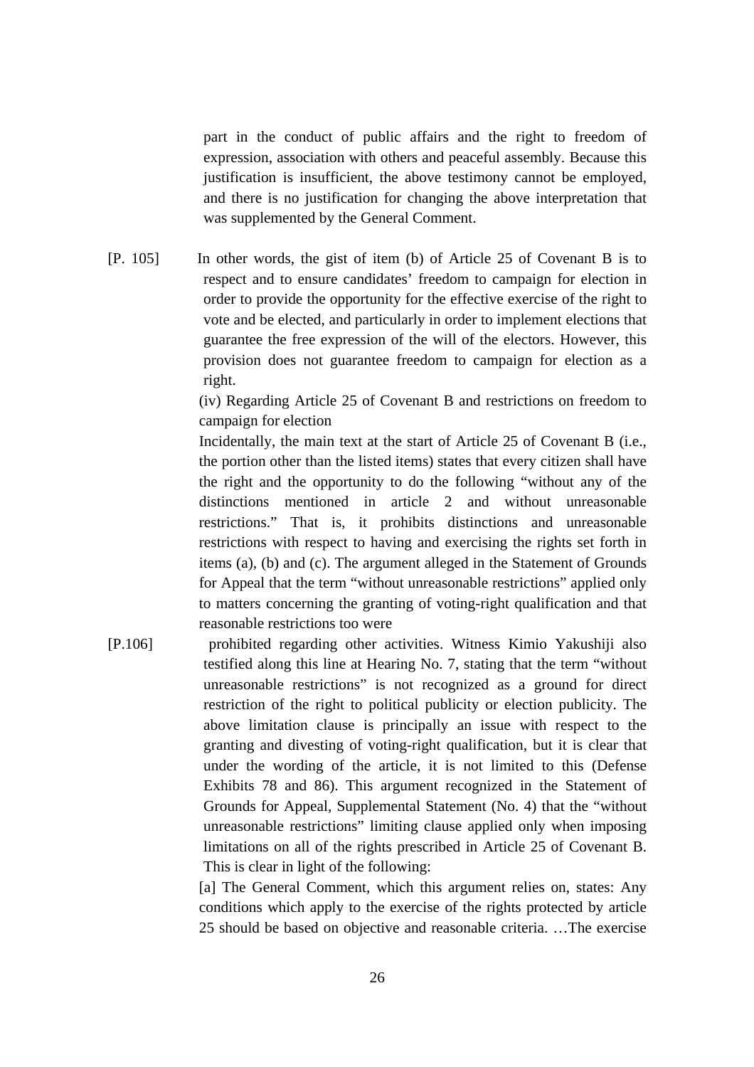part in the conduct of public affairs and the right to freedom of expression, association with others and peaceful assembly. Because this justification is insufficient, the above testimony cannot be employed, and there is no justification for changing the above interpretation that was supplemented by the General Comment.

[P. 105] In other words, the gist of item (b) of Article 25 of Covenant B is to respect and to ensure candidates' freedom to campaign for election in order to provide the opportunity for the effective exercise of the right to vote and be elected, and particularly in order to implement elections that guarantee the free expression of the will of the electors. However, this provision does not guarantee freedom to campaign for election as a right.

(iv) Regarding Article 25 of Covenant B and restrictions on freedom to campaign for election

Incidentally, the main text at the start of Article 25 of Covenant B (i.e., the portion other than the listed items) states that every citizen shall have the right and the opportunity to do the following "without any of the distinctions mentioned in article 2 and without unreasonable restrictions." That is, it prohibits distinctions and unreasonable restrictions with respect to having and exercising the rights set forth in items (a), (b) and (c). The argument alleged in the Statement of Grounds for Appeal that the term "without unreasonable restrictions" applied only to matters concerning the granting of voting-right qualification and that reasonable restrictions too were

[P.106] prohibited regarding other activities. Witness Kimio Yakushiji also testified along this line at Hearing No. 7, stating that the term "without unreasonable restrictions" is not recognized as a ground for direct restriction of the right to political publicity or election publicity. The above limitation clause is principally an issue with respect to the granting and divesting of voting-right qualification, but it is clear that under the wording of the article, it is not limited to this (Defense Exhibits 78 and 86). This argument recognized in the Statement of Grounds for Appeal, Supplemental Statement (No. 4) that the "without unreasonable restrictions" limiting clause applied only when imposing limitations on all of the rights prescribed in Article 25 of Covenant B. This is clear in light of the following:

[a] The General Comment, which this argument relies on, states: Any conditions which apply to the exercise of the rights protected by article 25 should be based on objective and reasonable criteria. …The exercise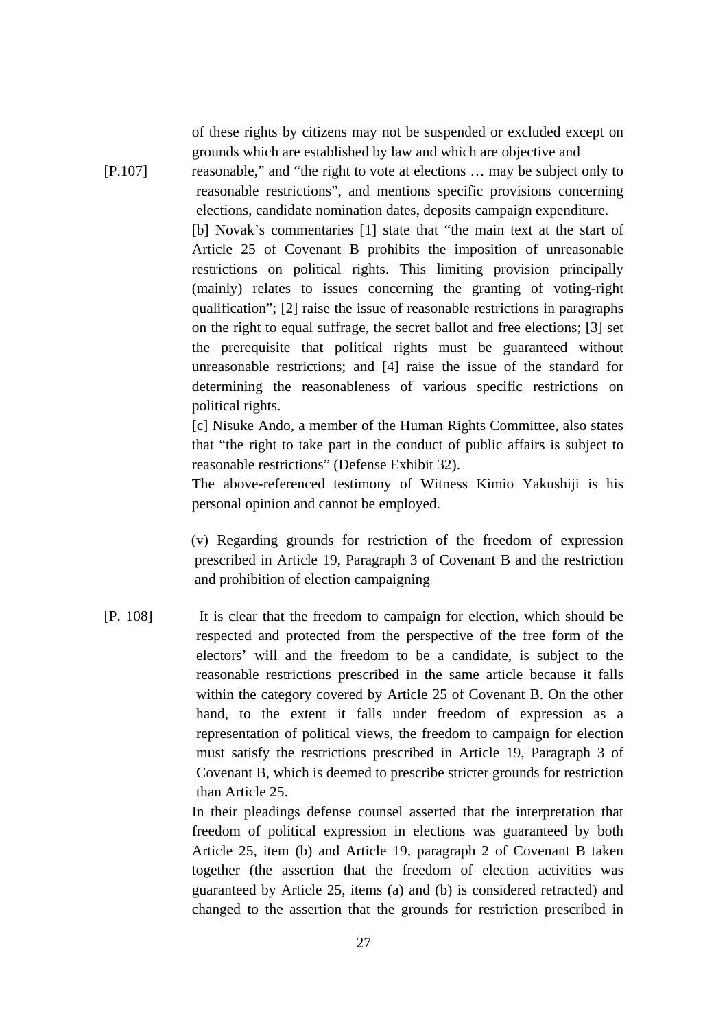of these rights by citizens may not be suspended or excluded except on grounds which are established by law and which are objective and

[P.107] reasonable," and "the right to vote at elections … may be subject only to reasonable restrictions", and mentions specific provisions concerning elections, candidate nomination dates, deposits campaign expenditure.

[b] Novak's commentaries [1] state that "the main text at the start of Article 25 of Covenant B prohibits the imposition of unreasonable restrictions on political rights. This limiting provision principally (mainly) relates to issues concerning the granting of voting-right qualification"; [2] raise the issue of reasonable restrictions in paragraphs on the right to equal suffrage, the secret ballot and free elections; [3] set the prerequisite that political rights must be guaranteed without unreasonable restrictions; and [4] raise the issue of the standard for determining the reasonableness of various specific restrictions on political rights.

[c] Nisuke Ando, a member of the Human Rights Committee, also states that "the right to take part in the conduct of public affairs is subject to reasonable restrictions" (Defense Exhibit 32).

The above-referenced testimony of Witness Kimio Yakushiji is his personal opinion and cannot be employed.

(v) Regarding grounds for restriction of the freedom of expression prescribed in Article 19, Paragraph 3 of Covenant B and the restriction and prohibition of election campaigning

[P. 108] It is clear that the freedom to campaign for election, which should be respected and protected from the perspective of the free form of the electors' will and the freedom to be a candidate, is subject to the reasonable restrictions prescribed in the same article because it falls within the category covered by Article 25 of Covenant B. On the other hand, to the extent it falls under freedom of expression as a representation of political views, the freedom to campaign for election must satisfy the restrictions prescribed in Article 19, Paragraph 3 of Covenant B, which is deemed to prescribe stricter grounds for restriction than Article 25.

In their pleadings defense counsel asserted that the interpretation that freedom of political expression in elections was guaranteed by both Article 25, item (b) and Article 19, paragraph 2 of Covenant B taken together (the assertion that the freedom of election activities was guaranteed by Article 25, items (a) and (b) is considered retracted) and changed to the assertion that the grounds for restriction prescribed in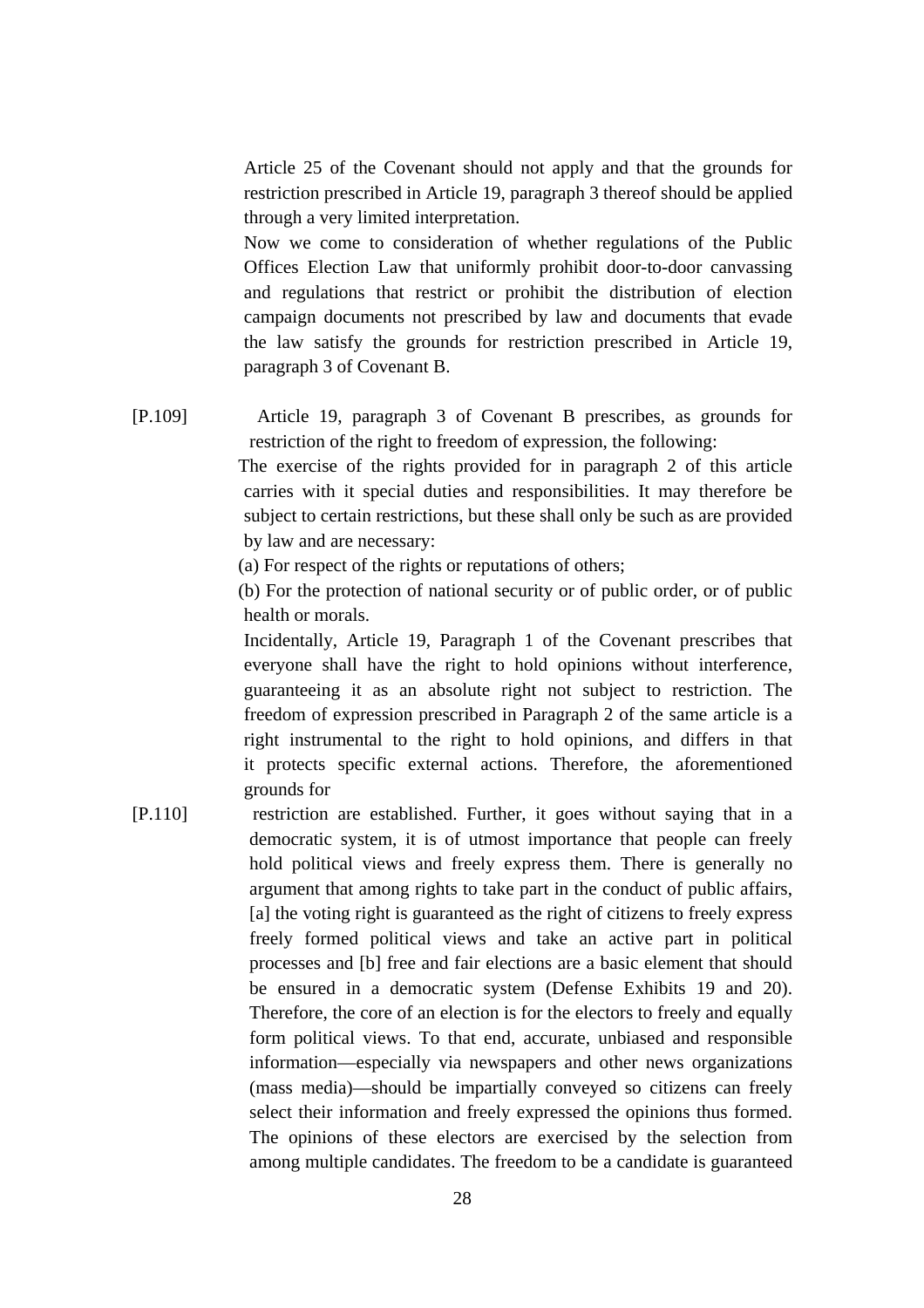Article 25 of the Covenant should not apply and that the grounds for restriction prescribed in Article 19, paragraph 3 thereof should be applied through a very limited interpretation.

Now we come to consideration of whether regulations of the Public Offices Election Law that uniformly prohibit door-to-door canvassing and regulations that restrict or prohibit the distribution of election campaign documents not prescribed by law and documents that evade the law satisfy the grounds for restriction prescribed in Article 19, paragraph 3 of Covenant B.

[P.109] Article 19, paragraph 3 of Covenant B prescribes, as grounds for restriction of the right to freedom of expression, the following:

The exercise of the rights provided for in paragraph 2 of this article carries with it special duties and responsibilities. It may therefore be subject to certain restrictions, but these shall only be such as are provided by law and are necessary:

(a) For respect of the rights or reputations of others;

(b) For the protection of national security or of public order, or of public health or morals.

Incidentally, Article 19, Paragraph 1 of the Covenant prescribes that everyone shall have the right to hold opinions without interference, guaranteeing it as an absolute right not subject to restriction. The freedom of expression prescribed in Paragraph 2 of the same article is a right instrumental to the right to hold opinions, and differs in that it protects specific external actions. Therefore, the aforementioned grounds for

[P.110] restriction are established. Further, it goes without saying that in a democratic system, it is of utmost importance that people can freely hold political views and freely express them. There is generally no argument that among rights to take part in the conduct of public affairs, [a] the voting right is guaranteed as the right of citizens to freely express freely formed political views and take an active part in political processes and [b] free and fair elections are a basic element that should be ensured in a democratic system (Defense Exhibits 19 and 20). Therefore, the core of an election is for the electors to freely and equally form political views. To that end, accurate, unbiased and responsible information—especially via newspapers and other news organizations (mass media)—should be impartially conveyed so citizens can freely select their information and freely expressed the opinions thus formed. The opinions of these electors are exercised by the selection from among multiple candidates. The freedom to be a candidate is guaranteed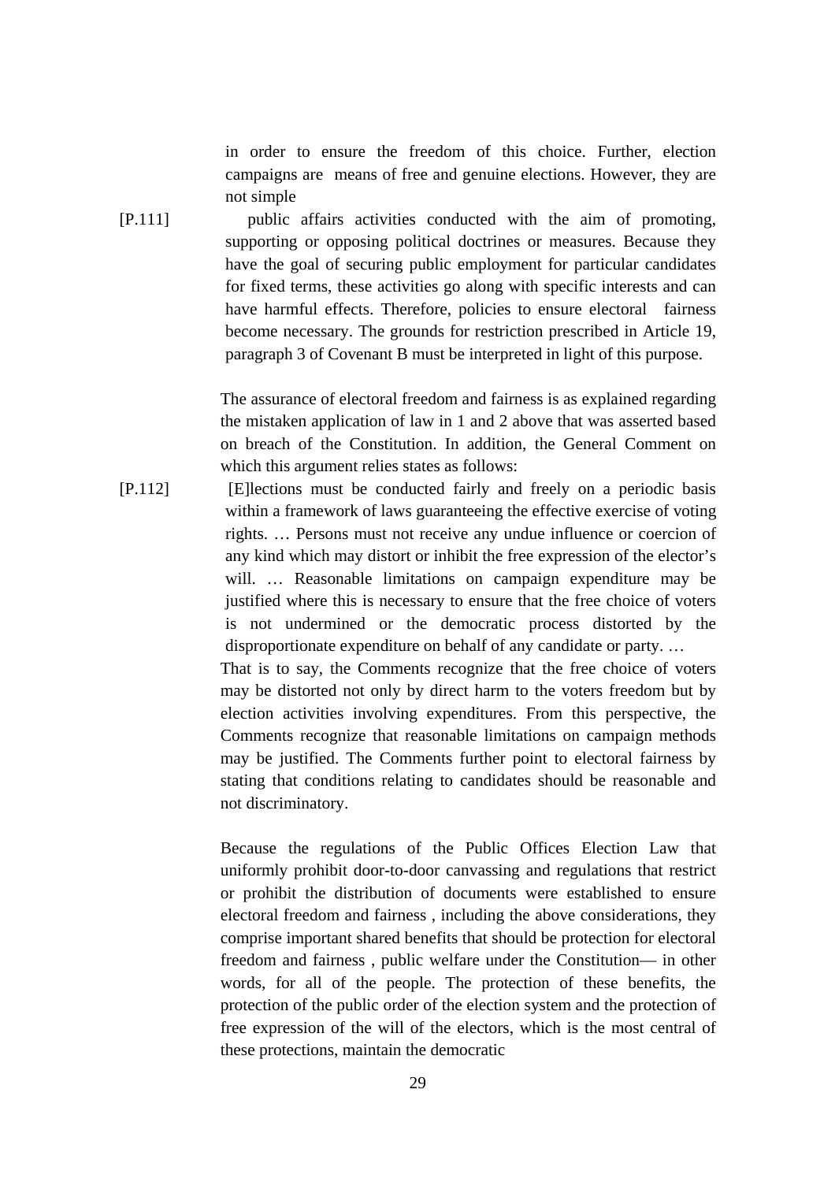in order to ensure the freedom of this choice. Further, election campaigns are means of free and genuine elections. However, they are not simple

[P.111] public affairs activities conducted with the aim of promoting, supporting or opposing political doctrines or measures. Because they have the goal of securing public employment for particular candidates for fixed terms, these activities go along with specific interests and can have harmful effects. Therefore, policies to ensure electoral fairness become necessary. The grounds for restriction prescribed in Article 19, paragraph 3 of Covenant B must be interpreted in light of this purpose.

The assurance of electoral freedom and fairness is as explained regarding the mistaken application of law in 1 and 2 above that was asserted based on breach of the Constitution. In addition, the General Comment on which this argument relies states as follows:

[P.112] [E]lections must be conducted fairly and freely on a periodic basis within a framework of laws guaranteeing the effective exercise of voting rights. … Persons must not receive any undue influence or coercion of any kind which may distort or inhibit the free expression of the elector's will. … Reasonable limitations on campaign expenditure may be justified where this is necessary to ensure that the free choice of voters is not undermined or the democratic process distorted by the disproportionate expenditure on behalf of any candidate or party. …

That is to say, the Comments recognize that the free choice of voters may be distorted not only by direct harm to the voters freedom but by election activities involving expenditures. From this perspective, the Comments recognize that reasonable limitations on campaign methods may be justified. The Comments further point to electoral fairness by stating that conditions relating to candidates should be reasonable and not discriminatory.

Because the regulations of the Public Offices Election Law that uniformly prohibit door-to-door canvassing and regulations that restrict or prohibit the distribution of documents were established to ensure electoral freedom and fairness , including the above considerations, they comprise important shared benefits that should be protection for electoral freedom and fairness , public welfare under the Constitution— in other words, for all of the people. The protection of these benefits, the protection of the public order of the election system and the protection of free expression of the will of the electors, which is the most central of these protections, maintain the democratic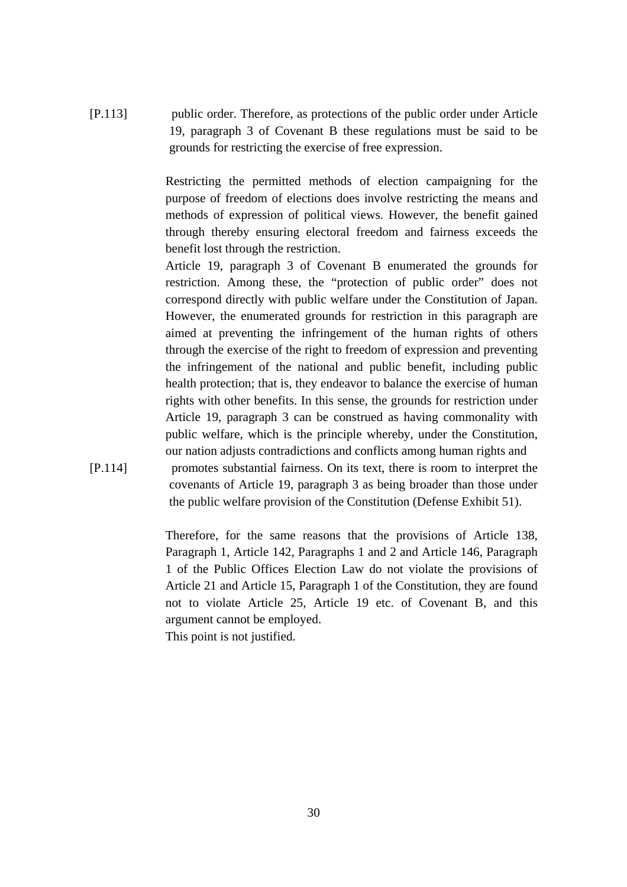[P.113] public order. Therefore, as protections of the public order under Article 19, paragraph 3 of Covenant B these regulations must be said to be grounds for restricting the exercise of free expression.

Restricting the permitted methods of election campaigning for the purpose of freedom of elections does involve restricting the means and methods of expression of political views. However, the benefit gained through thereby ensuring electoral freedom and fairness exceeds the benefit lost through the restriction.

Article 19, paragraph 3 of Covenant B enumerated the grounds for restriction. Among these, the "protection of public order" does not correspond directly with public welfare under the Constitution of Japan. However, the enumerated grounds for restriction in this paragraph are aimed at preventing the infringement of the human rights of others through the exercise of the right to freedom of expression and preventing the infringement of the national and public benefit, including public health protection; that is, they endeavor to balance the exercise of human rights with other benefits. In this sense, the grounds for restriction under Article 19, paragraph 3 can be construed as having commonality with public welfare, which is the principle whereby, under the Constitution, our nation adjusts contradictions and conflicts among human rights and

[P.114] promotes substantial fairness. On its text, there is room to interpret the covenants of Article 19, paragraph 3 as being broader than those under the public welfare provision of the Constitution (Defense Exhibit 51).

Therefore, for the same reasons that the provisions of Article 138, Paragraph 1, Article 142, Paragraphs 1 and 2 and Article 146, Paragraph 1 of the Public Offices Election Law do not violate the provisions of Article 21 and Article 15, Paragraph 1 of the Constitution, they are found not to violate Article 25, Article 19 etc. of Covenant B, and this argument cannot be employed.

This point is not justified.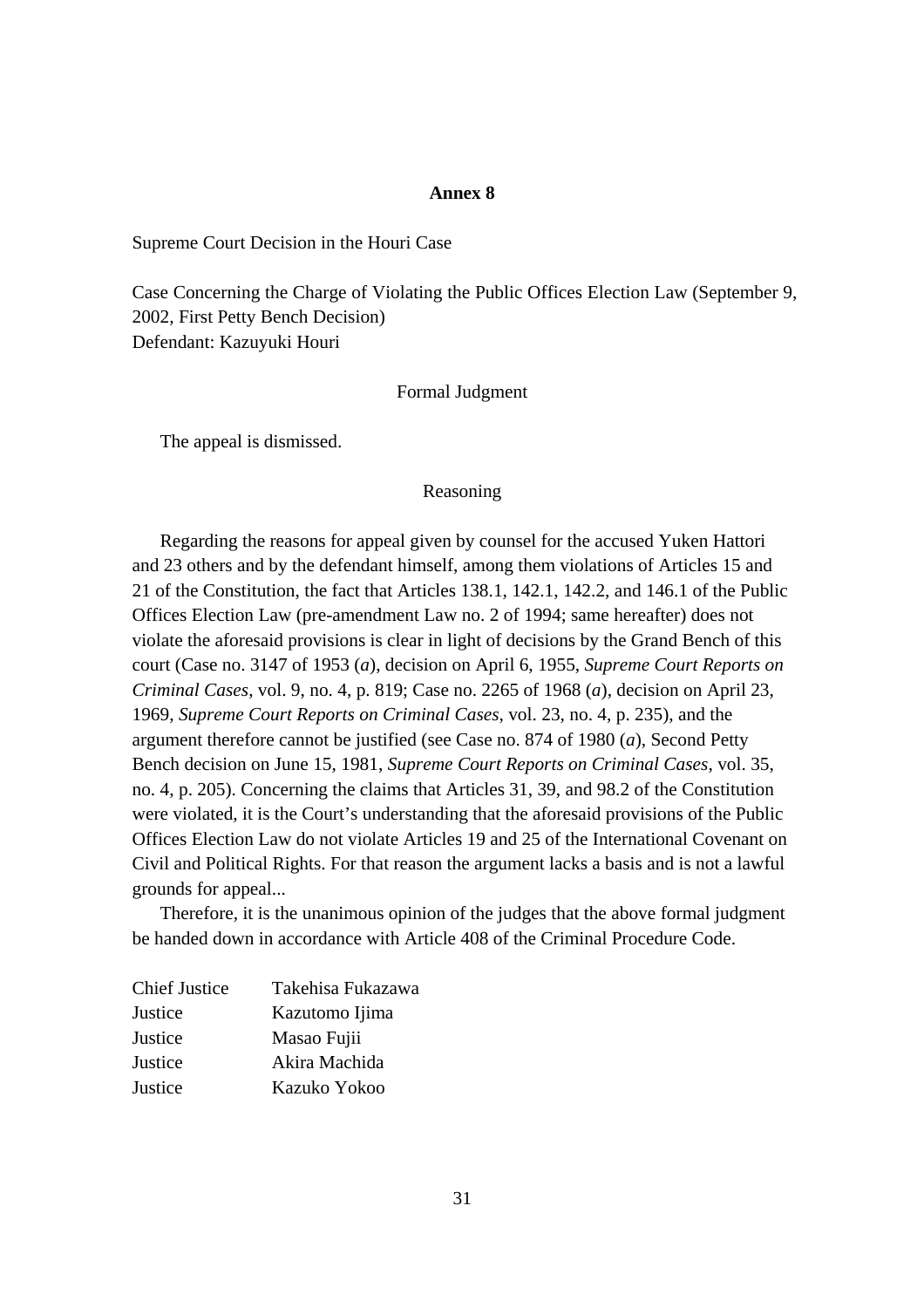**Annex 8**

Supreme Court Decision in the Houri Case

Case Concerning the Charge of Violating the Public Offices Election Law (September 9, 2002, First Petty Bench Decision)
Defendant: Kazuyuki Houri

Formal Judgment

The appeal is dismissed.

Reasoning

Regarding the reasons for appeal given by counsel for the accused Yuken Hattori and 23 others and by the defendant himself, among them violations of Articles 15 and 21 of the Constitution, the fact that Articles 138.1, 142.1, 142.2, and 146.1 of the Public Offices Election Law (pre-amendment Law no. 2 of 1994; same hereafter) does not violate the aforesaid provisions is clear in light of decisions by the Grand Bench of this court (Case no. 3147 of 1953 (*a*), decision on April 6, 1955, *Supreme Court Reports on Criminal Cases*, vol. 9, no. 4, p. 819; Case no. 2265 of 1968 (*a*), decision on April 23, 1969, *Supreme Court Reports on Criminal Cases*, vol. 23, no. 4, p. 235), and the argument therefore cannot be justified (see Case no. 874 of 1980 (*a*), Second Petty Bench decision on June 15, 1981, *Supreme Court Reports on Criminal Cases*, vol. 35, no. 4, p. 205). Concerning the claims that Articles 31, 39, and 98.2 of the Constitution were violated, it is the Court's understanding that the aforesaid provisions of the Public Offices Election Law do not violate Articles 19 and 25 of the International Covenant on Civil and Political Rights. For that reason the argument lacks a basis and is not a lawful grounds for appeal...

Therefore, it is the unanimous opinion of the judges that the above formal judgment be handed down in accordance with Article 408 of the Criminal Procedure Code.

Chief Justice Takehisa Fukazawa
Justice Kazutomo Ijima
Justice Masao Fujii
Justice Akira Machida
Justice Kazuko Yokoo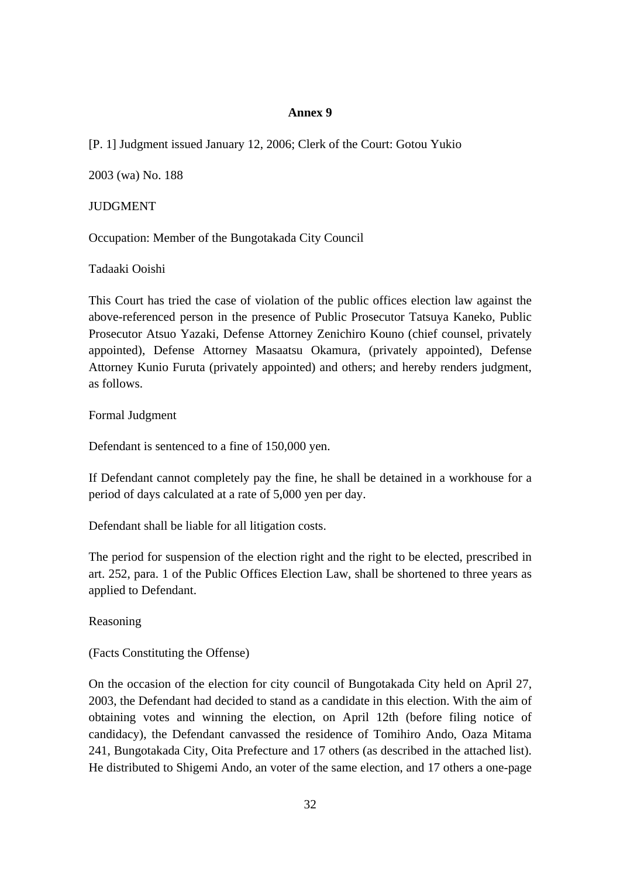## Annex 9

[P. 1] Judgment issued January 12, 2006; Clerk of the Court: Gotou Yukio

2003 (wa) No. 188

JUDGMENT

Occupation: Member of the Bungotakada City Council

Tadaaki Ooishi

This Court has tried the case of violation of the public offices election law against the above-referenced person in the presence of Public Prosecutor Tatsuya Kaneko, Public Prosecutor Atsuo Yazaki, Defense Attorney Zenichiro Kouno (chief counsel, privately appointed), Defense Attorney Masaatsu Okamura, (privately appointed), Defense Attorney Kunio Furuta (privately appointed) and others; and hereby renders judgment, as follows.

Formal Judgment

Defendant is sentenced to a fine of 150,000 yen.

If Defendant cannot completely pay the fine, he shall be detained in a workhouse for a period of days calculated at a rate of 5,000 yen per day.

Defendant shall be liable for all litigation costs.

The period for suspension of the election right and the right to be elected, prescribed in art. 252, para. 1 of the Public Offices Election Law, shall be shortened to three years as applied to Defendant.

Reasoning

(Facts Constituting the Offense)

On the occasion of the election for city council of Bungotakada City held on April 27, 2003, the Defendant had decided to stand as a candidate in this election. With the aim of obtaining votes and winning the election, on April 12th (before filing notice of candidacy), the Defendant canvassed the residence of Tomihiro Ando, Oaza Mitama 241, Bungotakada City, Oita Prefecture and 17 others (as described in the attached list). He distributed to Shigemi Ando, an voter of the same election, and 17 others a one-page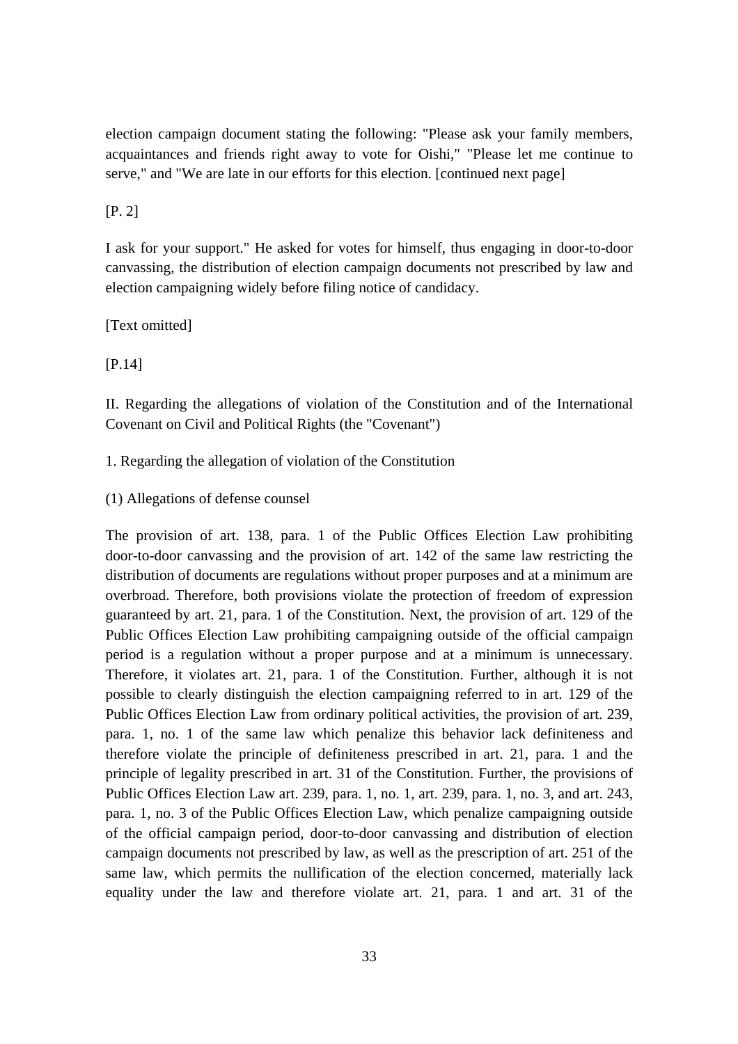election campaign document stating the following: "Please ask your family members, acquaintances and friends right away to vote for Oishi," "Please let me continue to serve," and "We are late in our efforts for this election. [continued next page]

[P. 2]

I ask for your support." He asked for votes for himself, thus engaging in door-to-door canvassing, the distribution of election campaign documents not prescribed by law and election campaigning widely before filing notice of candidacy.

[Text omitted]

[P.14]

II. Regarding the allegations of violation of the Constitution and of the International Covenant on Civil and Political Rights (the "Covenant")

1. Regarding the allegation of violation of the Constitution

(1) Allegations of defense counsel

The provision of art. 138, para. 1 of the Public Offices Election Law prohibiting door-to-door canvassing and the provision of art. 142 of the same law restricting the distribution of documents are regulations without proper purposes and at a minimum are overbroad. Therefore, both provisions violate the protection of freedom of expression guaranteed by art. 21, para. 1 of the Constitution. Next, the provision of art. 129 of the Public Offices Election Law prohibiting campaigning outside of the official campaign period is a regulation without a proper purpose and at a minimum is unnecessary. Therefore, it violates art. 21, para. 1 of the Constitution. Further, although it is not possible to clearly distinguish the election campaigning referred to in art. 129 of the Public Offices Election Law from ordinary political activities, the provision of art. 239, para. 1, no. 1 of the same law which penalize this behavior lack definiteness and therefore violate the principle of definiteness prescribed in art. 21, para. 1 and the principle of legality prescribed in art. 31 of the Constitution. Further, the provisions of Public Offices Election Law art. 239, para. 1, no. 1, art. 239, para. 1, no. 3, and art. 243, para. 1, no. 3 of the Public Offices Election Law, which penalize campaigning outside of the official campaign period, door-to-door canvassing and distribution of election campaign documents not prescribed by law, as well as the prescription of art. 251 of the same law, which permits the nullification of the election concerned, materially lack equality under the law and therefore violate art. 21, para. 1 and art. 31 of the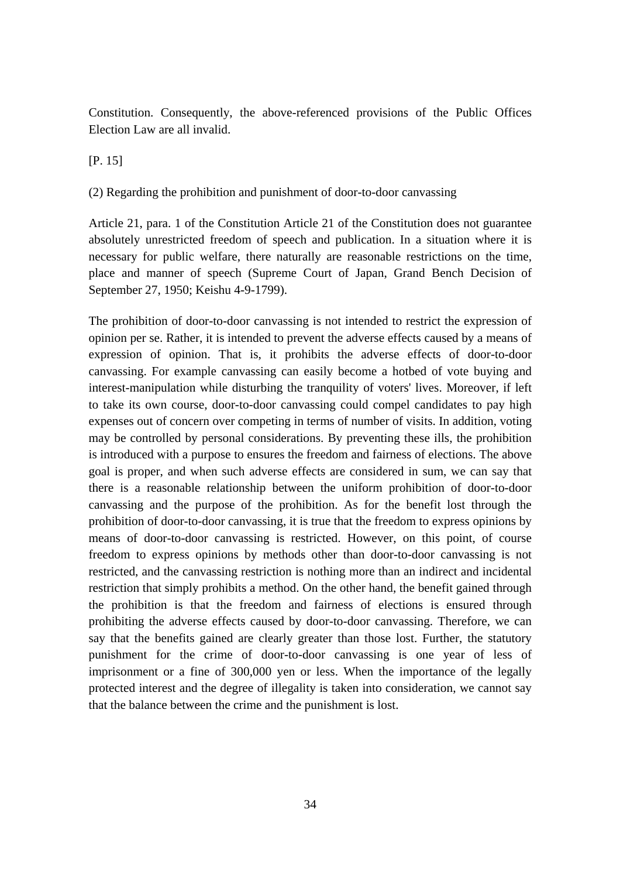Constitution. Consequently, the above-referenced provisions of the Public Offices Election Law are all invalid.

[P. 15]

(2) Regarding the prohibition and punishment of door-to-door canvassing

Article 21, para. 1 of the Constitution Article 21 of the Constitution does not guarantee absolutely unrestricted freedom of speech and publication. In a situation where it is necessary for public welfare, there naturally are reasonable restrictions on the time, place and manner of speech (Supreme Court of Japan, Grand Bench Decision of September 27, 1950; Keishu 4-9-1799).

The prohibition of door-to-door canvassing is not intended to restrict the expression of opinion per se. Rather, it is intended to prevent the adverse effects caused by a means of expression of opinion. That is, it prohibits the adverse effects of door-to-door canvassing. For example canvassing can easily become a hotbed of vote buying and interest-manipulation while disturbing the tranquility of voters' lives. Moreover, if left to take its own course, door-to-door canvassing could compel candidates to pay high expenses out of concern over competing in terms of number of visits. In addition, voting may be controlled by personal considerations. By preventing these ills, the prohibition is introduced with a purpose to ensures the freedom and fairness of elections. The above goal is proper, and when such adverse effects are considered in sum, we can say that there is a reasonable relationship between the uniform prohibition of door-to-door canvassing and the purpose of the prohibition. As for the benefit lost through the prohibition of door-to-door canvassing, it is true that the freedom to express opinions by means of door-to-door canvassing is restricted. However, on this point, of course freedom to express opinions by methods other than door-to-door canvassing is not restricted, and the canvassing restriction is nothing more than an indirect and incidental restriction that simply prohibits a method. On the other hand, the benefit gained through the prohibition is that the freedom and fairness of elections is ensured through prohibiting the adverse effects caused by door-to-door canvassing. Therefore, we can say that the benefits gained are clearly greater than those lost. Further, the statutory punishment for the crime of door-to-door canvassing is one year of less of imprisonment or a fine of 300,000 yen or less. When the importance of the legally protected interest and the degree of illegality is taken into consideration, we cannot say that the balance between the crime and the punishment is lost.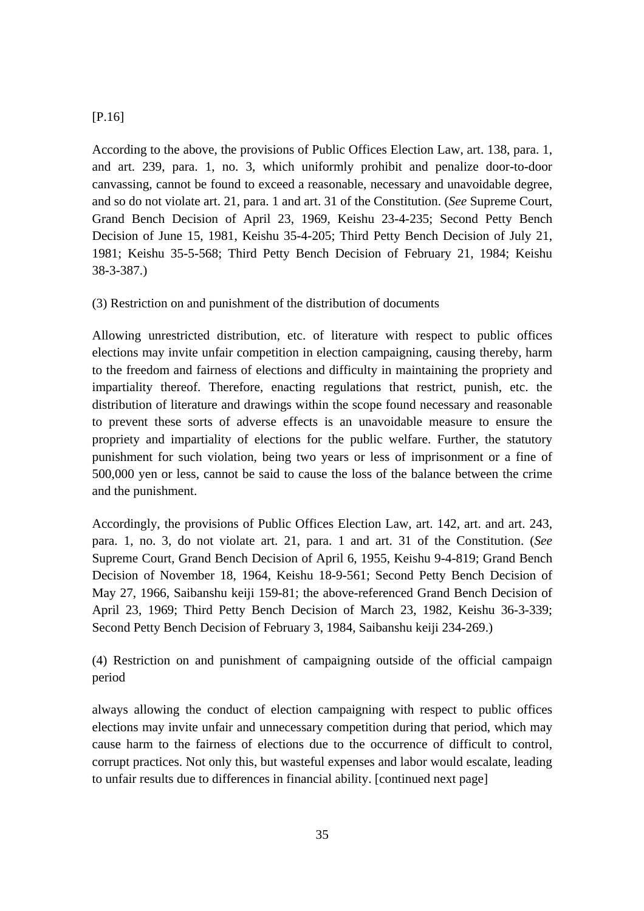[P.16]

According to the above, the provisions of Public Offices Election Law, art. 138, para. 1, and art. 239, para. 1, no. 3, which uniformly prohibit and penalize door-to-door canvassing, cannot be found to exceed a reasonable, necessary and unavoidable degree, and so do not violate art. 21, para. 1 and art. 31 of the Constitution. (*See* Supreme Court, Grand Bench Decision of April 23, 1969, Keishu 23-4-235; Second Petty Bench Decision of June 15, 1981, Keishu 35-4-205; Third Petty Bench Decision of July 21, 1981; Keishu 35-5-568; Third Petty Bench Decision of February 21, 1984; Keishu 38-3-387.)

(3) Restriction on and punishment of the distribution of documents

Allowing unrestricted distribution, etc. of literature with respect to public offices elections may invite unfair competition in election campaigning, causing thereby, harm to the freedom and fairness of elections and difficulty in maintaining the propriety and impartiality thereof. Therefore, enacting regulations that restrict, punish, etc. the distribution of literature and drawings within the scope found necessary and reasonable to prevent these sorts of adverse effects is an unavoidable measure to ensure the propriety and impartiality of elections for the public welfare. Further, the statutory punishment for such violation, being two years or less of imprisonment or a fine of 500,000 yen or less, cannot be said to cause the loss of the balance between the crime and the punishment.

Accordingly, the provisions of Public Offices Election Law, art. 142, art. and art. 243, para. 1, no. 3, do not violate art. 21, para. 1 and art. 31 of the Constitution. (*See* Supreme Court, Grand Bench Decision of April 6, 1955, Keishu 9-4-819; Grand Bench Decision of November 18, 1964, Keishu 18-9-561; Second Petty Bench Decision of May 27, 1966, Saibanshu keiji 159-81; the above-referenced Grand Bench Decision of April 23, 1969; Third Petty Bench Decision of March 23, 1982, Keishu 36-3-339; Second Petty Bench Decision of February 3, 1984, Saibanshu keiji 234-269.)

(4) Restriction on and punishment of campaigning outside of the official campaign period

always allowing the conduct of election campaigning with respect to public offices elections may invite unfair and unnecessary competition during that period, which may cause harm to the fairness of elections due to the occurrence of difficult to control, corrupt practices. Not only this, but wasteful expenses and labor would escalate, leading to unfair results due to differences in financial ability. [continued next page]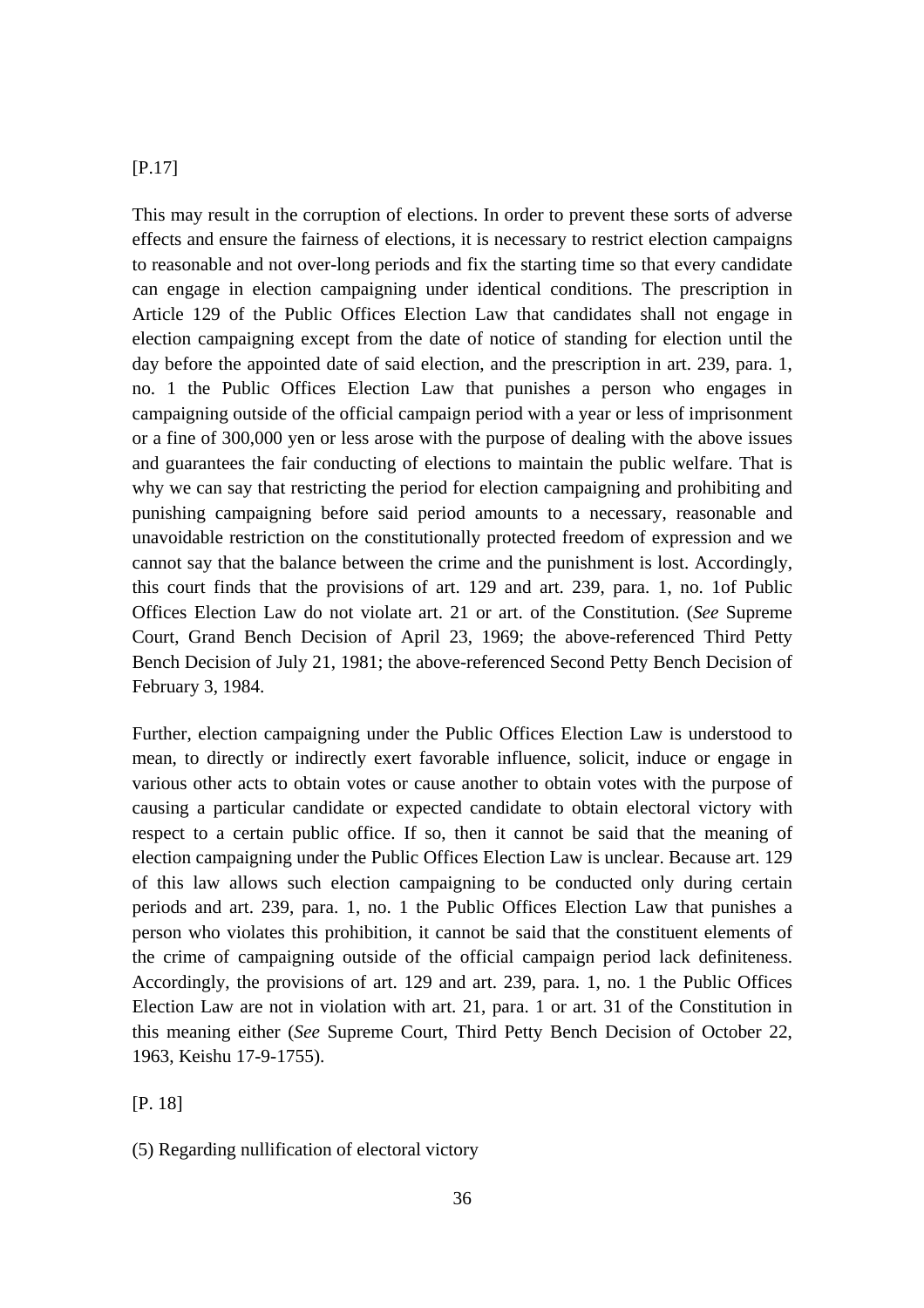[P.17]

This may result in the corruption of elections. In order to prevent these sorts of adverse effects and ensure the fairness of elections, it is necessary to restrict election campaigns to reasonable and not over-long periods and fix the starting time so that every candidate can engage in election campaigning under identical conditions. The prescription in Article 129 of the Public Offices Election Law that candidates shall not engage in election campaigning except from the date of notice of standing for election until the day before the appointed date of said election, and the prescription in art. 239, para. 1, no. 1 the Public Offices Election Law that punishes a person who engages in campaigning outside of the official campaign period with a year or less of imprisonment or a fine of 300,000 yen or less arose with the purpose of dealing with the above issues and guarantees the fair conducting of elections to maintain the public welfare. That is why we can say that restricting the period for election campaigning and prohibiting and punishing campaigning before said period amounts to a necessary, reasonable and unavoidable restriction on the constitutionally protected freedom of expression and we cannot say that the balance between the crime and the punishment is lost. Accordingly, this court finds that the provisions of art. 129 and art. 239, para. 1, no. 1of Public Offices Election Law do not violate art. 21 or art. of the Constitution. (*See* Supreme Court, Grand Bench Decision of April 23, 1969; the above-referenced Third Petty Bench Decision of July 21, 1981; the above-referenced Second Petty Bench Decision of February 3, 1984.

Further, election campaigning under the Public Offices Election Law is understood to mean, to directly or indirectly exert favorable influence, solicit, induce or engage in various other acts to obtain votes or cause another to obtain votes with the purpose of causing a particular candidate or expected candidate to obtain electoral victory with respect to a certain public office. If so, then it cannot be said that the meaning of election campaigning under the Public Offices Election Law is unclear. Because art. 129 of this law allows such election campaigning to be conducted only during certain periods and art. 239, para. 1, no. 1 the Public Offices Election Law that punishes a person who violates this prohibition, it cannot be said that the constituent elements of the crime of campaigning outside of the official campaign period lack definiteness. Accordingly, the provisions of art. 129 and art. 239, para. 1, no. 1 the Public Offices Election Law are not in violation with art. 21, para. 1 or art. 31 of the Constitution in this meaning either (*See* Supreme Court, Third Petty Bench Decision of October 22, 1963, Keishu 17-9-1755).

[P. 18]

(5) Regarding nullification of electoral victory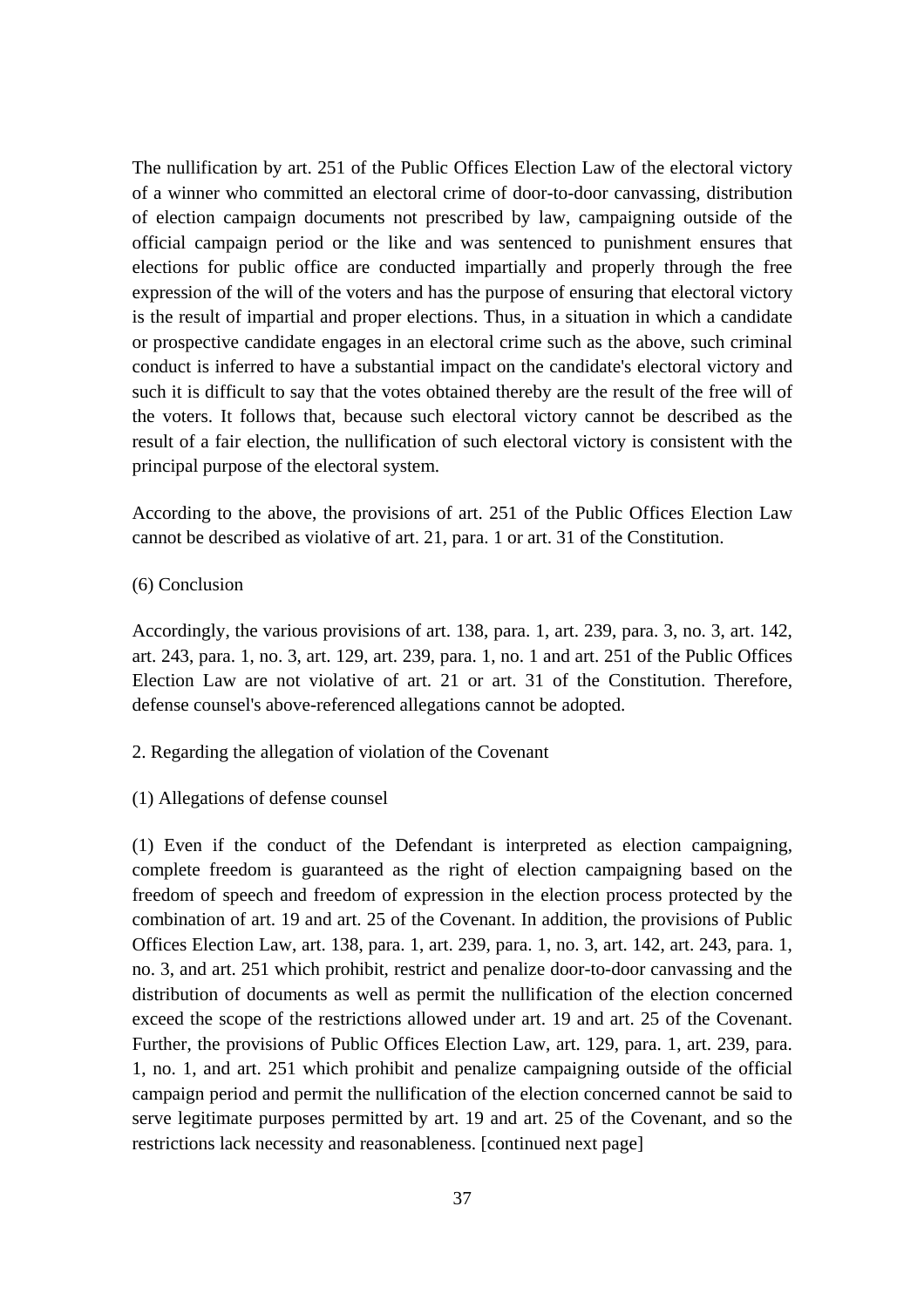The nullification by art. 251 of the Public Offices Election Law of the electoral victory of a winner who committed an electoral crime of door-to-door canvassing, distribution of election campaign documents not prescribed by law, campaigning outside of the official campaign period or the like and was sentenced to punishment ensures that elections for public office are conducted impartially and properly through the free expression of the will of the voters and has the purpose of ensuring that electoral victory is the result of impartial and proper elections. Thus, in a situation in which a candidate or prospective candidate engages in an electoral crime such as the above, such criminal conduct is inferred to have a substantial impact on the candidate's electoral victory and such it is difficult to say that the votes obtained thereby are the result of the free will of the voters. It follows that, because such electoral victory cannot be described as the result of a fair election, the nullification of such electoral victory is consistent with the principal purpose of the electoral system.

According to the above, the provisions of art. 251 of the Public Offices Election Law cannot be described as violative of art. 21, para. 1 or art. 31 of the Constitution.

(6) Conclusion

Accordingly, the various provisions of art. 138, para. 1, art. 239, para. 3, no. 3, art. 142, art. 243, para. 1, no. 3, art. 129, art. 239, para. 1, no. 1 and art. 251 of the Public Offices Election Law are not violative of art. 21 or art. 31 of the Constitution. Therefore, defense counsel's above-referenced allegations cannot be adopted.

2. Regarding the allegation of violation of the Covenant

(1) Allegations of defense counsel

(1) Even if the conduct of the Defendant is interpreted as election campaigning, complete freedom is guaranteed as the right of election campaigning based on the freedom of speech and freedom of expression in the election process protected by the combination of art. 19 and art. 25 of the Covenant. In addition, the provisions of Public Offices Election Law, art. 138, para. 1, art. 239, para. 1, no. 3, art. 142, art. 243, para. 1, no. 3, and art. 251 which prohibit, restrict and penalize door-to-door canvassing and the distribution of documents as well as permit the nullification of the election concerned exceed the scope of the restrictions allowed under art. 19 and art. 25 of the Covenant. Further, the provisions of Public Offices Election Law, art. 129, para. 1, art. 239, para. 1, no. 1, and art. 251 which prohibit and penalize campaigning outside of the official campaign period and permit the nullification of the election concerned cannot be said to serve legitimate purposes permitted by art. 19 and art. 25 of the Covenant, and so the restrictions lack necessity and reasonableness. [continued next page]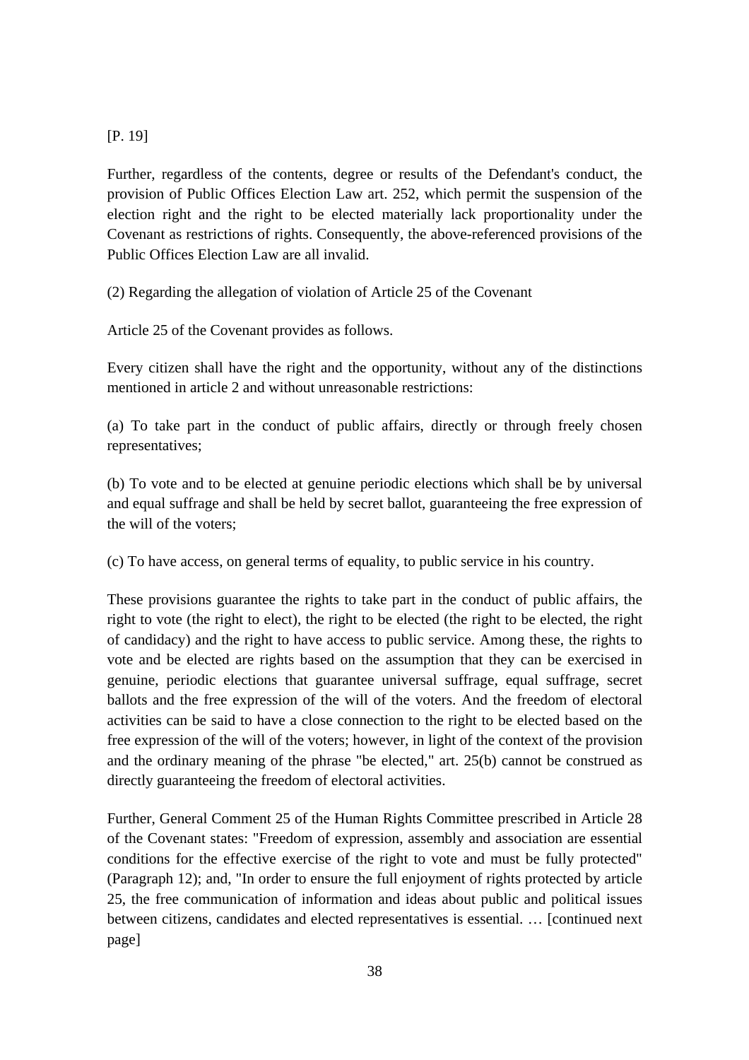[P. 19]

Further, regardless of the contents, degree or results of the Defendant's conduct, the provision of Public Offices Election Law art. 252, which permit the suspension of the election right and the right to be elected materially lack proportionality under the Covenant as restrictions of rights. Consequently, the above-referenced provisions of the Public Offices Election Law are all invalid.

(2) Regarding the allegation of violation of Article 25 of the Covenant

Article 25 of the Covenant provides as follows.

Every citizen shall have the right and the opportunity, without any of the distinctions mentioned in article 2 and without unreasonable restrictions:

(a) To take part in the conduct of public affairs, directly or through freely chosen representatives;

(b) To vote and to be elected at genuine periodic elections which shall be by universal and equal suffrage and shall be held by secret ballot, guaranteeing the free expression of the will of the voters;

(c) To have access, on general terms of equality, to public service in his country.

These provisions guarantee the rights to take part in the conduct of public affairs, the right to vote (the right to elect), the right to be elected (the right to be elected, the right of candidacy) and the right to have access to public service. Among these, the rights to vote and be elected are rights based on the assumption that they can be exercised in genuine, periodic elections that guarantee universal suffrage, equal suffrage, secret ballots and the free expression of the will of the voters. And the freedom of electoral activities can be said to have a close connection to the right to be elected based on the free expression of the will of the voters; however, in light of the context of the provision and the ordinary meaning of the phrase "be elected," art. 25(b) cannot be construed as directly guaranteeing the freedom of electoral activities.

Further, General Comment 25 of the Human Rights Committee prescribed in Article 28 of the Covenant states: "Freedom of expression, assembly and association are essential conditions for the effective exercise of the right to vote and must be fully protected" (Paragraph 12); and, "In order to ensure the full enjoyment of rights protected by article 25, the free communication of information and ideas about public and political issues between citizens, candidates and elected representatives is essential. … [continued next page]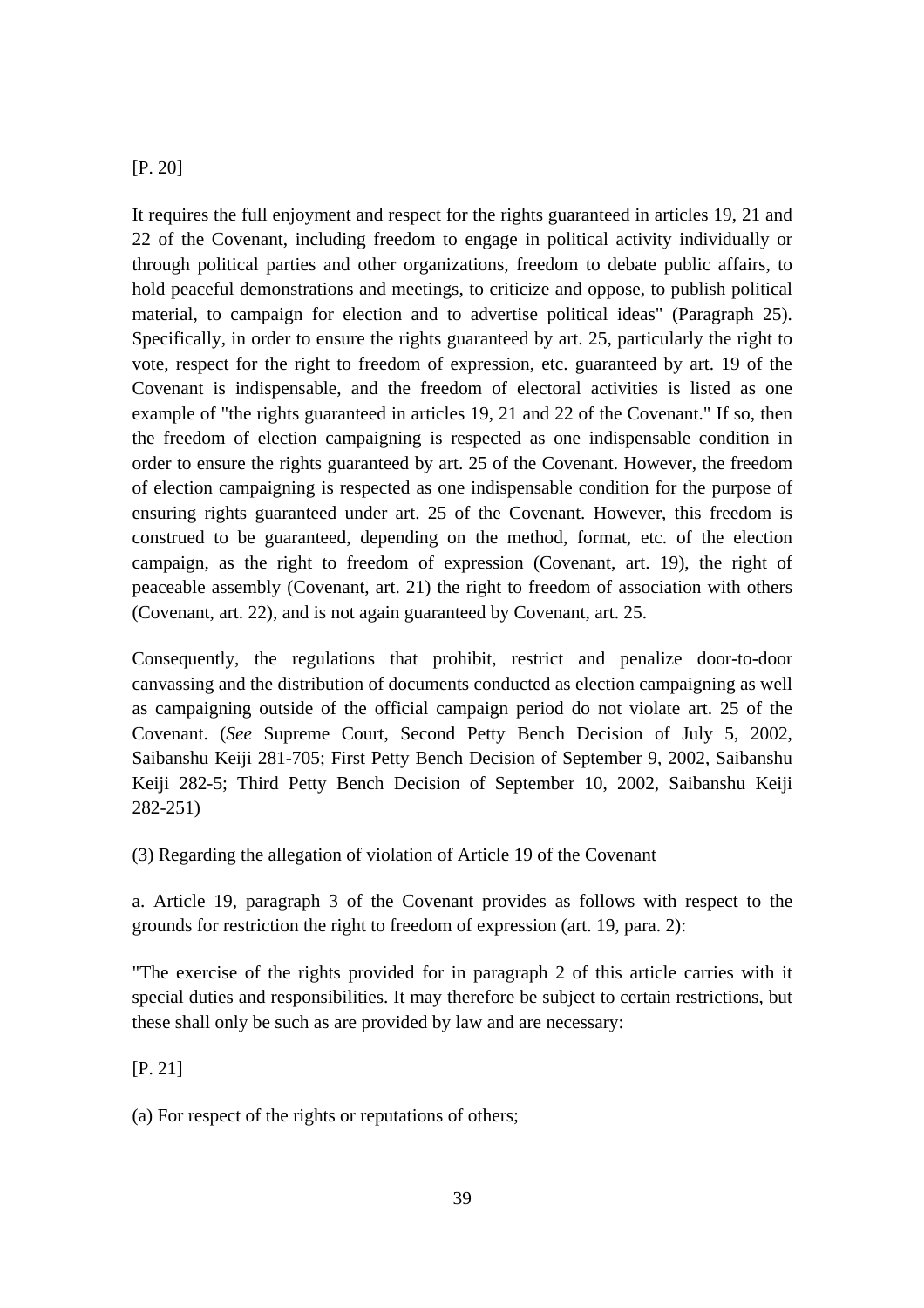[P. 20]

It requires the full enjoyment and respect for the rights guaranteed in articles 19, 21 and 22 of the Covenant, including freedom to engage in political activity individually or through political parties and other organizations, freedom to debate public affairs, to hold peaceful demonstrations and meetings, to criticize and oppose, to publish political material, to campaign for election and to advertise political ideas" (Paragraph 25). Specifically, in order to ensure the rights guaranteed by art. 25, particularly the right to vote, respect for the right to freedom of expression, etc. guaranteed by art. 19 of the Covenant is indispensable, and the freedom of electoral activities is listed as one example of "the rights guaranteed in articles 19, 21 and 22 of the Covenant." If so, then the freedom of election campaigning is respected as one indispensable condition in order to ensure the rights guaranteed by art. 25 of the Covenant. However, the freedom of election campaigning is respected as one indispensable condition for the purpose of ensuring rights guaranteed under art. 25 of the Covenant. However, this freedom is construed to be guaranteed, depending on the method, format, etc. of the election campaign, as the right to freedom of expression (Covenant, art. 19), the right of peaceable assembly (Covenant, art. 21) the right to freedom of association with others (Covenant, art. 22), and is not again guaranteed by Covenant, art. 25.

Consequently, the regulations that prohibit, restrict and penalize door-to-door canvassing and the distribution of documents conducted as election campaigning as well as campaigning outside of the official campaign period do not violate art. 25 of the Covenant. (*See* Supreme Court, Second Petty Bench Decision of July 5, 2002, Saibanshu Keiji 281-705; First Petty Bench Decision of September 9, 2002, Saibanshu Keiji 282-5; Third Petty Bench Decision of September 10, 2002, Saibanshu Keiji 282-251)

(3) Regarding the allegation of violation of Article 19 of the Covenant

a. Article 19, paragraph 3 of the Covenant provides as follows with respect to the grounds for restriction the right to freedom of expression (art. 19, para. 2):

"The exercise of the rights provided for in paragraph 2 of this article carries with it special duties and responsibilities. It may therefore be subject to certain restrictions, but these shall only be such as are provided by law and are necessary:

[P. 21]

(a) For respect of the rights or reputations of others;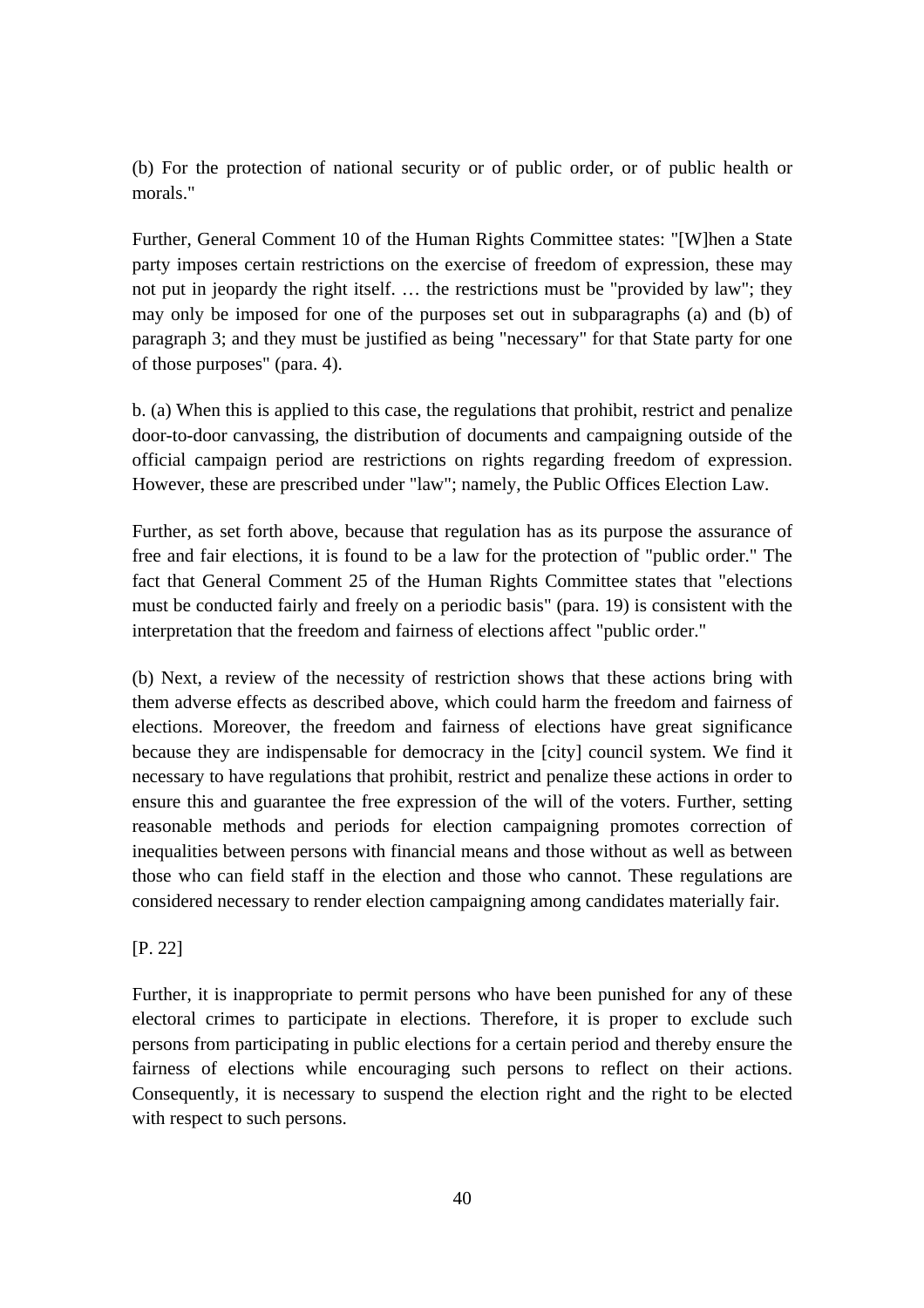(b) For the protection of national security or of public order, or of public health or morals."

Further, General Comment 10 of the Human Rights Committee states: "[W]hen a State party imposes certain restrictions on the exercise of freedom of expression, these may not put in jeopardy the right itself. … the restrictions must be "provided by law"; they may only be imposed for one of the purposes set out in subparagraphs (a) and (b) of paragraph 3; and they must be justified as being "necessary" for that State party for one of those purposes" (para. 4).

b. (a) When this is applied to this case, the regulations that prohibit, restrict and penalize door-to-door canvassing, the distribution of documents and campaigning outside of the official campaign period are restrictions on rights regarding freedom of expression. However, these are prescribed under "law"; namely, the Public Offices Election Law.

Further, as set forth above, because that regulation has as its purpose the assurance of free and fair elections, it is found to be a law for the protection of "public order." The fact that General Comment 25 of the Human Rights Committee states that "elections must be conducted fairly and freely on a periodic basis" (para. 19) is consistent with the interpretation that the freedom and fairness of elections affect "public order."

(b) Next, a review of the necessity of restriction shows that these actions bring with them adverse effects as described above, which could harm the freedom and fairness of elections. Moreover, the freedom and fairness of elections have great significance because they are indispensable for democracy in the [city] council system. We find it necessary to have regulations that prohibit, restrict and penalize these actions in order to ensure this and guarantee the free expression of the will of the voters. Further, setting reasonable methods and periods for election campaigning promotes correction of inequalities between persons with financial means and those without as well as between those who can field staff in the election and those who cannot. These regulations are considered necessary to render election campaigning among candidates materially fair.

[P. 22]

Further, it is inappropriate to permit persons who have been punished for any of these electoral crimes to participate in elections. Therefore, it is proper to exclude such persons from participating in public elections for a certain period and thereby ensure the fairness of elections while encouraging such persons to reflect on their actions. Consequently, it is necessary to suspend the election right and the right to be elected with respect to such persons.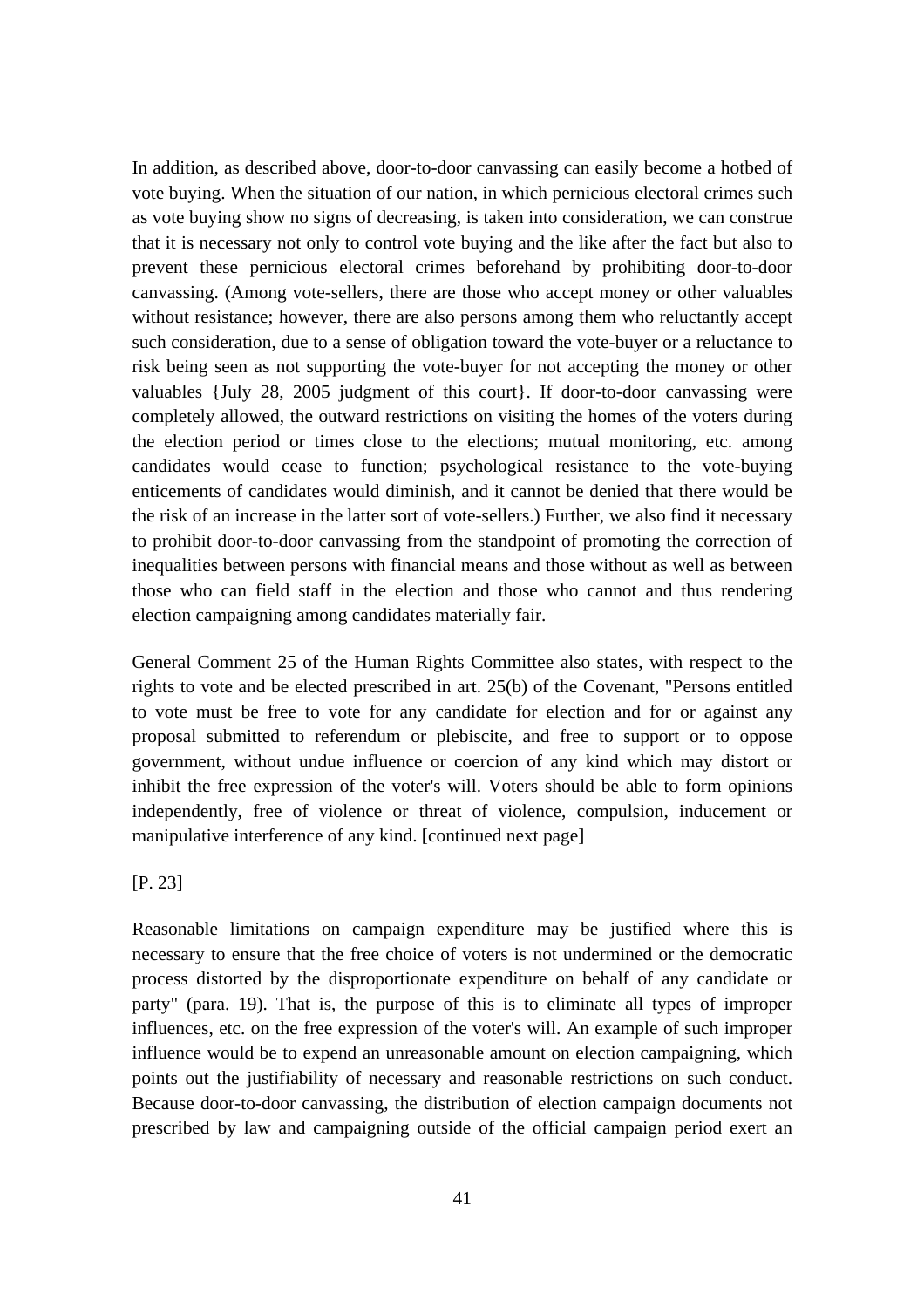In addition, as described above, door-to-door canvassing can easily become a hotbed of vote buying. When the situation of our nation, in which pernicious electoral crimes such as vote buying show no signs of decreasing, is taken into consideration, we can construe that it is necessary not only to control vote buying and the like after the fact but also to prevent these pernicious electoral crimes beforehand by prohibiting door-to-door canvassing. (Among vote-sellers, there are those who accept money or other valuables without resistance; however, there are also persons among them who reluctantly accept such consideration, due to a sense of obligation toward the vote-buyer or a reluctance to risk being seen as not supporting the vote-buyer for not accepting the money or other valuables {July 28, 2005 judgment of this court}. If door-to-door canvassing were completely allowed, the outward restrictions on visiting the homes of the voters during the election period or times close to the elections; mutual monitoring, etc. among candidates would cease to function; psychological resistance to the vote-buying enticements of candidates would diminish, and it cannot be denied that there would be the risk of an increase in the latter sort of vote-sellers.) Further, we also find it necessary to prohibit door-to-door canvassing from the standpoint of promoting the correction of inequalities between persons with financial means and those without as well as between those who can field staff in the election and those who cannot and thus rendering election campaigning among candidates materially fair.

General Comment 25 of the Human Rights Committee also states, with respect to the rights to vote and be elected prescribed in art. 25(b) of the Covenant, "Persons entitled to vote must be free to vote for any candidate for election and for or against any proposal submitted to referendum or plebiscite, and free to support or to oppose government, without undue influence or coercion of any kind which may distort or inhibit the free expression of the voter's will. Voters should be able to form opinions independently, free of violence or threat of violence, compulsion, inducement or manipulative interference of any kind. [continued next page]

[P. 23]

Reasonable limitations on campaign expenditure may be justified where this is necessary to ensure that the free choice of voters is not undermined or the democratic process distorted by the disproportionate expenditure on behalf of any candidate or party" (para. 19). That is, the purpose of this is to eliminate all types of improper influences, etc. on the free expression of the voter's will. An example of such improper influence would be to expend an unreasonable amount on election campaigning, which points out the justifiability of necessary and reasonable restrictions on such conduct. Because door-to-door canvassing, the distribution of election campaign documents not prescribed by law and campaigning outside of the official campaign period exert an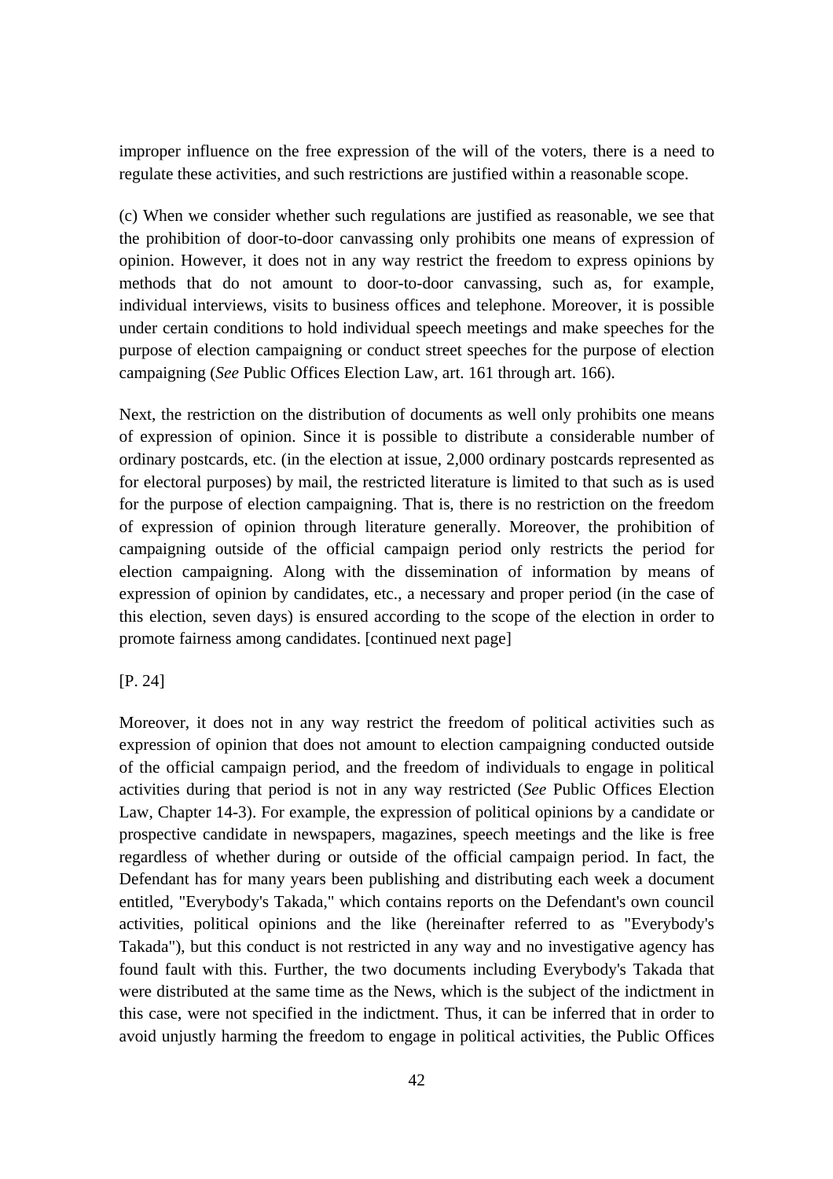improper influence on the free expression of the will of the voters, there is a need to regulate these activities, and such restrictions are justified within a reasonable scope.

(c) When we consider whether such regulations are justified as reasonable, we see that the prohibition of door-to-door canvassing only prohibits one means of expression of opinion. However, it does not in any way restrict the freedom to express opinions by methods that do not amount to door-to-door canvassing, such as, for example, individual interviews, visits to business offices and telephone. Moreover, it is possible under certain conditions to hold individual speech meetings and make speeches for the purpose of election campaigning or conduct street speeches for the purpose of election campaigning (*See* Public Offices Election Law, art. 161 through art. 166).

Next, the restriction on the distribution of documents as well only prohibits one means of expression of opinion. Since it is possible to distribute a considerable number of ordinary postcards, etc. (in the election at issue, 2,000 ordinary postcards represented as for electoral purposes) by mail, the restricted literature is limited to that such as is used for the purpose of election campaigning. That is, there is no restriction on the freedom of expression of opinion through literature generally. Moreover, the prohibition of campaigning outside of the official campaign period only restricts the period for election campaigning. Along with the dissemination of information by means of expression of opinion by candidates, etc., a necessary and proper period (in the case of this election, seven days) is ensured according to the scope of the election in order to promote fairness among candidates. [continued next page]

[P. 24]

Moreover, it does not in any way restrict the freedom of political activities such as expression of opinion that does not amount to election campaigning conducted outside of the official campaign period, and the freedom of individuals to engage in political activities during that period is not in any way restricted (*See* Public Offices Election Law, Chapter 14-3). For example, the expression of political opinions by a candidate or prospective candidate in newspapers, magazines, speech meetings and the like is free regardless of whether during or outside of the official campaign period. In fact, the Defendant has for many years been publishing and distributing each week a document entitled, "Everybody's Takada," which contains reports on the Defendant's own council activities, political opinions and the like (hereinafter referred to as "Everybody's Takada"), but this conduct is not restricted in any way and no investigative agency has found fault with this. Further, the two documents including Everybody's Takada that were distributed at the same time as the News, which is the subject of the indictment in this case, were not specified in the indictment. Thus, it can be inferred that in order to avoid unjustly harming the freedom to engage in political activities, the Public Offices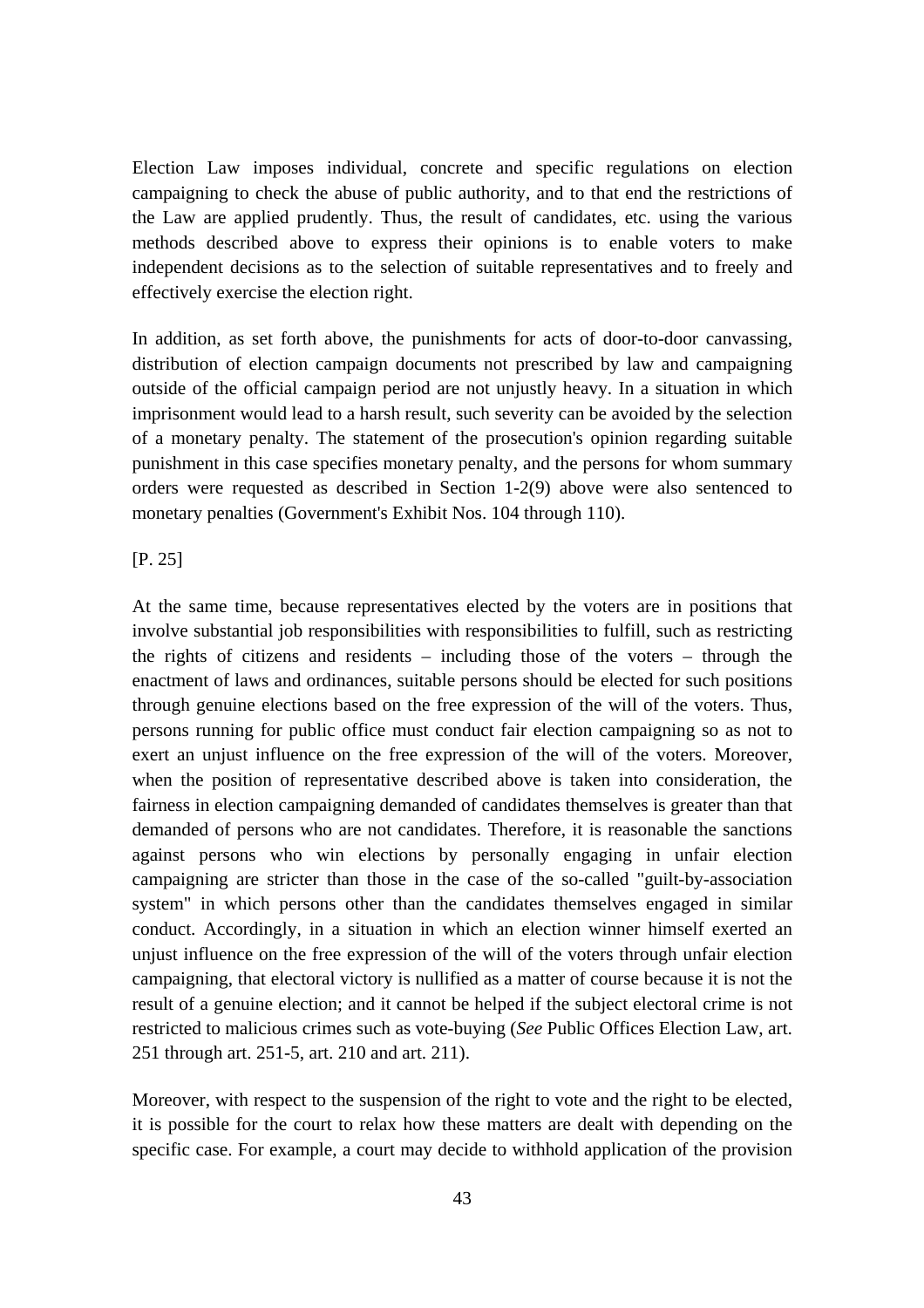Election Law imposes individual, concrete and specific regulations on election campaigning to check the abuse of public authority, and to that end the restrictions of the Law are applied prudently. Thus, the result of candidates, etc. using the various methods described above to express their opinions is to enable voters to make independent decisions as to the selection of suitable representatives and to freely and effectively exercise the election right.

In addition, as set forth above, the punishments for acts of door-to-door canvassing, distribution of election campaign documents not prescribed by law and campaigning outside of the official campaign period are not unjustly heavy. In a situation in which imprisonment would lead to a harsh result, such severity can be avoided by the selection of a monetary penalty. The statement of the prosecution's opinion regarding suitable punishment in this case specifies monetary penalty, and the persons for whom summary orders were requested as described in Section 1-2(9) above were also sentenced to monetary penalties (Government's Exhibit Nos. 104 through 110).

[P. 25]

At the same time, because representatives elected by the voters are in positions that involve substantial job responsibilities with responsibilities to fulfill, such as restricting the rights of citizens and residents – including those of the voters – through the enactment of laws and ordinances, suitable persons should be elected for such positions through genuine elections based on the free expression of the will of the voters. Thus, persons running for public office must conduct fair election campaigning so as not to exert an unjust influence on the free expression of the will of the voters. Moreover, when the position of representative described above is taken into consideration, the fairness in election campaigning demanded of candidates themselves is greater than that demanded of persons who are not candidates. Therefore, it is reasonable the sanctions against persons who win elections by personally engaging in unfair election campaigning are stricter than those in the case of the so-called "guilt-by-association system" in which persons other than the candidates themselves engaged in similar conduct. Accordingly, in a situation in which an election winner himself exerted an unjust influence on the free expression of the will of the voters through unfair election campaigning, that electoral victory is nullified as a matter of course because it is not the result of a genuine election; and it cannot be helped if the subject electoral crime is not restricted to malicious crimes such as vote-buying (*See* Public Offices Election Law, art. 251 through art. 251-5, art. 210 and art. 211).

Moreover, with respect to the suspension of the right to vote and the right to be elected, it is possible for the court to relax how these matters are dealt with depending on the specific case. For example, a court may decide to withhold application of the provision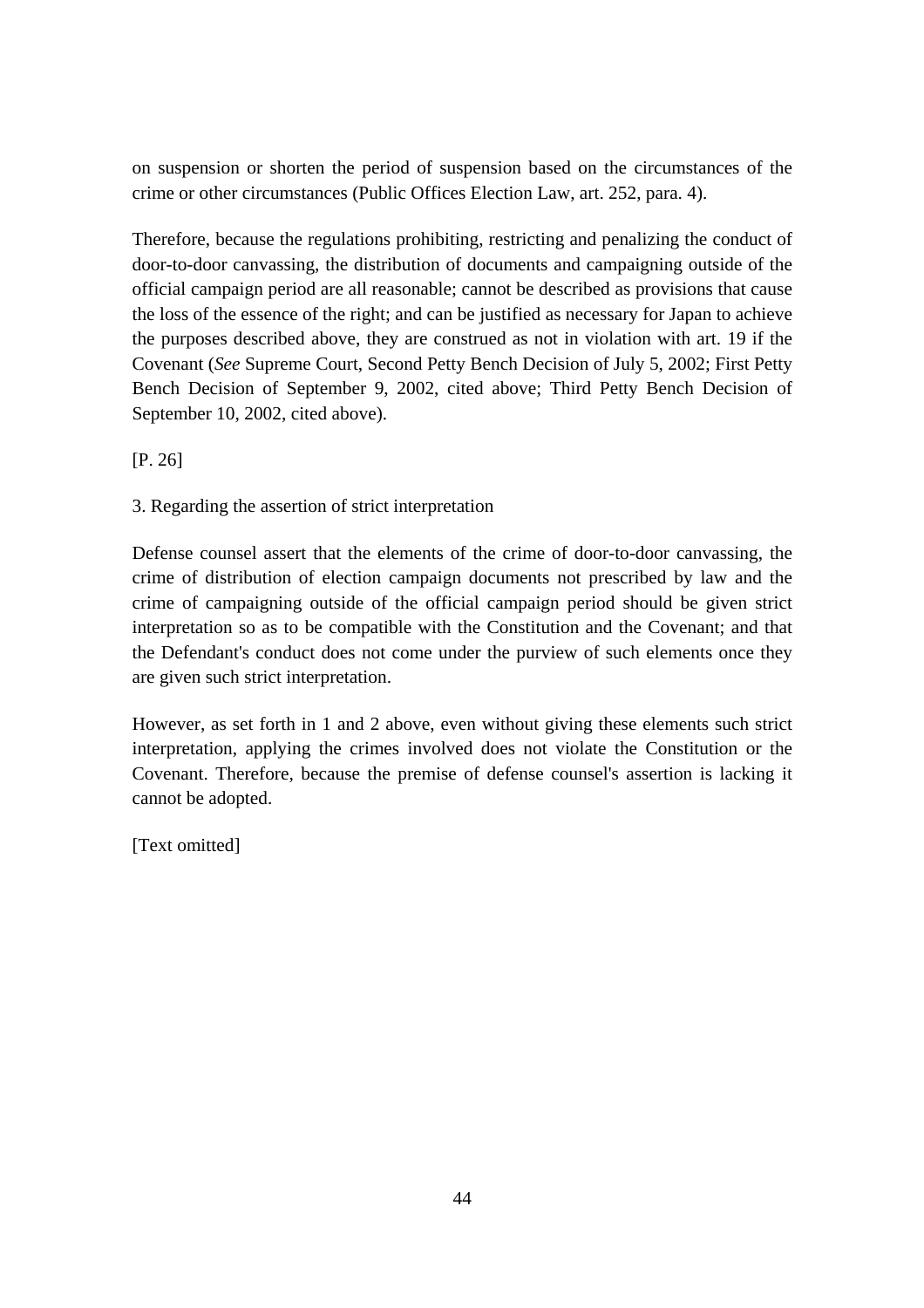on suspension or shorten the period of suspension based on the circumstances of the crime or other circumstances (Public Offices Election Law, art. 252, para. 4).

Therefore, because the regulations prohibiting, restricting and penalizing the conduct of door-to-door canvassing, the distribution of documents and campaigning outside of the official campaign period are all reasonable; cannot be described as provisions that cause the loss of the essence of the right; and can be justified as necessary for Japan to achieve the purposes described above, they are construed as not in violation with art. 19 if the Covenant (*See* Supreme Court, Second Petty Bench Decision of July 5, 2002; First Petty Bench Decision of September 9, 2002, cited above; Third Petty Bench Decision of September 10, 2002, cited above).

[P. 26]

3. Regarding the assertion of strict interpretation

Defense counsel assert that the elements of the crime of door-to-door canvassing, the crime of distribution of election campaign documents not prescribed by law and the crime of campaigning outside of the official campaign period should be given strict interpretation so as to be compatible with the Constitution and the Covenant; and that the Defendant's conduct does not come under the purview of such elements once they are given such strict interpretation.

However, as set forth in 1 and 2 above, even without giving these elements such strict interpretation, applying the crimes involved does not violate the Constitution or the Covenant. Therefore, because the premise of defense counsel's assertion is lacking it cannot be adopted.

[Text omitted]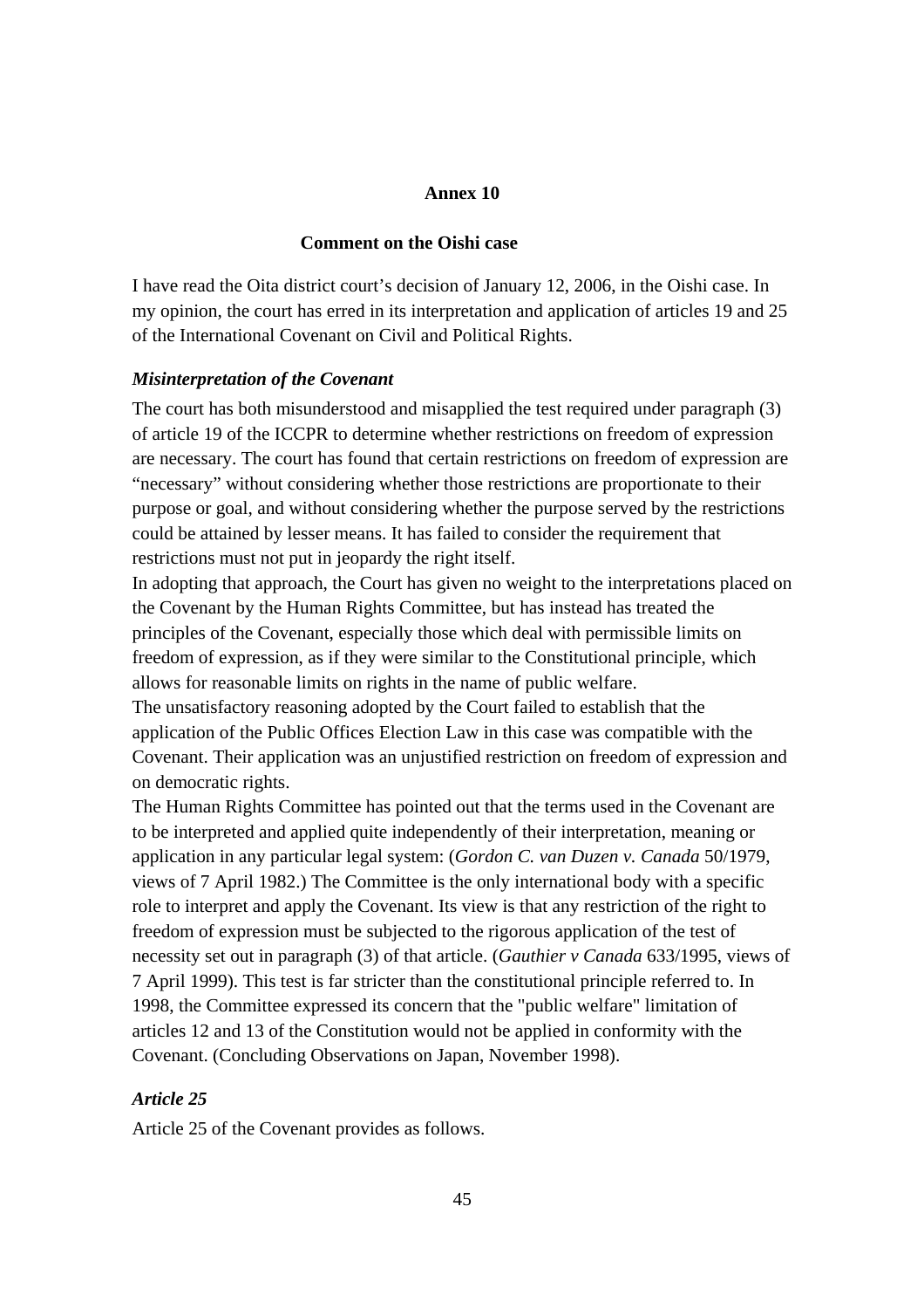## Annex 10

### Comment on the Oishi case

I have read the Oita district court's decision of January 12, 2006, in the Oishi case. In my opinion, the court has erred in its interpretation and application of articles 19 and 25 of the International Covenant on Civil and Political Rights.

***Misinterpretation of the Covenant***

The court has both misunderstood and misapplied the test required under paragraph (3) of article 19 of the ICCPR to determine whether restrictions on freedom of expression are necessary. The court has found that certain restrictions on freedom of expression are "necessary" without considering whether those restrictions are proportionate to their purpose or goal, and without considering whether the purpose served by the restrictions could be attained by lesser means. It has failed to consider the requirement that restrictions must not put in jeopardy the right itself.

In adopting that approach, the Court has given no weight to the interpretations placed on the Covenant by the Human Rights Committee, but has instead has treated the principles of the Covenant, especially those which deal with permissible limits on freedom of expression, as if they were similar to the Constitutional principle, which allows for reasonable limits on rights in the name of public welfare.

The unsatisfactory reasoning adopted by the Court failed to establish that the application of the Public Offices Election Law in this case was compatible with the Covenant. Their application was an unjustified restriction on freedom of expression and on democratic rights.

The Human Rights Committee has pointed out that the terms used in the Covenant are to be interpreted and applied quite independently of their interpretation, meaning or application in any particular legal system: (*Gordon C. van Duzen v. Canada* 50/1979, views of 7 April 1982.) The Committee is the only international body with a specific role to interpret and apply the Covenant. Its view is that any restriction of the right to freedom of expression must be subjected to the rigorous application of the test of necessity set out in paragraph (3) of that article. (*Gauthier v Canada* 633/1995, views of 7 April 1999). This test is far stricter than the constitutional principle referred to. In 1998, the Committee expressed its concern that the "public welfare" limitation of articles 12 and 13 of the Constitution would not be applied in conformity with the Covenant. (Concluding Observations on Japan, November 1998).

***Article 25***

Article 25 of the Covenant provides as follows.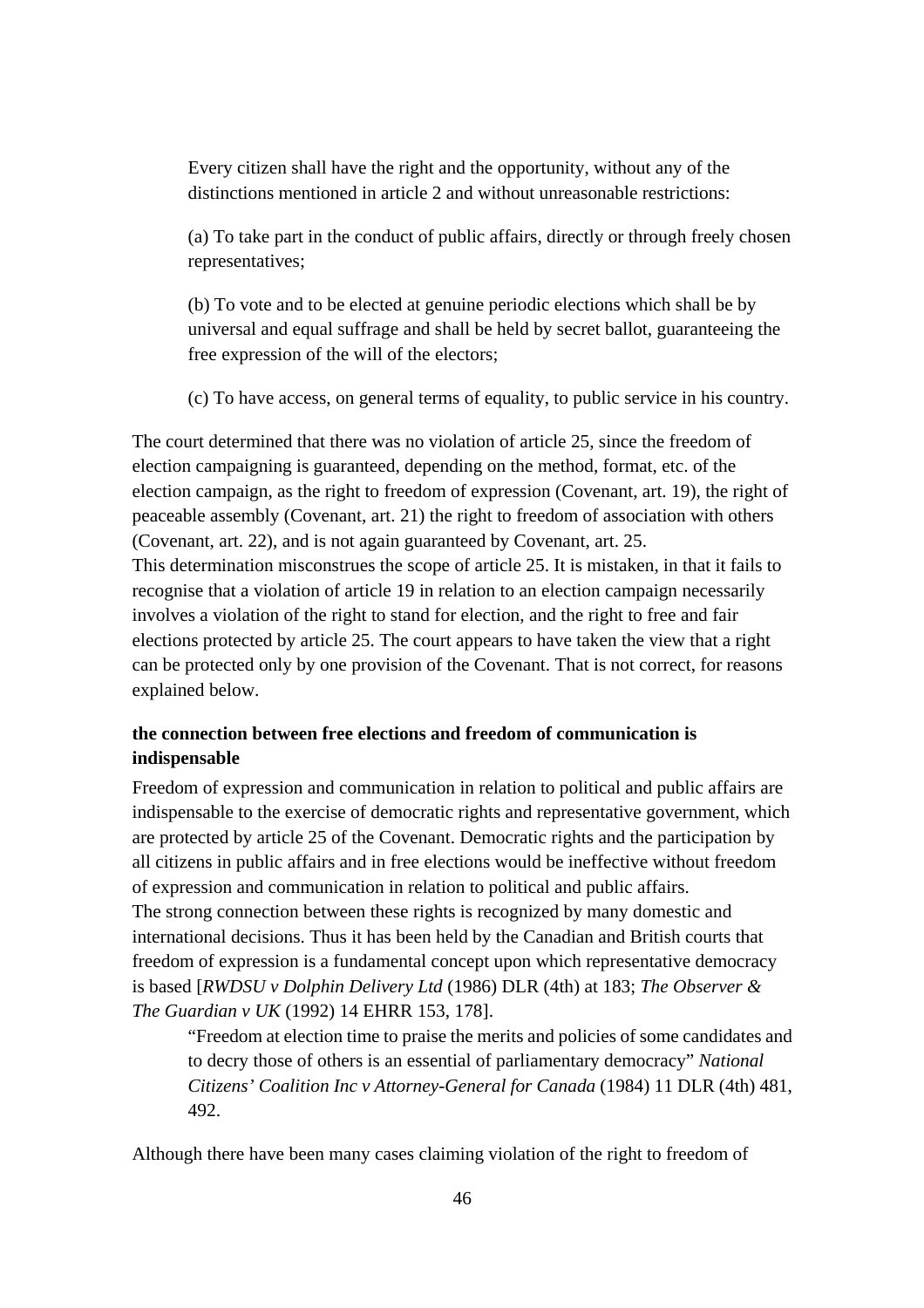> Every citizen shall have the right and the opportunity, without any of the distinctions mentioned in article 2 and without unreasonable restrictions:
>
> (a) To take part in the conduct of public affairs, directly or through freely chosen representatives;
>
> (b) To vote and to be elected at genuine periodic elections which shall be by universal and equal suffrage and shall be held by secret ballot, guaranteeing the free expression of the will of the electors;
>
> (c) To have access, on general terms of equality, to public service in his country.

The court determined that there was no violation of article 25, since the freedom of election campaigning is guaranteed, depending on the method, format, etc. of the election campaign, as the right to freedom of expression (Covenant, art. 19), the right of peaceable assembly (Covenant, art. 21) the right to freedom of association with others (Covenant, art. 22), and is not again guaranteed by Covenant, art. 25.

This determination misconstrues the scope of article 25. It is mistaken, in that it fails to recognise that a violation of article 19 in relation to an election campaign necessarily involves a violation of the right to stand for election, and the right to free and fair elections protected by article 25. The court appears to have taken the view that a right can be protected only by one provision of the Covenant. That is not correct, for reasons explained below.

**the connection between free elections and freedom of communication is indispensable**

Freedom of expression and communication in relation to political and public affairs are indispensable to the exercise of democratic rights and representative government, which are protected by article 25 of the Covenant. Democratic rights and the participation by all citizens in public affairs and in free elections would be ineffective without freedom of expression and communication in relation to political and public affairs.

The strong connection between these rights is recognized by many domestic and international decisions. Thus it has been held by the Canadian and British courts that freedom of expression is a fundamental concept upon which representative democracy is based [*RWDSU v Dolphin Delivery Ltd* (1986) DLR (4th) at 183; *The Observer & The Guardian v UK* (1992) 14 EHRR 153, 178].

> "Freedom at election time to praise the merits and policies of some candidates and to decry those of others is an essential of parliamentary democracy" *National Citizens' Coalition Inc v Attorney-General for Canada* (1984) 11 DLR (4th) 481, 492.

Although there have been many cases claiming violation of the right to freedom of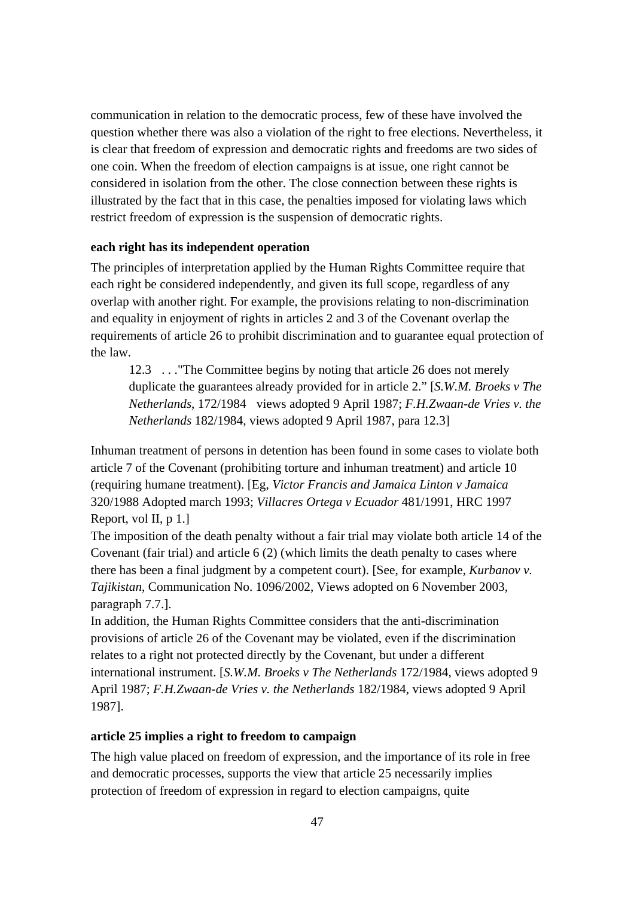communication in relation to the democratic process, few of these have involved the question whether there was also a violation of the right to free elections. Nevertheless, it is clear that freedom of expression and democratic rights and freedoms are two sides of one coin. When the freedom of election campaigns is at issue, one right cannot be considered in isolation from the other. The close connection between these rights is illustrated by the fact that in this case, the penalties imposed for violating laws which restrict freedom of expression is the suspension of democratic rights.

**each right has its independent operation**

The principles of interpretation applied by the Human Rights Committee require that each right be considered independently, and given its full scope, regardless of any overlap with another right. For example, the provisions relating to non-discrimination and equality in enjoyment of rights in articles 2 and 3 of the Covenant overlap the requirements of article 26 to prohibit discrimination and to guarantee equal protection of the law.

> 12.3 . . ."The Committee begins by noting that article 26 does not merely duplicate the guarantees already provided for in article 2." [*S.W.M. Broeks v The Netherlands*, 172/1984 views adopted 9 April 1987; *F.H.Zwaan-de Vries v. the Netherlands* 182/1984, views adopted 9 April 1987, para 12.3]

Inhuman treatment of persons in detention has been found in some cases to violate both article 7 of the Covenant (prohibiting torture and inhuman treatment) and article 10 (requiring humane treatment). [Eg, *Victor Francis and Jamaica Linton v Jamaica* 320/1988 Adopted march 1993; *Villacres Ortega v Ecuador* 481/1991, HRC 1997 Report, vol II, p 1.]

The imposition of the death penalty without a fair trial may violate both article 14 of the Covenant (fair trial) and article 6 (2) (which limits the death penalty to cases where there has been a final judgment by a competent court). [See, for example, *Kurbanov v. Tajikistan*, Communication No. 1096/2002, Views adopted on 6 November 2003, paragraph 7.7.].

In addition, the Human Rights Committee considers that the anti-discrimination provisions of article 26 of the Covenant may be violated, even if the discrimination relates to a right not protected directly by the Covenant, but under a different international instrument. [*S.W.M. Broeks v The Netherlands* 172/1984, views adopted 9 April 1987; *F.H.Zwaan-de Vries v. the Netherlands* 182/1984, views adopted 9 April 1987].

**article 25 implies a right to freedom to campaign**

The high value placed on freedom of expression, and the importance of its role in free and democratic processes, supports the view that article 25 necessarily implies protection of freedom of expression in regard to election campaigns, quite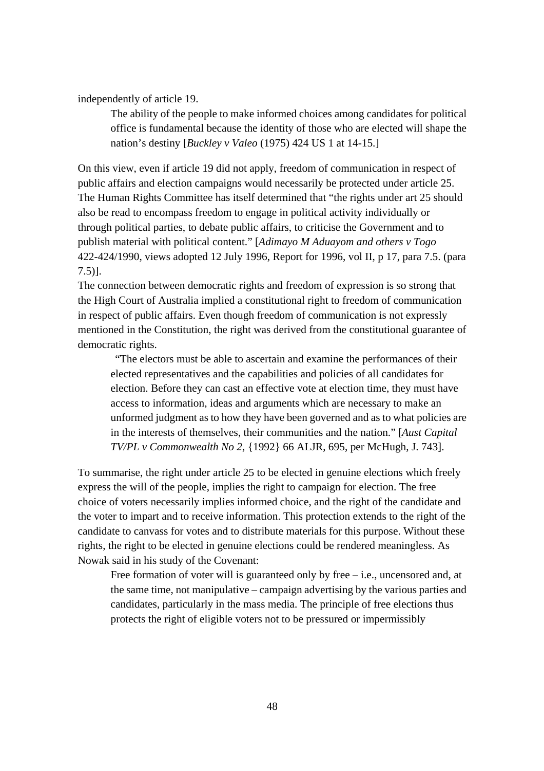independently of article 19.

> The ability of the people to make informed choices among candidates for political office is fundamental because the identity of those who are elected will shape the nation's destiny [*Buckley v Valeo* (1975) 424 US 1 at 14-15.]

On this view, even if article 19 did not apply, freedom of communication in respect of public affairs and election campaigns would necessarily be protected under article 25. The Human Rights Committee has itself determined that "the rights under art 25 should also be read to encompass freedom to engage in political activity individually or through political parties, to debate public affairs, to criticise the Government and to publish material with political content." [*Adimayo M Aduayom and others v Togo* 422-424/1990, views adopted 12 July 1996, Report for 1996, vol II, p 17, para 7.5. (para 7.5)].

The connection between democratic rights and freedom of expression is so strong that the High Court of Australia implied a constitutional right to freedom of communication in respect of public affairs. Even though freedom of communication is not expressly mentioned in the Constitution, the right was derived from the constitutional guarantee of democratic rights.

> "The electors must be able to ascertain and examine the performances of their elected representatives and the capabilities and policies of all candidates for election. Before they can cast an effective vote at election time, they must have access to information, ideas and arguments which are necessary to make an unformed judgment as to how they have been governed and as to what policies are in the interests of themselves, their communities and the nation." [*Aust Capital TV/PL v Commonwealth No 2*, {1992} 66 ALJR, 695, per McHugh, J. 743].

To summarise, the right under article 25 to be elected in genuine elections which freely express the will of the people, implies the right to campaign for election. The free choice of voters necessarily implies informed choice, and the right of the candidate and the voter to impart and to receive information. This protection extends to the right of the candidate to canvass for votes and to distribute materials for this purpose. Without these rights, the right to be elected in genuine elections could be rendered meaningless. As Nowak said in his study of the Covenant:

> Free formation of voter will is guaranteed only by free – i.e., uncensored and, at the same time, not manipulative – campaign advertising by the various parties and candidates, particularly in the mass media. The principle of free elections thus protects the right of eligible voters not to be pressured or impermissibly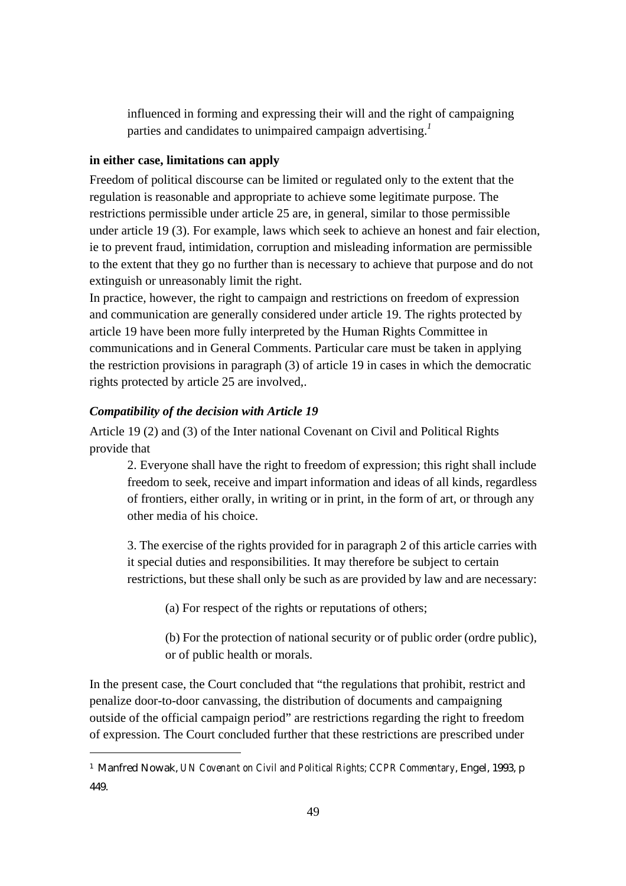> influenced in forming and expressing their will and the right of campaigning parties and candidates to unimpaired campaign advertising.[1]

**in either case, limitations can apply**

Freedom of political discourse can be limited or regulated only to the extent that the regulation is reasonable and appropriate to achieve some legitimate purpose. The restrictions permissible under article 25 are, in general, similar to those permissible under article 19 (3). For example, laws which seek to achieve an honest and fair election, ie to prevent fraud, intimidation, corruption and misleading information are permissible to the extent that they go no further than is necessary to achieve that purpose and do not extinguish or unreasonably limit the right.

In practice, however, the right to campaign and restrictions on freedom of expression and communication are generally considered under article 19. The rights protected by article 19 have been more fully interpreted by the Human Rights Committee in communications and in General Comments. Particular care must be taken in applying the restriction provisions in paragraph (3) of article 19 in cases in which the democratic rights protected by article 25 are involved,.

***Compatibility of the decision with Article 19***

Article 19 (2) and (3) of the Inter national Covenant on Civil and Political Rights provide that

> 2. Everyone shall have the right to freedom of expression; this right shall include freedom to seek, receive and impart information and ideas of all kinds, regardless of frontiers, either orally, in writing or in print, in the form of art, or through any other media of his choice.
>
> 3. The exercise of the rights provided for in paragraph 2 of this article carries with it special duties and responsibilities. It may therefore be subject to certain restrictions, but these shall only be such as are provided by law and are necessary:
>
> > (a) For respect of the rights or reputations of others;
> >
> > (b) For the protection of national security or of public order (ordre public), or of public health or morals.

In the present case, the Court concluded that "the regulations that prohibit, restrict and penalize door-to-door canvassing, the distribution of documents and campaigning outside of the official campaign period" are restrictions regarding the right to freedom of expression. The Court concluded further that these restrictions are prescribed under

---

[1] Manfred Nowak, *UN Covenant on Civil and Political Rights; CCPR Commentary*, Engel, 1993, p 449.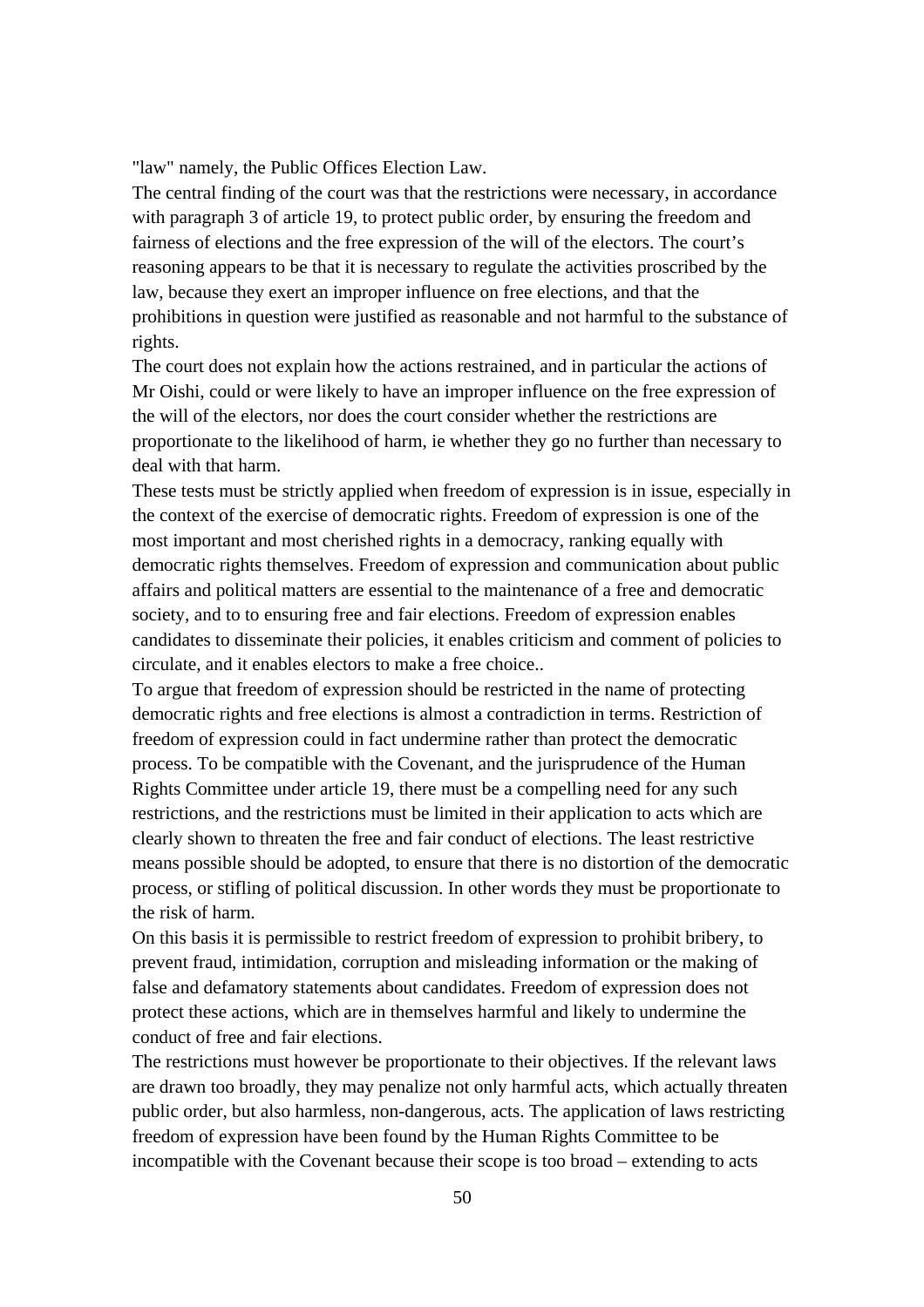"law" namely, the Public Offices Election Law.

The central finding of the court was that the restrictions were necessary, in accordance with paragraph 3 of article 19, to protect public order, by ensuring the freedom and fairness of elections and the free expression of the will of the electors. The court's reasoning appears to be that it is necessary to regulate the activities proscribed by the law, because they exert an improper influence on free elections, and that the prohibitions in question were justified as reasonable and not harmful to the substance of rights.

The court does not explain how the actions restrained, and in particular the actions of Mr Oishi, could or were likely to have an improper influence on the free expression of the will of the electors, nor does the court consider whether the restrictions are proportionate to the likelihood of harm, ie whether they go no further than necessary to deal with that harm.

These tests must be strictly applied when freedom of expression is in issue, especially in the context of the exercise of democratic rights. Freedom of expression is one of the most important and most cherished rights in a democracy, ranking equally with democratic rights themselves. Freedom of expression and communication about public affairs and political matters are essential to the maintenance of a free and democratic society, and to to ensuring free and fair elections. Freedom of expression enables candidates to disseminate their policies, it enables criticism and comment of policies to circulate, and it enables electors to make a free choice..

To argue that freedom of expression should be restricted in the name of protecting democratic rights and free elections is almost a contradiction in terms. Restriction of freedom of expression could in fact undermine rather than protect the democratic process. To be compatible with the Covenant, and the jurisprudence of the Human Rights Committee under article 19, there must be a compelling need for any such restrictions, and the restrictions must be limited in their application to acts which are clearly shown to threaten the free and fair conduct of elections. The least restrictive means possible should be adopted, to ensure that there is no distortion of the democratic process, or stifling of political discussion. In other words they must be proportionate to the risk of harm.

On this basis it is permissible to restrict freedom of expression to prohibit bribery, to prevent fraud, intimidation, corruption and misleading information or the making of false and defamatory statements about candidates. Freedom of expression does not protect these actions, which are in themselves harmful and likely to undermine the conduct of free and fair elections.

The restrictions must however be proportionate to their objectives. If the relevant laws are drawn too broadly, they may penalize not only harmful acts, which actually threaten public order, but also harmless, non-dangerous, acts. The application of laws restricting freedom of expression have been found by the Human Rights Committee to be incompatible with the Covenant because their scope is too broad – extending to acts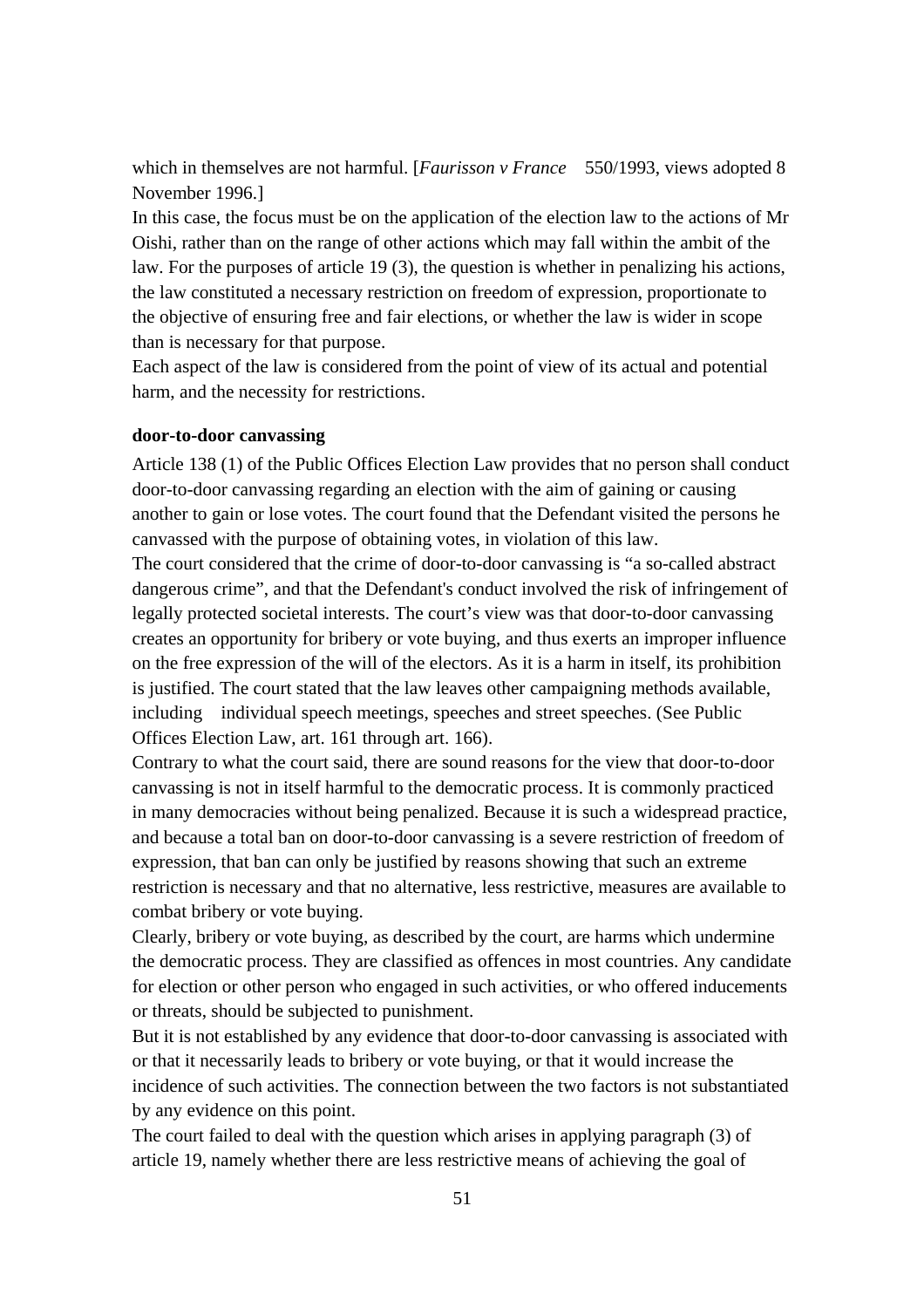which in themselves are not harmful. [*Faurisson v France* 550/1993, views adopted 8 November 1996.]

In this case, the focus must be on the application of the election law to the actions of Mr Oishi, rather than on the range of other actions which may fall within the ambit of the law. For the purposes of article 19 (3), the question is whether in penalizing his actions, the law constituted a necessary restriction on freedom of expression, proportionate to the objective of ensuring free and fair elections, or whether the law is wider in scope than is necessary for that purpose.

Each aspect of the law is considered from the point of view of its actual and potential harm, and the necessity for restrictions.

**door-to-door canvassing**

Article 138 (1) of the Public Offices Election Law provides that no person shall conduct door-to-door canvassing regarding an election with the aim of gaining or causing another to gain or lose votes. The court found that the Defendant visited the persons he canvassed with the purpose of obtaining votes, in violation of this law.

The court considered that the crime of door-to-door canvassing is "a so-called abstract dangerous crime", and that the Defendant's conduct involved the risk of infringement of legally protected societal interests. The court's view was that door-to-door canvassing creates an opportunity for bribery or vote buying, and thus exerts an improper influence on the free expression of the will of the electors. As it is a harm in itself, its prohibition is justified. The court stated that the law leaves other campaigning methods available, including individual speech meetings, speeches and street speeches. (See Public Offices Election Law, art. 161 through art. 166).

Contrary to what the court said, there are sound reasons for the view that door-to-door canvassing is not in itself harmful to the democratic process. It is commonly practiced in many democracies without being penalized. Because it is such a widespread practice, and because a total ban on door-to-door canvassing is a severe restriction of freedom of expression, that ban can only be justified by reasons showing that such an extreme restriction is necessary and that no alternative, less restrictive, measures are available to combat bribery or vote buying.

Clearly, bribery or vote buying, as described by the court, are harms which undermine the democratic process. They are classified as offences in most countries. Any candidate for election or other person who engaged in such activities, or who offered inducements or threats, should be subjected to punishment.

But it is not established by any evidence that door-to-door canvassing is associated with or that it necessarily leads to bribery or vote buying, or that it would increase the incidence of such activities. The connection between the two factors is not substantiated by any evidence on this point.

The court failed to deal with the question which arises in applying paragraph (3) of article 19, namely whether there are less restrictive means of achieving the goal of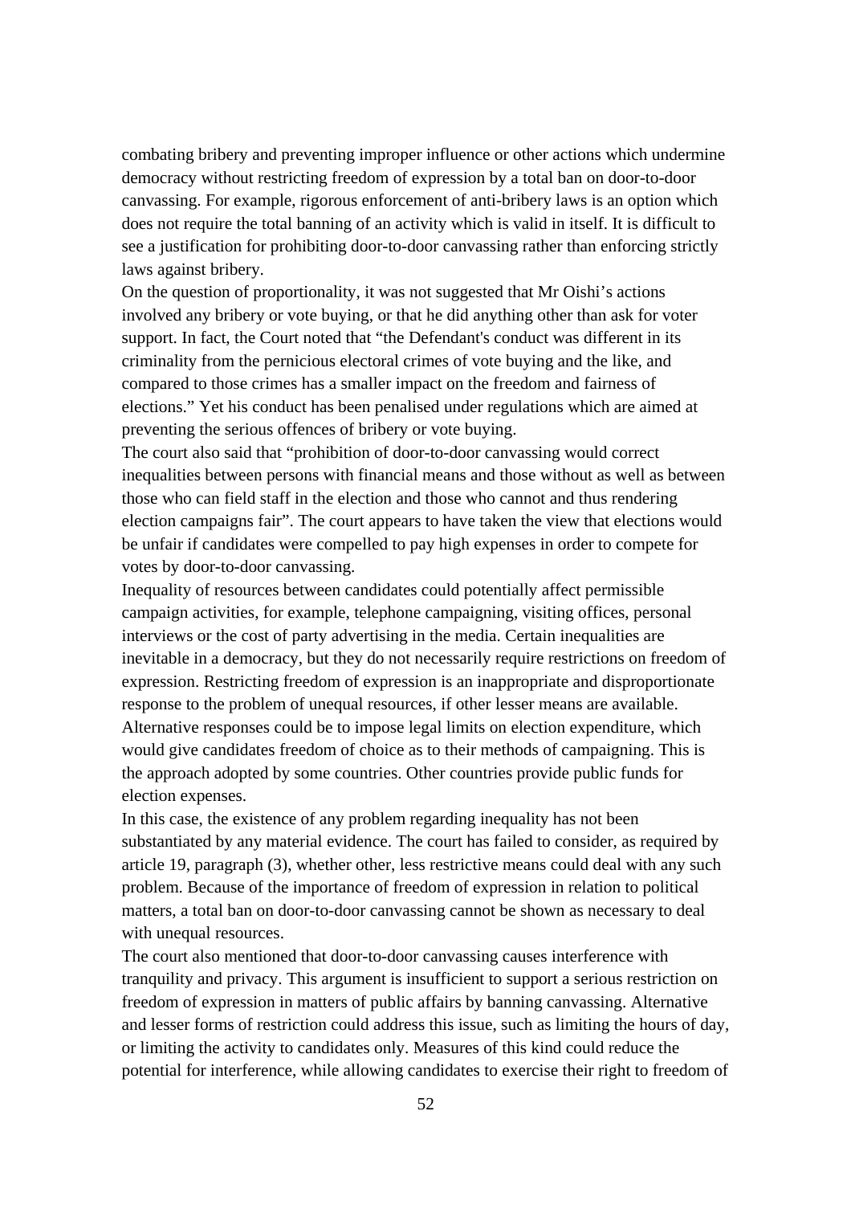combating bribery and preventing improper influence or other actions which undermine democracy without restricting freedom of expression by a total ban on door-to-door canvassing. For example, rigorous enforcement of anti-bribery laws is an option which does not require the total banning of an activity which is valid in itself. It is difficult to see a justification for prohibiting door-to-door canvassing rather than enforcing strictly laws against bribery.

On the question of proportionality, it was not suggested that Mr Oishi's actions involved any bribery or vote buying, or that he did anything other than ask for voter support. In fact, the Court noted that "the Defendant's conduct was different in its criminality from the pernicious electoral crimes of vote buying and the like, and compared to those crimes has a smaller impact on the freedom and fairness of elections." Yet his conduct has been penalised under regulations which are aimed at preventing the serious offences of bribery or vote buying.

The court also said that "prohibition of door-to-door canvassing would correct inequalities between persons with financial means and those without as well as between those who can field staff in the election and those who cannot and thus rendering election campaigns fair". The court appears to have taken the view that elections would be unfair if candidates were compelled to pay high expenses in order to compete for votes by door-to-door canvassing.

Inequality of resources between candidates could potentially affect permissible campaign activities, for example, telephone campaigning, visiting offices, personal interviews or the cost of party advertising in the media. Certain inequalities are inevitable in a democracy, but they do not necessarily require restrictions on freedom of expression. Restricting freedom of expression is an inappropriate and disproportionate response to the problem of unequal resources, if other lesser means are available. Alternative responses could be to impose legal limits on election expenditure, which would give candidates freedom of choice as to their methods of campaigning. This is the approach adopted by some countries. Other countries provide public funds for election expenses.

In this case, the existence of any problem regarding inequality has not been substantiated by any material evidence. The court has failed to consider, as required by article 19, paragraph (3), whether other, less restrictive means could deal with any such problem. Because of the importance of freedom of expression in relation to political matters, a total ban on door-to-door canvassing cannot be shown as necessary to deal with unequal resources.

The court also mentioned that door-to-door canvassing causes interference with tranquility and privacy. This argument is insufficient to support a serious restriction on freedom of expression in matters of public affairs by banning canvassing. Alternative and lesser forms of restriction could address this issue, such as limiting the hours of day, or limiting the activity to candidates only. Measures of this kind could reduce the potential for interference, while allowing candidates to exercise their right to freedom of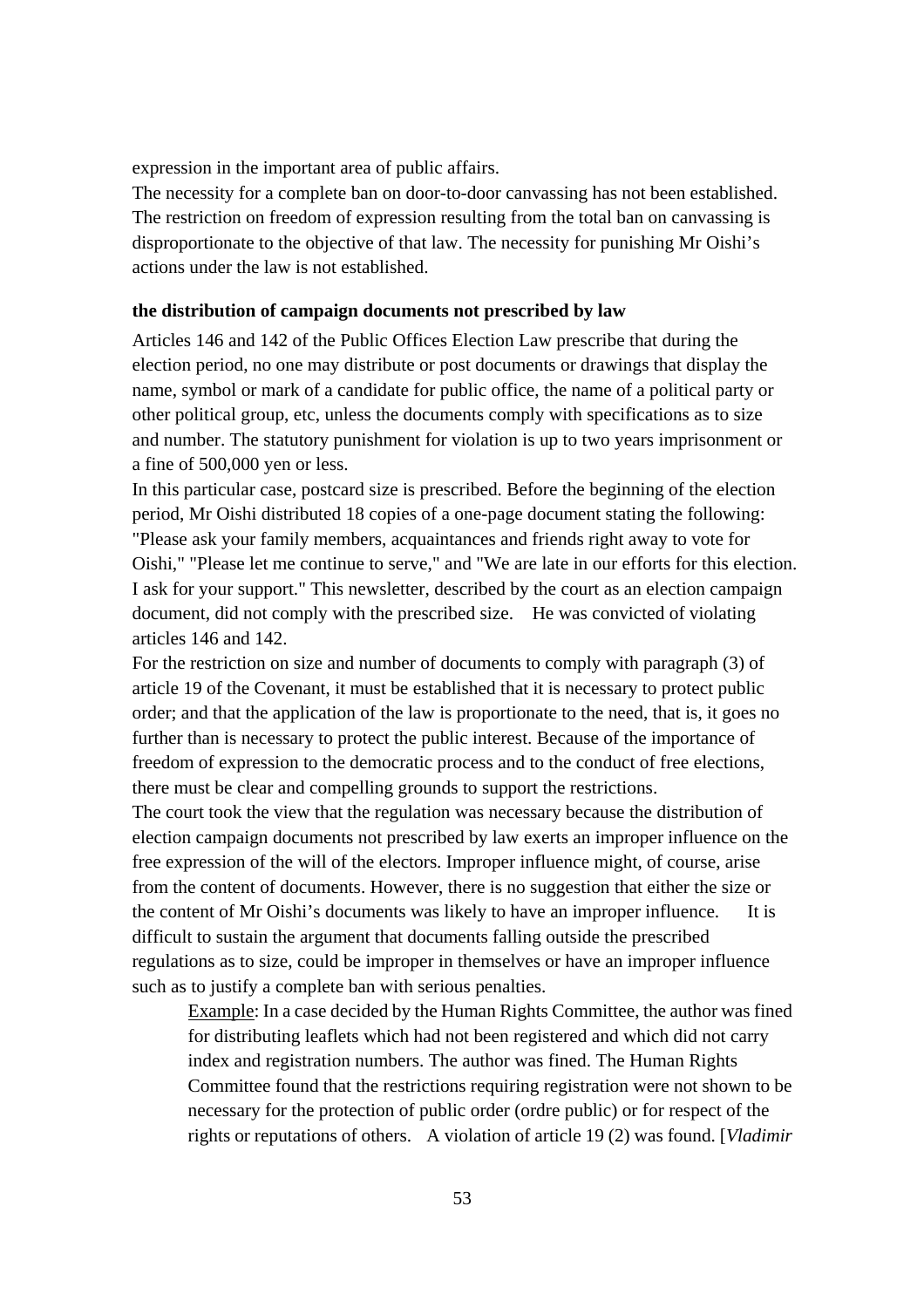expression in the important area of public affairs.

The necessity for a complete ban on door-to-door canvassing has not been established. The restriction on freedom of expression resulting from the total ban on canvassing is disproportionate to the objective of that law. The necessity for punishing Mr Oishi's actions under the law is not established.

**the distribution of campaign documents not prescribed by law**

Articles 146 and 142 of the Public Offices Election Law prescribe that during the election period, no one may distribute or post documents or drawings that display the name, symbol or mark of a candidate for public office, the name of a political party or other political group, etc, unless the documents comply with specifications as to size and number. The statutory punishment for violation is up to two years imprisonment or a fine of 500,000 yen or less.

In this particular case, postcard size is prescribed. Before the beginning of the election period, Mr Oishi distributed 18 copies of a one-page document stating the following: "Please ask your family members, acquaintances and friends right away to vote for Oishi," "Please let me continue to serve," and "We are late in our efforts for this election. I ask for your support." This newsletter, described by the court as an election campaign document, did not comply with the prescribed size. He was convicted of violating articles 146 and 142.

For the restriction on size and number of documents to comply with paragraph (3) of article 19 of the Covenant, it must be established that it is necessary to protect public order; and that the application of the law is proportionate to the need, that is, it goes no further than is necessary to protect the public interest. Because of the importance of freedom of expression to the democratic process and to the conduct of free elections, there must be clear and compelling grounds to support the restrictions.

The court took the view that the regulation was necessary because the distribution of election campaign documents not prescribed by law exerts an improper influence on the free expression of the will of the electors. Improper influence might, of course, arise from the content of documents. However, there is no suggestion that either the size or the content of Mr Oishi's documents was likely to have an improper influence. It is difficult to sustain the argument that documents falling outside the prescribed regulations as to size, could be improper in themselves or have an improper influence such as to justify a complete ban with serious penalties.

> Example: In a case decided by the Human Rights Committee, the author was fined for distributing leaflets which had not been registered and which did not carry index and registration numbers. The author was fined. The Human Rights Committee found that the restrictions requiring registration were not shown to be necessary for the protection of public order (ordre public) or for respect of the rights or reputations of others. A violation of article 19 (2) was found. [*Vladimir*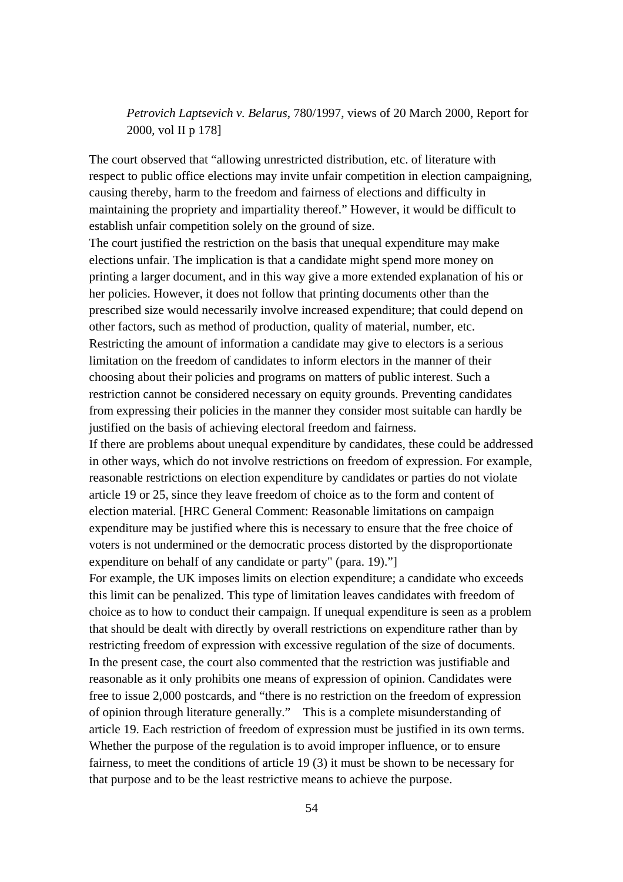*Petrovich Laptsevich v. Belarus*, 780/1997, views of 20 March 2000, Report for 2000, vol II p 178]

The court observed that "allowing unrestricted distribution, etc. of literature with respect to public office elections may invite unfair competition in election campaigning, causing thereby, harm to the freedom and fairness of elections and difficulty in maintaining the propriety and impartiality thereof." However, it would be difficult to establish unfair competition solely on the ground of size.

The court justified the restriction on the basis that unequal expenditure may make elections unfair. The implication is that a candidate might spend more money on printing a larger document, and in this way give a more extended explanation of his or her policies. However, it does not follow that printing documents other than the prescribed size would necessarily involve increased expenditure; that could depend on other factors, such as method of production, quality of material, number, etc.

Restricting the amount of information a candidate may give to electors is a serious limitation on the freedom of candidates to inform electors in the manner of their choosing about their policies and programs on matters of public interest. Such a restriction cannot be considered necessary on equity grounds. Preventing candidates from expressing their policies in the manner they consider most suitable can hardly be justified on the basis of achieving electoral freedom and fairness.

If there are problems about unequal expenditure by candidates, these could be addressed in other ways, which do not involve restrictions on freedom of expression. For example, reasonable restrictions on election expenditure by candidates or parties do not violate article 19 or 25, since they leave freedom of choice as to the form and content of election material. [HRC General Comment: Reasonable limitations on campaign expenditure may be justified where this is necessary to ensure that the free choice of voters is not undermined or the democratic process distorted by the disproportionate expenditure on behalf of any candidate or party" (para. 19)."]

For example, the UK imposes limits on election expenditure; a candidate who exceeds this limit can be penalized. This type of limitation leaves candidates with freedom of choice as to how to conduct their campaign. If unequal expenditure is seen as a problem that should be dealt with directly by overall restrictions on expenditure rather than by restricting freedom of expression with excessive regulation of the size of documents.

In the present case, the court also commented that the restriction was justifiable and reasonable as it only prohibits one means of expression of opinion. Candidates were free to issue 2,000 postcards, and "there is no restriction on the freedom of expression of opinion through literature generally." This is a complete misunderstanding of article 19. Each restriction of freedom of expression must be justified in its own terms. Whether the purpose of the regulation is to avoid improper influence, or to ensure fairness, to meet the conditions of article 19 (3) it must be shown to be necessary for that purpose and to be the least restrictive means to achieve the purpose.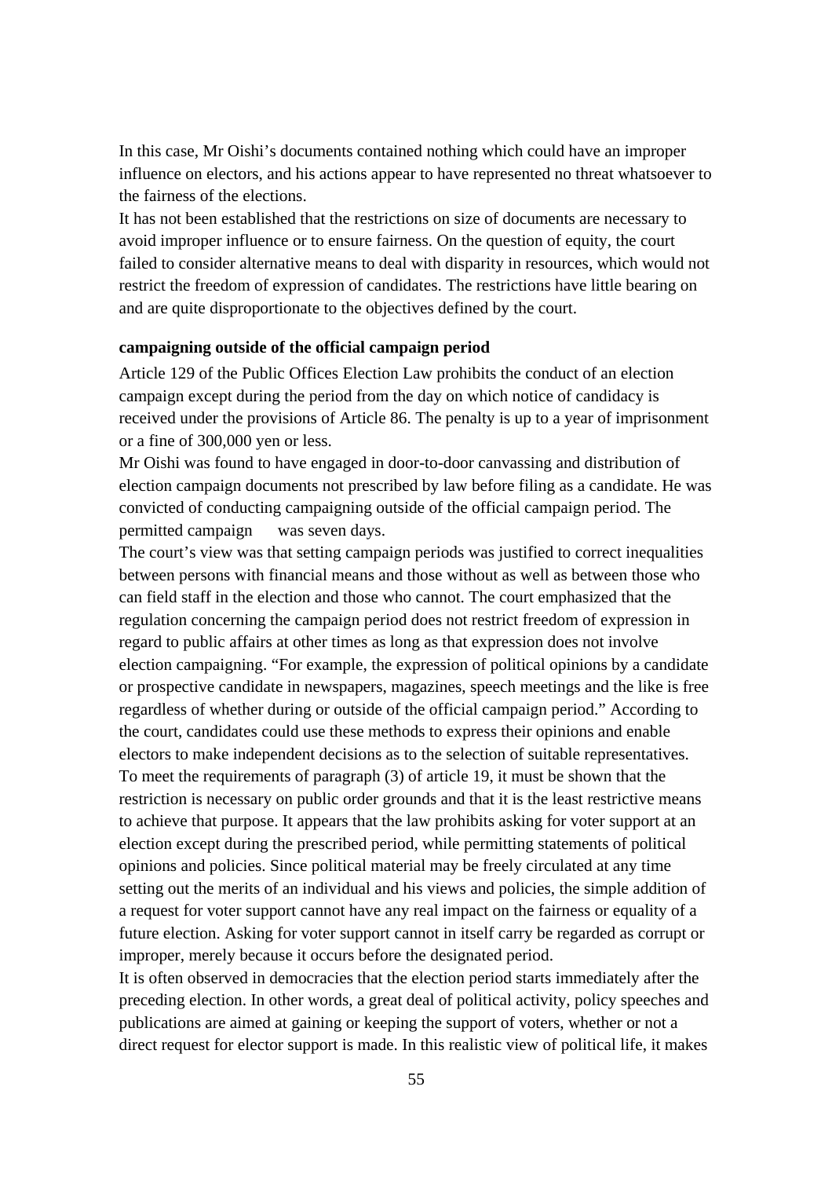In this case, Mr Oishi's documents contained nothing which could have an improper influence on electors, and his actions appear to have represented no threat whatsoever to the fairness of the elections.

It has not been established that the restrictions on size of documents are necessary to avoid improper influence or to ensure fairness. On the question of equity, the court failed to consider alternative means to deal with disparity in resources, which would not restrict the freedom of expression of candidates. The restrictions have little bearing on and are quite disproportionate to the objectives defined by the court.

**campaigning outside of the official campaign period**

Article 129 of the Public Offices Election Law prohibits the conduct of an election campaign except during the period from the day on which notice of candidacy is received under the provisions of Article 86. The penalty is up to a year of imprisonment or a fine of 300,000 yen or less.

Mr Oishi was found to have engaged in door-to-door canvassing and distribution of election campaign documents not prescribed by law before filing as a candidate. He was convicted of conducting campaigning outside of the official campaign period. The permitted campaign was seven days.

The court's view was that setting campaign periods was justified to correct inequalities between persons with financial means and those without as well as between those who can field staff in the election and those who cannot. The court emphasized that the regulation concerning the campaign period does not restrict freedom of expression in regard to public affairs at other times as long as that expression does not involve election campaigning. "For example, the expression of political opinions by a candidate or prospective candidate in newspapers, magazines, speech meetings and the like is free regardless of whether during or outside of the official campaign period." According to the court, candidates could use these methods to express their opinions and enable electors to make independent decisions as to the selection of suitable representatives.

To meet the requirements of paragraph (3) of article 19, it must be shown that the restriction is necessary on public order grounds and that it is the least restrictive means to achieve that purpose. It appears that the law prohibits asking for voter support at an election except during the prescribed period, while permitting statements of political opinions and policies. Since political material may be freely circulated at any time setting out the merits of an individual and his views and policies, the simple addition of a request for voter support cannot have any real impact on the fairness or equality of a future election. Asking for voter support cannot in itself carry be regarded as corrupt or improper, merely because it occurs before the designated period.

It is often observed in democracies that the election period starts immediately after the preceding election. In other words, a great deal of political activity, policy speeches and publications are aimed at gaining or keeping the support of voters, whether or not a direct request for elector support is made. In this realistic view of political life, it makes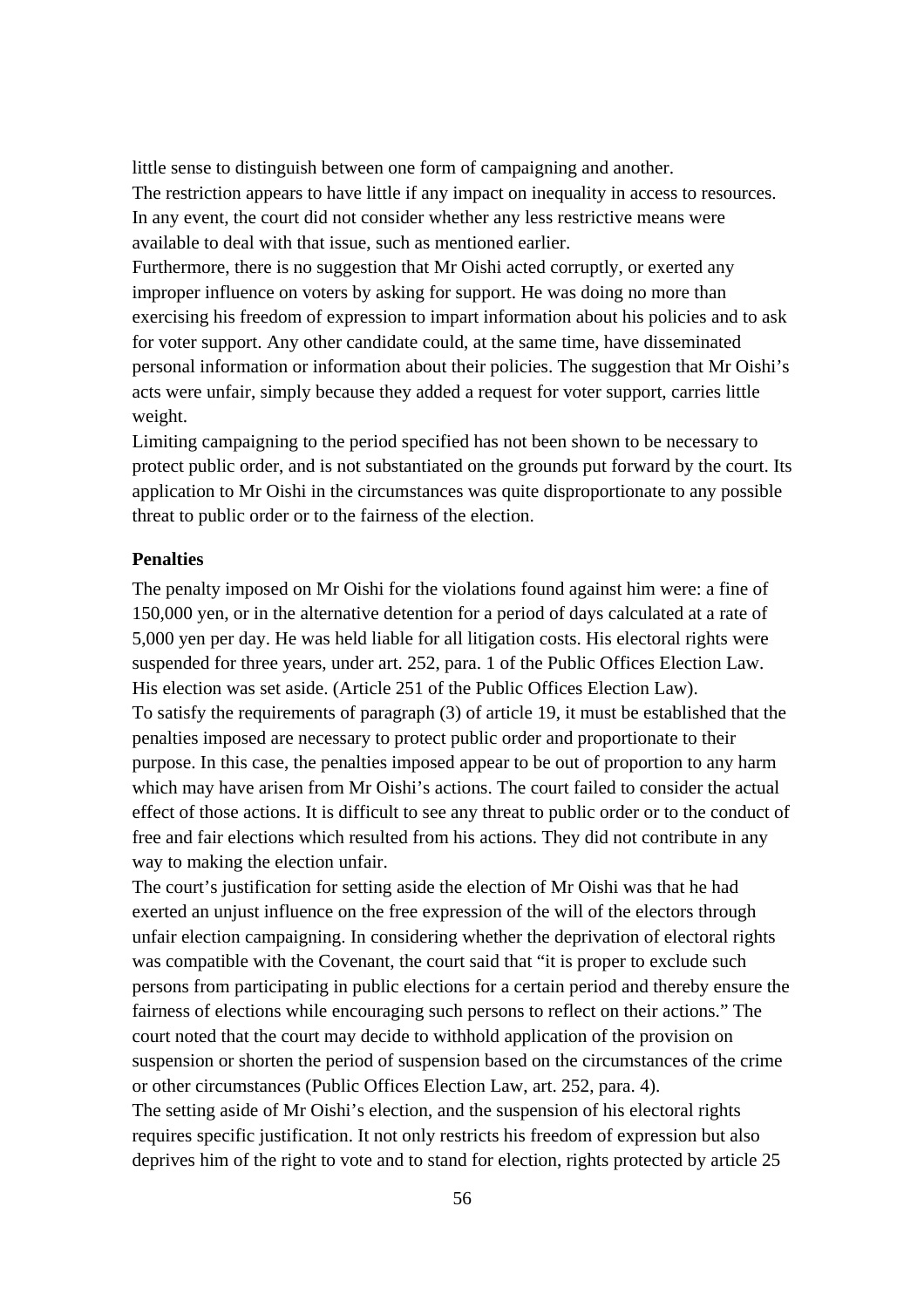little sense to distinguish between one form of campaigning and another.

The restriction appears to have little if any impact on inequality in access to resources. In any event, the court did not consider whether any less restrictive means were available to deal with that issue, such as mentioned earlier.

Furthermore, there is no suggestion that Mr Oishi acted corruptly, or exerted any improper influence on voters by asking for support. He was doing no more than exercising his freedom of expression to impart information about his policies and to ask for voter support. Any other candidate could, at the same time, have disseminated personal information or information about their policies. The suggestion that Mr Oishi's acts were unfair, simply because they added a request for voter support, carries little weight.

Limiting campaigning to the period specified has not been shown to be necessary to protect public order, and is not substantiated on the grounds put forward by the court. Its application to Mr Oishi in the circumstances was quite disproportionate to any possible threat to public order or to the fairness of the election.

**Penalties**

The penalty imposed on Mr Oishi for the violations found against him were: a fine of 150,000 yen, or in the alternative detention for a period of days calculated at a rate of 5,000 yen per day. He was held liable for all litigation costs. His electoral rights were suspended for three years, under art. 252, para. 1 of the Public Offices Election Law. His election was set aside. (Article 251 of the Public Offices Election Law).

To satisfy the requirements of paragraph (3) of article 19, it must be established that the penalties imposed are necessary to protect public order and proportionate to their purpose. In this case, the penalties imposed appear to be out of proportion to any harm which may have arisen from Mr Oishi's actions. The court failed to consider the actual effect of those actions. It is difficult to see any threat to public order or to the conduct of free and fair elections which resulted from his actions. They did not contribute in any way to making the election unfair.

The court's justification for setting aside the election of Mr Oishi was that he had exerted an unjust influence on the free expression of the will of the electors through unfair election campaigning. In considering whether the deprivation of electoral rights was compatible with the Covenant, the court said that "it is proper to exclude such persons from participating in public elections for a certain period and thereby ensure the fairness of elections while encouraging such persons to reflect on their actions." The court noted that the court may decide to withhold application of the provision on suspension or shorten the period of suspension based on the circumstances of the crime or other circumstances (Public Offices Election Law, art. 252, para. 4).

The setting aside of Mr Oishi's election, and the suspension of his electoral rights requires specific justification. It not only restricts his freedom of expression but also deprives him of the right to vote and to stand for election, rights protected by article 25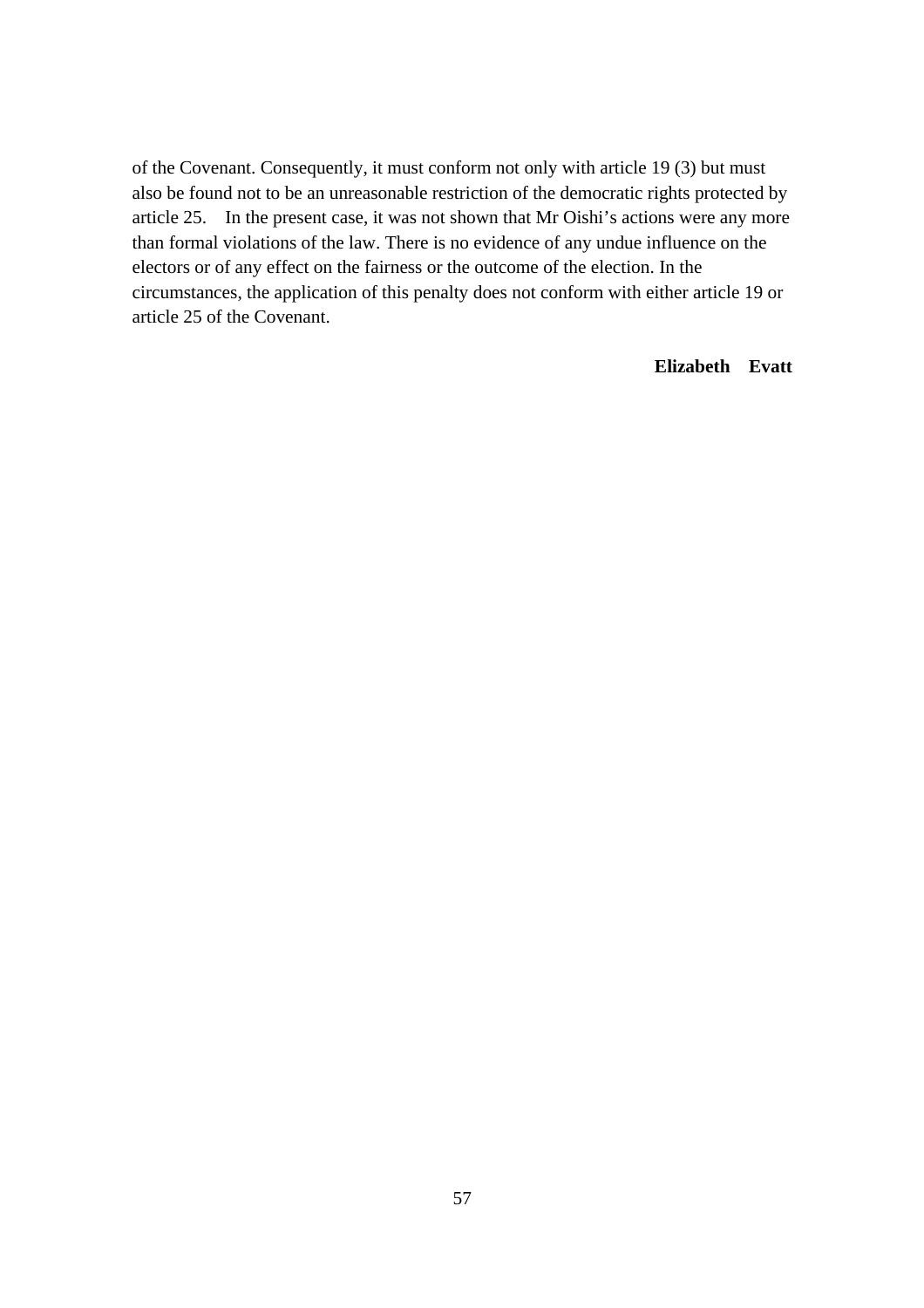of the Covenant. Consequently, it must conform not only with article 19 (3) but must also be found not to be an unreasonable restriction of the democratic rights protected by article 25. In the present case, it was not shown that Mr Oishi's actions were any more than formal violations of the law. There is no evidence of any undue influence on the electors or of any effect on the fairness or the outcome of the election. In the circumstances, the application of this penalty does not conform with either article 19 or article 25 of the Covenant.

**Elizabeth Evatt**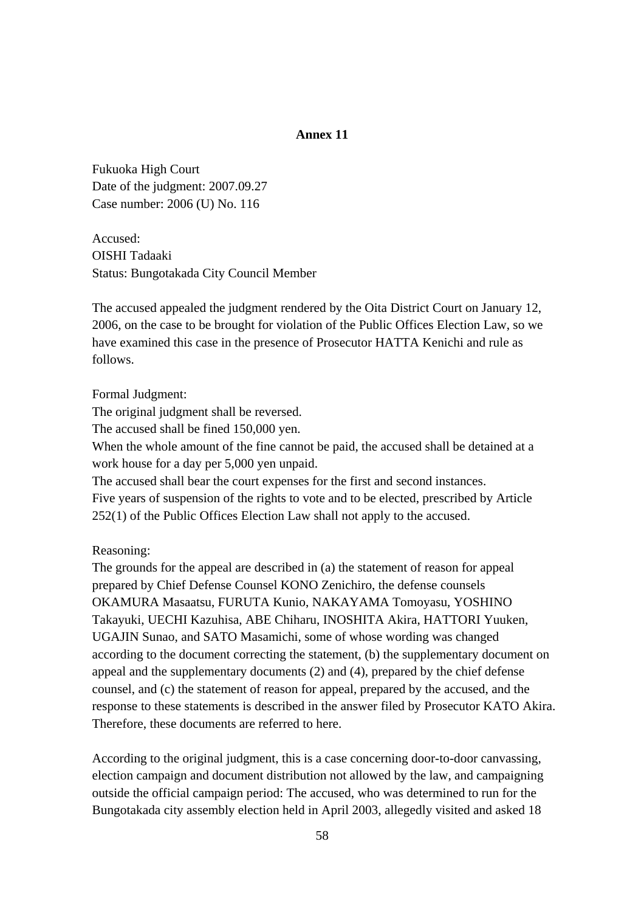**Annex 11**

Fukuoka High Court
Date of the judgment: 2007.09.27
Case number: 2006 (U) No. 116

Accused:
OISHI Tadaaki
Status: Bungotakada City Council Member

The accused appealed the judgment rendered by the Oita District Court on January 12, 2006, on the case to be brought for violation of the Public Offices Election Law, so we have examined this case in the presence of Prosecutor HATTA Kenichi and rule as follows.

Formal Judgment:
The original judgment shall be reversed.
The accused shall be fined 150,000 yen.
When the whole amount of the fine cannot be paid, the accused shall be detained at a work house for a day per 5,000 yen unpaid.
The accused shall bear the court expenses for the first and second instances.
Five years of suspension of the rights to vote and to be elected, prescribed by Article 252(1) of the Public Offices Election Law shall not apply to the accused.

Reasoning:
The grounds for the appeal are described in (a) the statement of reason for appeal prepared by Chief Defense Counsel KONO Zenichiro, the defense counsels OKAMURA Masaatsu, FURUTA Kunio, NAKAYAMA Tomoyasu, YOSHINO Takayuki, UECHI Kazuhisa, ABE Chiharu, INOSHITA Akira, HATTORI Yuuken, UGAJIN Sunao, and SATO Masamichi, some of whose wording was changed according to the document correcting the statement, (b) the supplementary document on appeal and the supplementary documents (2) and (4), prepared by the chief defense counsel, and (c) the statement of reason for appeal, prepared by the accused, and the response to these statements is described in the answer filed by Prosecutor KATO Akira. Therefore, these documents are referred to here.

According to the original judgment, this is a case concerning door-to-door canvassing, election campaign and document distribution not allowed by the law, and campaigning outside the official campaign period: The accused, who was determined to run for the Bungotakada city assembly election held in April 2003, allegedly visited and asked 18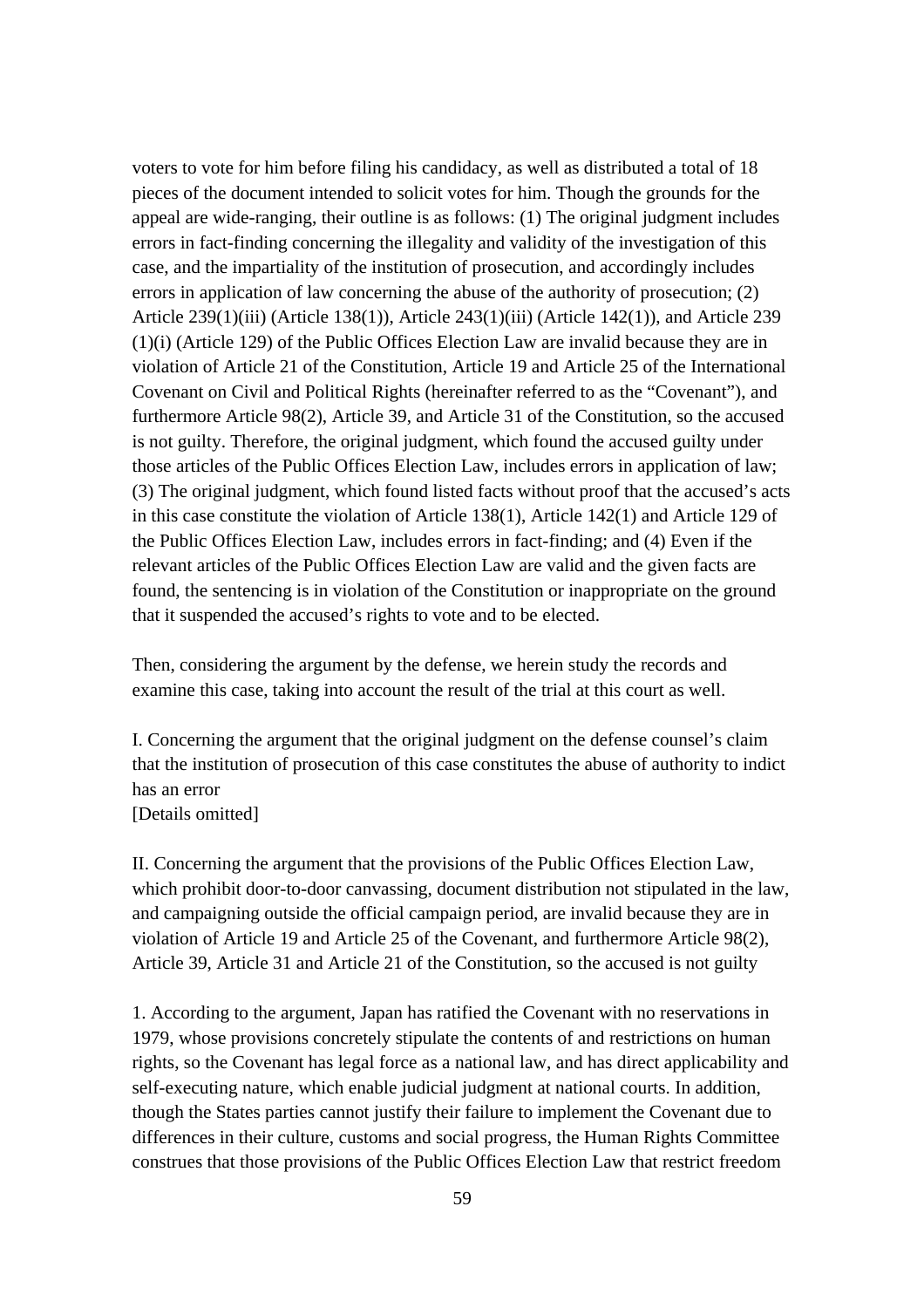voters to vote for him before filing his candidacy, as well as distributed a total of 18 pieces of the document intended to solicit votes for him. Though the grounds for the appeal are wide-ranging, their outline is as follows: (1) The original judgment includes errors in fact-finding concerning the illegality and validity of the investigation of this case, and the impartiality of the institution of prosecution, and accordingly includes errors in application of law concerning the abuse of the authority of prosecution; (2) Article 239(1)(iii) (Article 138(1)), Article 243(1)(iii) (Article 142(1)), and Article 239 (1)(i) (Article 129) of the Public Offices Election Law are invalid because they are in violation of Article 21 of the Constitution, Article 19 and Article 25 of the International Covenant on Civil and Political Rights (hereinafter referred to as the "Covenant"), and furthermore Article 98(2), Article 39, and Article 31 of the Constitution, so the accused is not guilty. Therefore, the original judgment, which found the accused guilty under those articles of the Public Offices Election Law, includes errors in application of law; (3) The original judgment, which found listed facts without proof that the accused's acts in this case constitute the violation of Article 138(1), Article 142(1) and Article 129 of the Public Offices Election Law, includes errors in fact-finding; and (4) Even if the relevant articles of the Public Offices Election Law are valid and the given facts are found, the sentencing is in violation of the Constitution or inappropriate on the ground that it suspended the accused's rights to vote and to be elected.

Then, considering the argument by the defense, we herein study the records and examine this case, taking into account the result of the trial at this court as well.

I. Concerning the argument that the original judgment on the defense counsel's claim that the institution of prosecution of this case constitutes the abuse of authority to indict has an error
[Details omitted]

II. Concerning the argument that the provisions of the Public Offices Election Law, which prohibit door-to-door canvassing, document distribution not stipulated in the law, and campaigning outside the official campaign period, are invalid because they are in violation of Article 19 and Article 25 of the Covenant, and furthermore Article 98(2), Article 39, Article 31 and Article 21 of the Constitution, so the accused is not guilty

1. According to the argument, Japan has ratified the Covenant with no reservations in 1979, whose provisions concretely stipulate the contents of and restrictions on human rights, so the Covenant has legal force as a national law, and has direct applicability and self-executing nature, which enable judicial judgment at national courts. In addition, though the States parties cannot justify their failure to implement the Covenant due to differences in their culture, customs and social progress, the Human Rights Committee construes that those provisions of the Public Offices Election Law that restrict freedom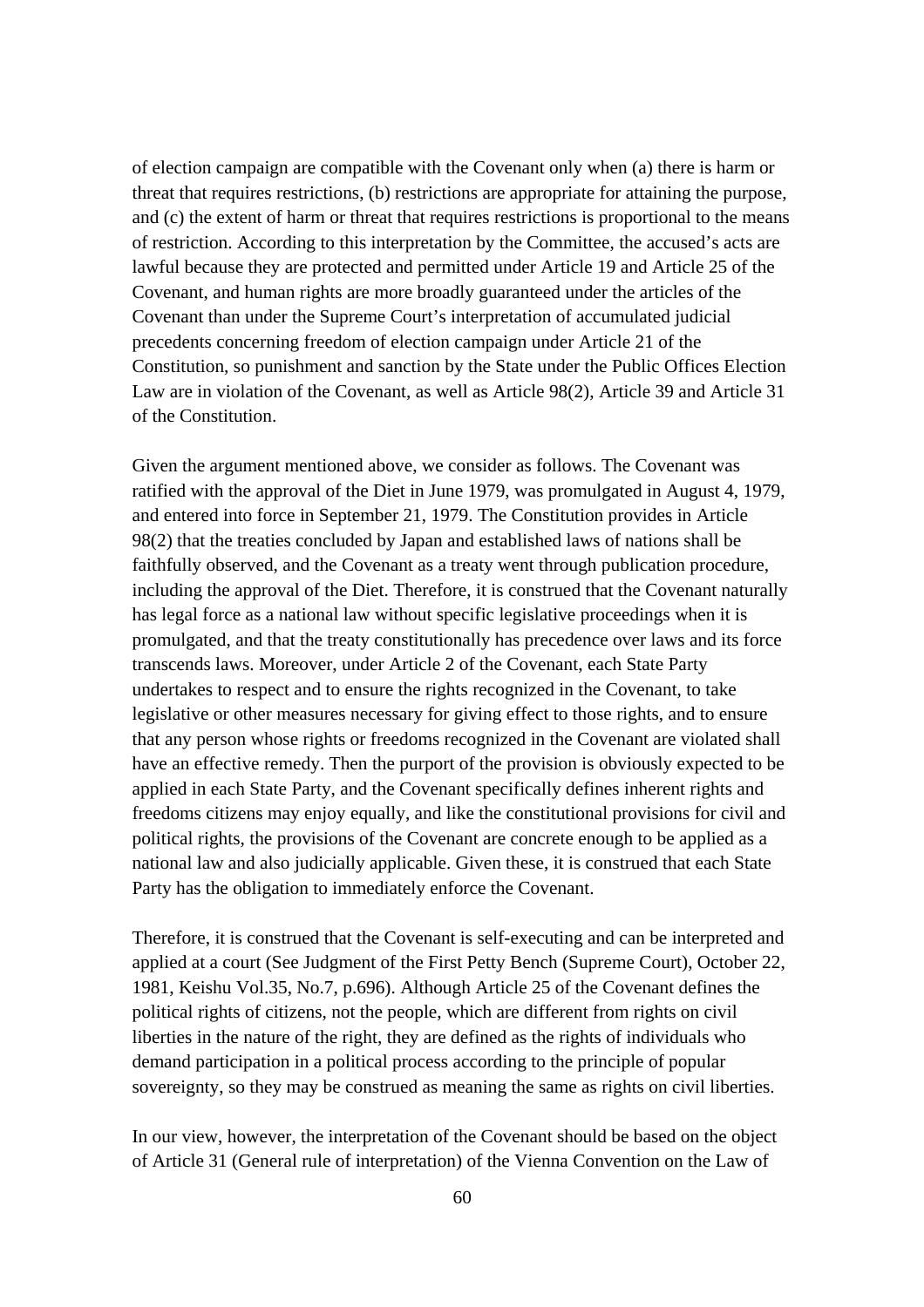of election campaign are compatible with the Covenant only when (a) there is harm or threat that requires restrictions, (b) restrictions are appropriate for attaining the purpose, and (c) the extent of harm or threat that requires restrictions is proportional to the means of restriction. According to this interpretation by the Committee, the accused's acts are lawful because they are protected and permitted under Article 19 and Article 25 of the Covenant, and human rights are more broadly guaranteed under the articles of the Covenant than under the Supreme Court's interpretation of accumulated judicial precedents concerning freedom of election campaign under Article 21 of the Constitution, so punishment and sanction by the State under the Public Offices Election Law are in violation of the Covenant, as well as Article 98(2), Article 39 and Article 31 of the Constitution.

Given the argument mentioned above, we consider as follows. The Covenant was ratified with the approval of the Diet in June 1979, was promulgated in August 4, 1979, and entered into force in September 21, 1979. The Constitution provides in Article 98(2) that the treaties concluded by Japan and established laws of nations shall be faithfully observed, and the Covenant as a treaty went through publication procedure, including the approval of the Diet. Therefore, it is construed that the Covenant naturally has legal force as a national law without specific legislative proceedings when it is promulgated, and that the treaty constitutionally has precedence over laws and its force transcends laws. Moreover, under Article 2 of the Covenant, each State Party undertakes to respect and to ensure the rights recognized in the Covenant, to take legislative or other measures necessary for giving effect to those rights, and to ensure that any person whose rights or freedoms recognized in the Covenant are violated shall have an effective remedy. Then the purport of the provision is obviously expected to be applied in each State Party, and the Covenant specifically defines inherent rights and freedoms citizens may enjoy equally, and like the constitutional provisions for civil and political rights, the provisions of the Covenant are concrete enough to be applied as a national law and also judicially applicable. Given these, it is construed that each State Party has the obligation to immediately enforce the Covenant.

Therefore, it is construed that the Covenant is self-executing and can be interpreted and applied at a court (See Judgment of the First Petty Bench (Supreme Court), October 22, 1981, Keishu Vol.35, No.7, p.696). Although Article 25 of the Covenant defines the political rights of citizens, not the people, which are different from rights on civil liberties in the nature of the right, they are defined as the rights of individuals who demand participation in a political process according to the principle of popular sovereignty, so they may be construed as meaning the same as rights on civil liberties.

In our view, however, the interpretation of the Covenant should be based on the object of Article 31 (General rule of interpretation) of the Vienna Convention on the Law of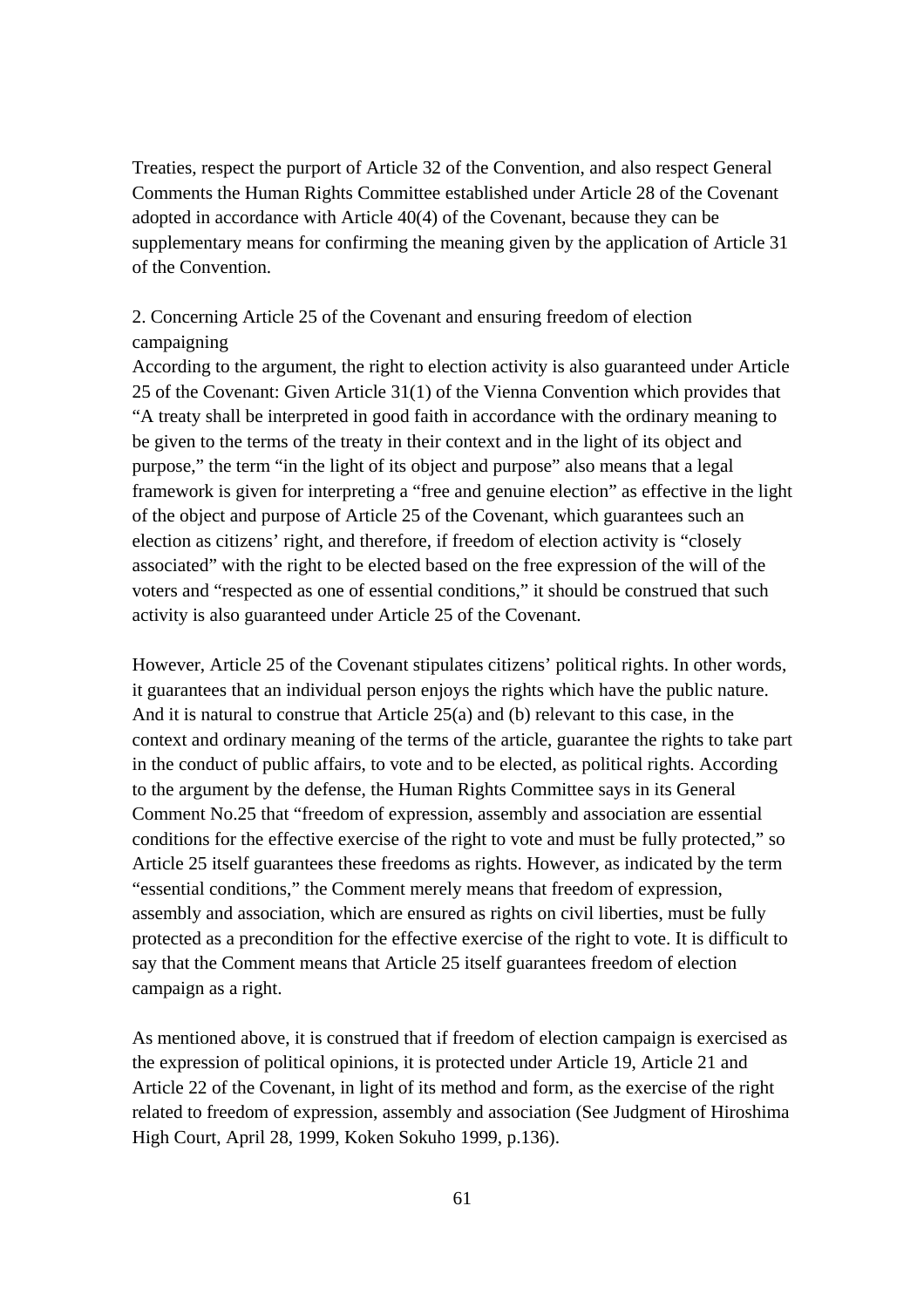Treaties, respect the purport of Article 32 of the Convention, and also respect General Comments the Human Rights Committee established under Article 28 of the Covenant adopted in accordance with Article 40(4) of the Covenant, because they can be supplementary means for confirming the meaning given by the application of Article 31 of the Convention.

2. Concerning Article 25 of the Covenant and ensuring freedom of election campaigning

According to the argument, the right to election activity is also guaranteed under Article 25 of the Covenant: Given Article 31(1) of the Vienna Convention which provides that "A treaty shall be interpreted in good faith in accordance with the ordinary meaning to be given to the terms of the treaty in their context and in the light of its object and purpose," the term "in the light of its object and purpose" also means that a legal framework is given for interpreting a "free and genuine election" as effective in the light of the object and purpose of Article 25 of the Covenant, which guarantees such an election as citizens' right, and therefore, if freedom of election activity is "closely associated" with the right to be elected based on the free expression of the will of the voters and "respected as one of essential conditions," it should be construed that such activity is also guaranteed under Article 25 of the Covenant.

However, Article 25 of the Covenant stipulates citizens' political rights. In other words, it guarantees that an individual person enjoys the rights which have the public nature. And it is natural to construe that Article 25(a) and (b) relevant to this case, in the context and ordinary meaning of the terms of the article, guarantee the rights to take part in the conduct of public affairs, to vote and to be elected, as political rights. According to the argument by the defense, the Human Rights Committee says in its General Comment No.25 that "freedom of expression, assembly and association are essential conditions for the effective exercise of the right to vote and must be fully protected," so Article 25 itself guarantees these freedoms as rights. However, as indicated by the term "essential conditions," the Comment merely means that freedom of expression, assembly and association, which are ensured as rights on civil liberties, must be fully protected as a precondition for the effective exercise of the right to vote. It is difficult to say that the Comment means that Article 25 itself guarantees freedom of election campaign as a right.

As mentioned above, it is construed that if freedom of election campaign is exercised as the expression of political opinions, it is protected under Article 19, Article 21 and Article 22 of the Covenant, in light of its method and form, as the exercise of the right related to freedom of expression, assembly and association (See Judgment of Hiroshima High Court, April 28, 1999, Koken Sokuho 1999, p.136).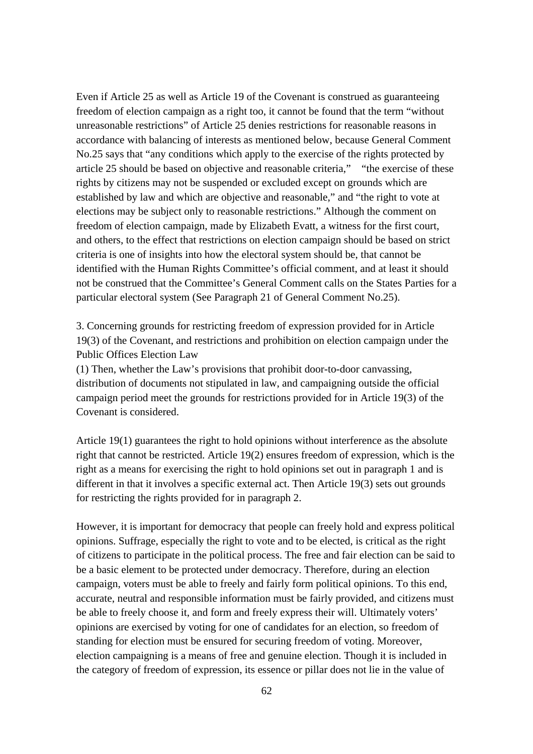Even if Article 25 as well as Article 19 of the Covenant is construed as guaranteeing freedom of election campaign as a right too, it cannot be found that the term "without unreasonable restrictions" of Article 25 denies restrictions for reasonable reasons in accordance with balancing of interests as mentioned below, because General Comment No.25 says that "any conditions which apply to the exercise of the rights protected by article 25 should be based on objective and reasonable criteria," "the exercise of these rights by citizens may not be suspended or excluded except on grounds which are established by law and which are objective and reasonable," and "the right to vote at elections may be subject only to reasonable restrictions." Although the comment on freedom of election campaign, made by Elizabeth Evatt, a witness for the first court, and others, to the effect that restrictions on election campaign should be based on strict criteria is one of insights into how the electoral system should be, that cannot be identified with the Human Rights Committee's official comment, and at least it should not be construed that the Committee's General Comment calls on the States Parties for a particular electoral system (See Paragraph 21 of General Comment No.25).

3. Concerning grounds for restricting freedom of expression provided for in Article 19(3) of the Covenant, and restrictions and prohibition on election campaign under the Public Offices Election Law

(1) Then, whether the Law's provisions that prohibit door-to-door canvassing, distribution of documents not stipulated in law, and campaigning outside the official campaign period meet the grounds for restrictions provided for in Article 19(3) of the Covenant is considered.

Article 19(1) guarantees the right to hold opinions without interference as the absolute right that cannot be restricted. Article 19(2) ensures freedom of expression, which is the right as a means for exercising the right to hold opinions set out in paragraph 1 and is different in that it involves a specific external act. Then Article 19(3) sets out grounds for restricting the rights provided for in paragraph 2.

However, it is important for democracy that people can freely hold and express political opinions. Suffrage, especially the right to vote and to be elected, is critical as the right of citizens to participate in the political process. The free and fair election can be said to be a basic element to be protected under democracy. Therefore, during an election campaign, voters must be able to freely and fairly form political opinions. To this end, accurate, neutral and responsible information must be fairly provided, and citizens must be able to freely choose it, and form and freely express their will. Ultimately voters' opinions are exercised by voting for one of candidates for an election, so freedom of standing for election must be ensured for securing freedom of voting. Moreover, election campaigning is a means of free and genuine election. Though it is included in the category of freedom of expression, its essence or pillar does not lie in the value of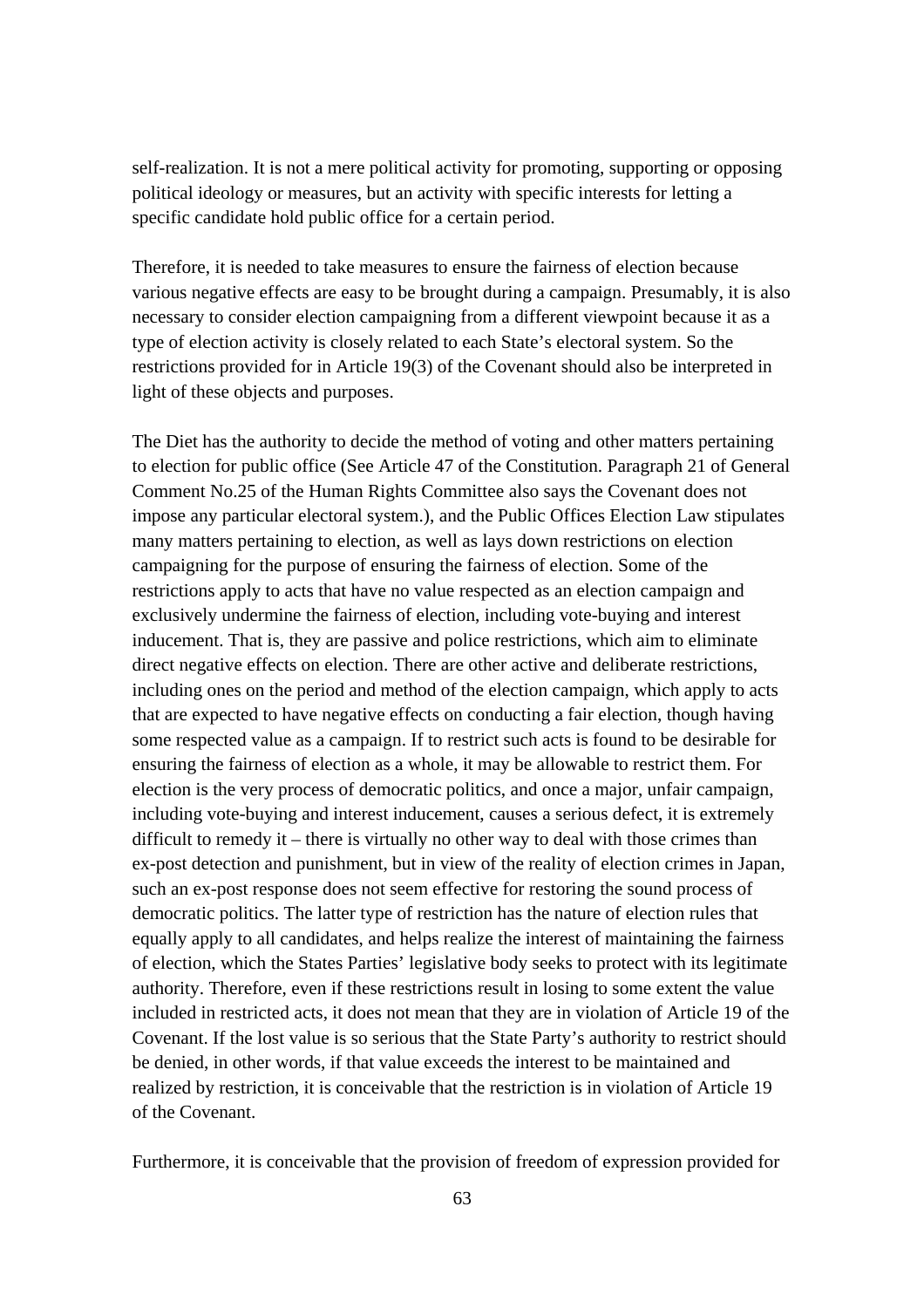self-realization. It is not a mere political activity for promoting, supporting or opposing political ideology or measures, but an activity with specific interests for letting a specific candidate hold public office for a certain period.

Therefore, it is needed to take measures to ensure the fairness of election because various negative effects are easy to be brought during a campaign. Presumably, it is also necessary to consider election campaigning from a different viewpoint because it as a type of election activity is closely related to each State's electoral system. So the restrictions provided for in Article 19(3) of the Covenant should also be interpreted in light of these objects and purposes.

The Diet has the authority to decide the method of voting and other matters pertaining to election for public office (See Article 47 of the Constitution. Paragraph 21 of General Comment No.25 of the Human Rights Committee also says the Covenant does not impose any particular electoral system.), and the Public Offices Election Law stipulates many matters pertaining to election, as well as lays down restrictions on election campaigning for the purpose of ensuring the fairness of election. Some of the restrictions apply to acts that have no value respected as an election campaign and exclusively undermine the fairness of election, including vote-buying and interest inducement. That is, they are passive and police restrictions, which aim to eliminate direct negative effects on election. There are other active and deliberate restrictions, including ones on the period and method of the election campaign, which apply to acts that are expected to have negative effects on conducting a fair election, though having some respected value as a campaign. If to restrict such acts is found to be desirable for ensuring the fairness of election as a whole, it may be allowable to restrict them. For election is the very process of democratic politics, and once a major, unfair campaign, including vote-buying and interest inducement, causes a serious defect, it is extremely difficult to remedy it – there is virtually no other way to deal with those crimes than ex-post detection and punishment, but in view of the reality of election crimes in Japan, such an ex-post response does not seem effective for restoring the sound process of democratic politics. The latter type of restriction has the nature of election rules that equally apply to all candidates, and helps realize the interest of maintaining the fairness of election, which the States Parties' legislative body seeks to protect with its legitimate authority. Therefore, even if these restrictions result in losing to some extent the value included in restricted acts, it does not mean that they are in violation of Article 19 of the Covenant. If the lost value is so serious that the State Party's authority to restrict should be denied, in other words, if that value exceeds the interest to be maintained and realized by restriction, it is conceivable that the restriction is in violation of Article 19 of the Covenant.

Furthermore, it is conceivable that the provision of freedom of expression provided for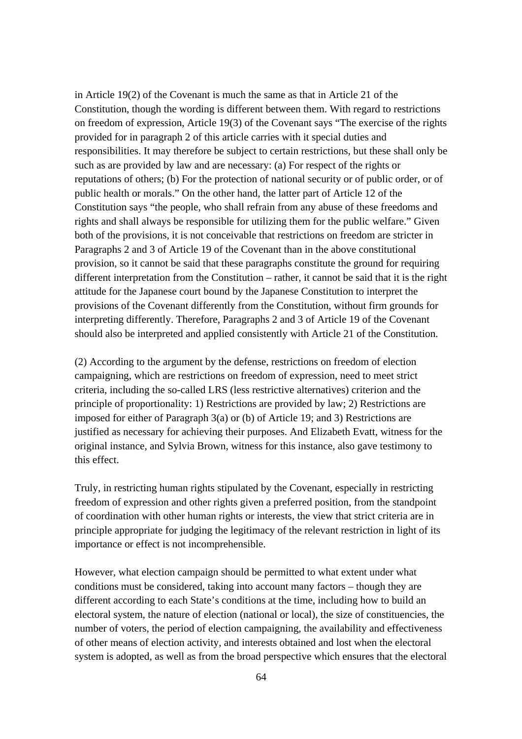in Article 19(2) of the Covenant is much the same as that in Article 21 of the Constitution, though the wording is different between them. With regard to restrictions on freedom of expression, Article 19(3) of the Covenant says "The exercise of the rights provided for in paragraph 2 of this article carries with it special duties and responsibilities. It may therefore be subject to certain restrictions, but these shall only be such as are provided by law and are necessary: (a) For respect of the rights or reputations of others; (b) For the protection of national security or of public order, or of public health or morals." On the other hand, the latter part of Article 12 of the Constitution says "the people, who shall refrain from any abuse of these freedoms and rights and shall always be responsible for utilizing them for the public welfare." Given both of the provisions, it is not conceivable that restrictions on freedom are stricter in Paragraphs 2 and 3 of Article 19 of the Covenant than in the above constitutional provision, so it cannot be said that these paragraphs constitute the ground for requiring different interpretation from the Constitution – rather, it cannot be said that it is the right attitude for the Japanese court bound by the Japanese Constitution to interpret the provisions of the Covenant differently from the Constitution, without firm grounds for interpreting differently. Therefore, Paragraphs 2 and 3 of Article 19 of the Covenant should also be interpreted and applied consistently with Article 21 of the Constitution.

(2) According to the argument by the defense, restrictions on freedom of election campaigning, which are restrictions on freedom of expression, need to meet strict criteria, including the so-called LRS (less restrictive alternatives) criterion and the principle of proportionality: 1) Restrictions are provided by law; 2) Restrictions are imposed for either of Paragraph 3(a) or (b) of Article 19; and 3) Restrictions are justified as necessary for achieving their purposes. And Elizabeth Evatt, witness for the original instance, and Sylvia Brown, witness for this instance, also gave testimony to this effect.

Truly, in restricting human rights stipulated by the Covenant, especially in restricting freedom of expression and other rights given a preferred position, from the standpoint of coordination with other human rights or interests, the view that strict criteria are in principle appropriate for judging the legitimacy of the relevant restriction in light of its importance or effect is not incomprehensible.

However, what election campaign should be permitted to what extent under what conditions must be considered, taking into account many factors – though they are different according to each State's conditions at the time, including how to build an electoral system, the nature of election (national or local), the size of constituencies, the number of voters, the period of election campaigning, the availability and effectiveness of other means of election activity, and interests obtained and lost when the electoral system is adopted, as well as from the broad perspective which ensures that the electoral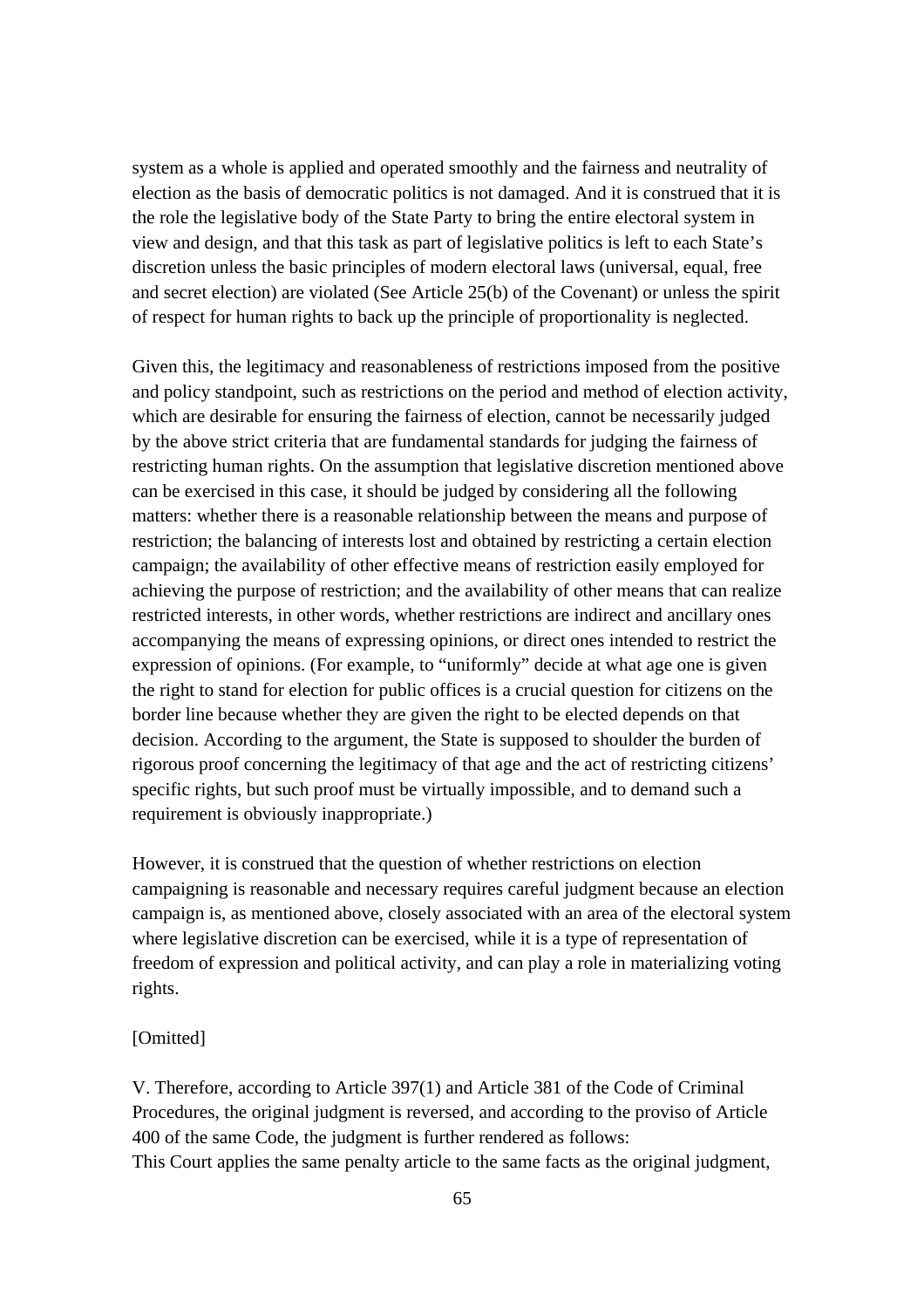system as a whole is applied and operated smoothly and the fairness and neutrality of election as the basis of democratic politics is not damaged. And it is construed that it is the role the legislative body of the State Party to bring the entire electoral system in view and design, and that this task as part of legislative politics is left to each State's discretion unless the basic principles of modern electoral laws (universal, equal, free and secret election) are violated (See Article 25(b) of the Covenant) or unless the spirit of respect for human rights to back up the principle of proportionality is neglected.

Given this, the legitimacy and reasonableness of restrictions imposed from the positive and policy standpoint, such as restrictions on the period and method of election activity, which are desirable for ensuring the fairness of election, cannot be necessarily judged by the above strict criteria that are fundamental standards for judging the fairness of restricting human rights. On the assumption that legislative discretion mentioned above can be exercised in this case, it should be judged by considering all the following matters: whether there is a reasonable relationship between the means and purpose of restriction; the balancing of interests lost and obtained by restricting a certain election campaign; the availability of other effective means of restriction easily employed for achieving the purpose of restriction; and the availability of other means that can realize restricted interests, in other words, whether restrictions are indirect and ancillary ones accompanying the means of expressing opinions, or direct ones intended to restrict the expression of opinions. (For example, to "uniformly" decide at what age one is given the right to stand for election for public offices is a crucial question for citizens on the border line because whether they are given the right to be elected depends on that decision. According to the argument, the State is supposed to shoulder the burden of rigorous proof concerning the legitimacy of that age and the act of restricting citizens' specific rights, but such proof must be virtually impossible, and to demand such a requirement is obviously inappropriate.)

However, it is construed that the question of whether restrictions on election campaigning is reasonable and necessary requires careful judgment because an election campaign is, as mentioned above, closely associated with an area of the electoral system where legislative discretion can be exercised, while it is a type of representation of freedom of expression and political activity, and can play a role in materializing voting rights.

[Omitted]

V. Therefore, according to Article 397(1) and Article 381 of the Code of Criminal Procedures, the original judgment is reversed, and according to the proviso of Article 400 of the same Code, the judgment is further rendered as follows:
This Court applies the same penalty article to the same facts as the original judgment,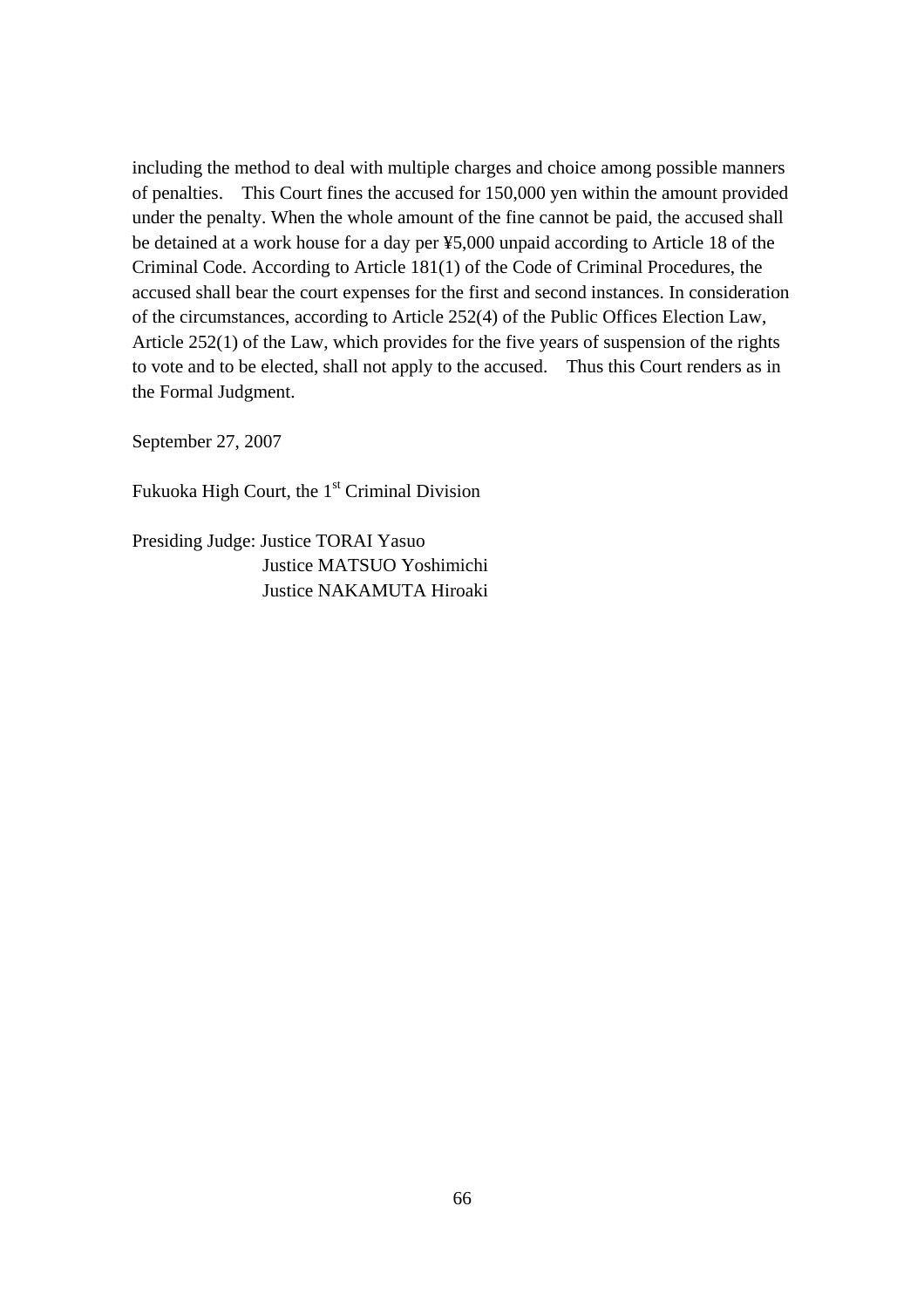including the method to deal with multiple charges and choice among possible manners of penalties. This Court fines the accused for 150,000 yen within the amount provided under the penalty. When the whole amount of the fine cannot be paid, the accused shall be detained at a work house for a day per ¥5,000 unpaid according to Article 18 of the Criminal Code. According to Article 181(1) of the Code of Criminal Procedures, the accused shall bear the court expenses for the first and second instances. In consideration of the circumstances, according to Article 252(4) of the Public Offices Election Law, Article 252(1) of the Law, which provides for the five years of suspension of the rights to vote and to be elected, shall not apply to the accused. Thus this Court renders as in the Formal Judgment.

September 27, 2007

Fukuoka High Court, the 1st Criminal Division

Presiding Judge: Justice TORAI Yasuo
Justice MATSUO Yoshimichi
Justice NAKAMUTA Hiroaki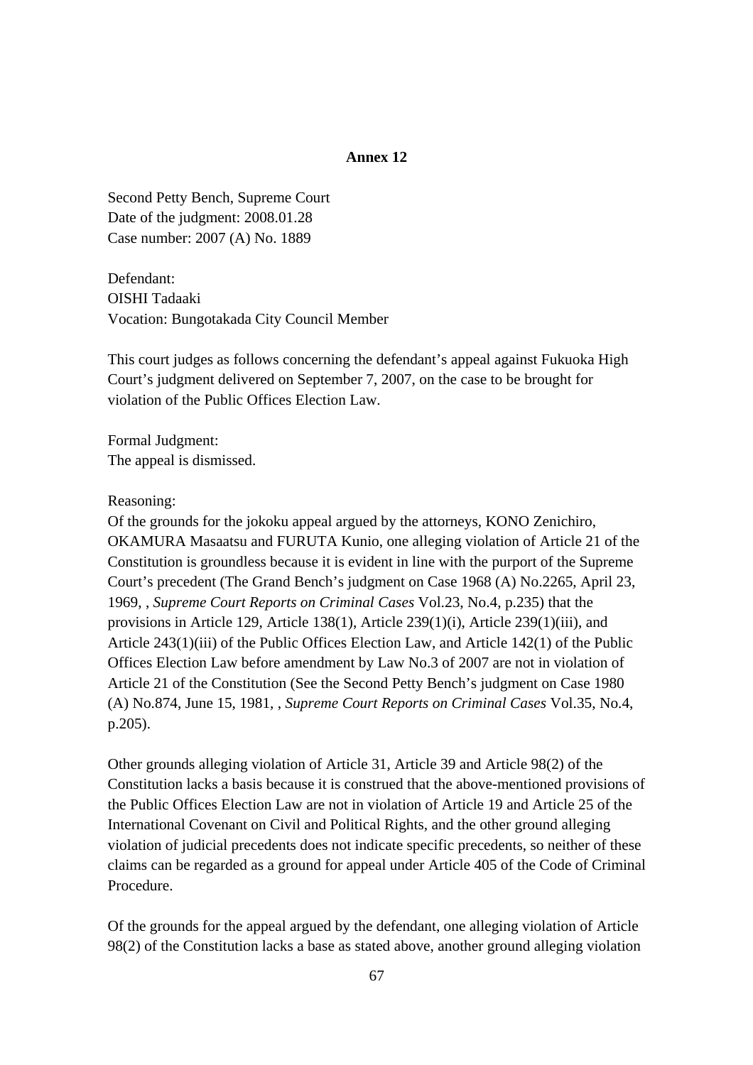**Annex 12**

Second Petty Bench, Supreme Court
Date of the judgment: 2008.01.28
Case number: 2007 (A) No. 1889

Defendant:
OISHI Tadaaki
Vocation: Bungotakada City Council Member

This court judges as follows concerning the defendant's appeal against Fukuoka High Court's judgment delivered on September 7, 2007, on the case to be brought for violation of the Public Offices Election Law.

Formal Judgment:
The appeal is dismissed.

Reasoning:
Of the grounds for the jokoku appeal argued by the attorneys, KONO Zenichiro, OKAMURA Masaatsu and FURUTA Kunio, one alleging violation of Article 21 of the Constitution is groundless because it is evident in line with the purport of the Supreme Court's precedent (The Grand Bench's judgment on Case 1968 (A) No.2265, April 23, 1969, , *Supreme Court Reports on Criminal Cases* Vol.23, No.4, p.235) that the provisions in Article 129, Article 138(1), Article 239(1)(i), Article 239(1)(iii), and Article 243(1)(iii) of the Public Offices Election Law, and Article 142(1) of the Public Offices Election Law before amendment by Law No.3 of 2007 are not in violation of Article 21 of the Constitution (See the Second Petty Bench's judgment on Case 1980 (A) No.874, June 15, 1981, , *Supreme Court Reports on Criminal Cases* Vol.35, No.4, p.205).

Other grounds alleging violation of Article 31, Article 39 and Article 98(2) of the Constitution lacks a basis because it is construed that the above-mentioned provisions of the Public Offices Election Law are not in violation of Article 19 and Article 25 of the International Covenant on Civil and Political Rights, and the other ground alleging violation of judicial precedents does not indicate specific precedents, so neither of these claims can be regarded as a ground for appeal under Article 405 of the Code of Criminal Procedure.

Of the grounds for the appeal argued by the defendant, one alleging violation of Article 98(2) of the Constitution lacks a base as stated above, another ground alleging violation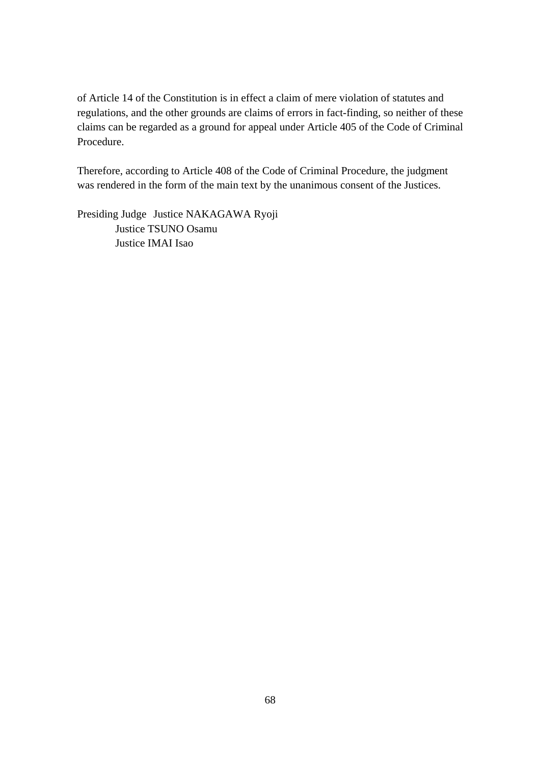of Article 14 of the Constitution is in effect a claim of mere violation of statutes and regulations, and the other grounds are claims of errors in fact-finding, so neither of these claims can be regarded as a ground for appeal under Article 405 of the Code of Criminal Procedure.

Therefore, according to Article 408 of the Code of Criminal Procedure, the judgment was rendered in the form of the main text by the unanimous consent of the Justices.

Presiding Judge Justice NAKAGAWA Ryoji
Justice TSUNO Osamu
Justice IMAI Isao